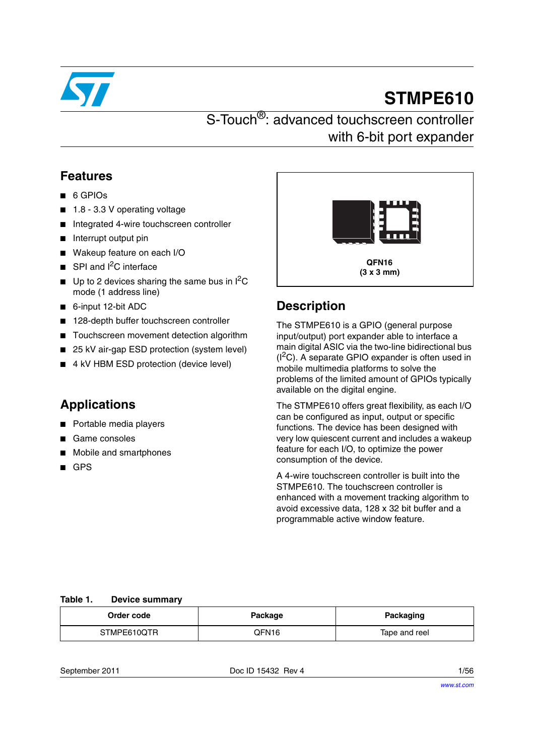# STMPE610

## S-Touch®: advanced touchscreen controller with 6-bit port expander

## Features

- 6 GPIOs
- 1.8 - 3.3 V operating voltage
- Integrated 4-wire touchscreen controller
- Interrupt output pin
- Wakeup feature on each I/O
- SPI and $I^2C$ interface
- Up to 2 devices sharing the same bus in $I^2C$ mode (1 address line)
- 6-input 12-bit ADC
- 128-depth buffer touchscreen controller
- Touchscreen movement detection algorithm
- 25 kV air-gap ESD protection (system level)
- 4 kV HBM ESD protection (device level)

## Applications

- Portable media players
- Game consoles
- Mobile and smartphones
- GPS

**QFN16**
**(3 x 3 mm)**

## Description

The STMPE610 is a GPIO (general purpose input/output) port expander able to interface a main digital ASIC via the two-line bidirectional bus ($I^2C$). A separate GPIO expander is often used in mobile multimedia platforms to solve the problems of the limited amount of GPIOs typically available on the digital engine.

The STMPE610 offers great flexibility, as each I/O can be configured as input, output or specific functions. The device has been designed with very low quiescent current and includes a wakeup feature for each I/O, to optimize the power consumption of the device.

A 4-wire touchscreen controller is built into the STMPE610. The touchscreen controller is enhanced with a movement tracking algorithm to avoid excessive data, 128 x 32 bit buffer and a programmable active window feature.

**Table 1. Device summary**

| Order code | Package | Packaging |
|---|---|---|
| STMPE610QTR | QFN16 | Tape and reel |

September 2011 Doc ID 15432 Rev 4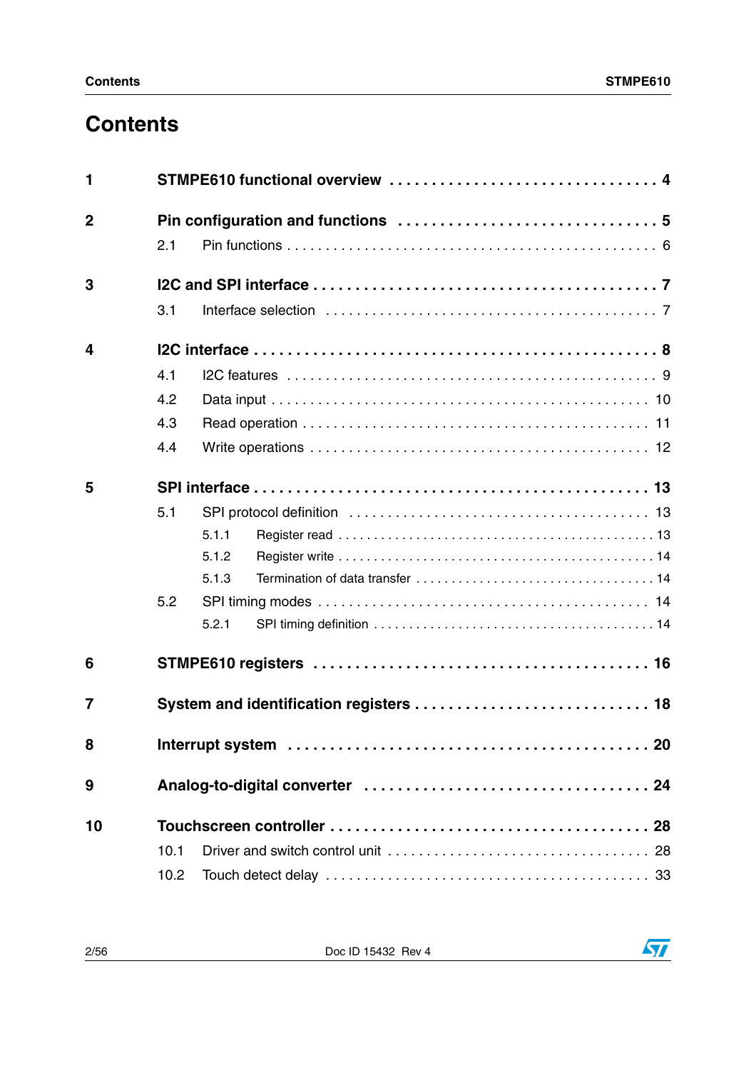# Contents

**1 STMPE610 functional overview . . . . . . . . . . . . . . . . . . . . . . . . . . . . . . . 4**

**2 Pin configuration and functions . . . . . . . . . . . . . . . . . . . . . . . . . . . . . . 5**

2.1 Pin functions . . . . . . . . . . . . . . . . . . . . . . . . . . . . . . . . . . . . . . . . . . . . . 6

**3 I2C and SPI interface . . . . . . . . . . . . . . . . . . . . . . . . . . . . . . . . . . . . . . . 7**

3.1 Interface selection . . . . . . . . . . . . . . . . . . . . . . . . . . . . . . . . . . . . . . . . . 7

**4 I2C interface . . . . . . . . . . . . . . . . . . . . . . . . . . . . . . . . . . . . . . . . . . . . . . 8**

4.1 I2C features . . . . . . . . . . . . . . . . . . . . . . . . . . . . . . . . . . . . . . . . . . . . . 9

4.2 Data input . . . . . . . . . . . . . . . . . . . . . . . . . . . . . . . . . . . . . . . . . . . . . . 10

4.3 Read operation . . . . . . . . . . . . . . . . . . . . . . . . . . . . . . . . . . . . . . . . . . . 11

4.4 Write operations . . . . . . . . . . . . . . . . . . . . . . . . . . . . . . . . . . . . . . . . . . 12

**5 SPI interface . . . . . . . . . . . . . . . . . . . . . . . . . . . . . . . . . . . . . . . . . . . . . 13**

5.1 SPI protocol definition . . . . . . . . . . . . . . . . . . . . . . . . . . . . . . . . . . . . . 13

5.1.1 Register read . . . . . . . . . . . . . . . . . . . . . . . . . . . . . . . . . . . . . . . . . . . 13

5.1.2 Register write . . . . . . . . . . . . . . . . . . . . . . . . . . . . . . . . . . . . . . . . . . . 14

5.1.3 Termination of data transfer . . . . . . . . . . . . . . . . . . . . . . . . . . . . . . . . 14

5.2 SPI timing modes . . . . . . . . . . . . . . . . . . . . . . . . . . . . . . . . . . . . . . . . . 14

5.2.1 SPI timing definition . . . . . . . . . . . . . . . . . . . . . . . . . . . . . . . . . . . . . . 14

**6 STMPE610 registers . . . . . . . . . . . . . . . . . . . . . . . . . . . . . . . . . . . . . . . 16**

**7 System and identification registers . . . . . . . . . . . . . . . . . . . . . . . . . . . 18**

**8 Interrupt system . . . . . . . . . . . . . . . . . . . . . . . . . . . . . . . . . . . . . . . . . . 20**

**9 Analog-to-digital converter . . . . . . . . . . . . . . . . . . . . . . . . . . . . . . . . . 24**

**10 Touchscreen controller . . . . . . . . . . . . . . . . . . . . . . . . . . . . . . . . . . . . 28**

10.1 Driver and switch control unit . . . . . . . . . . . . . . . . . . . . . . . . . . . . . . . . 28

10.2 Touch detect delay . . . . . . . . . . . . . . . . . . . . . . . . . . . . . . . . . . . . . . . . 33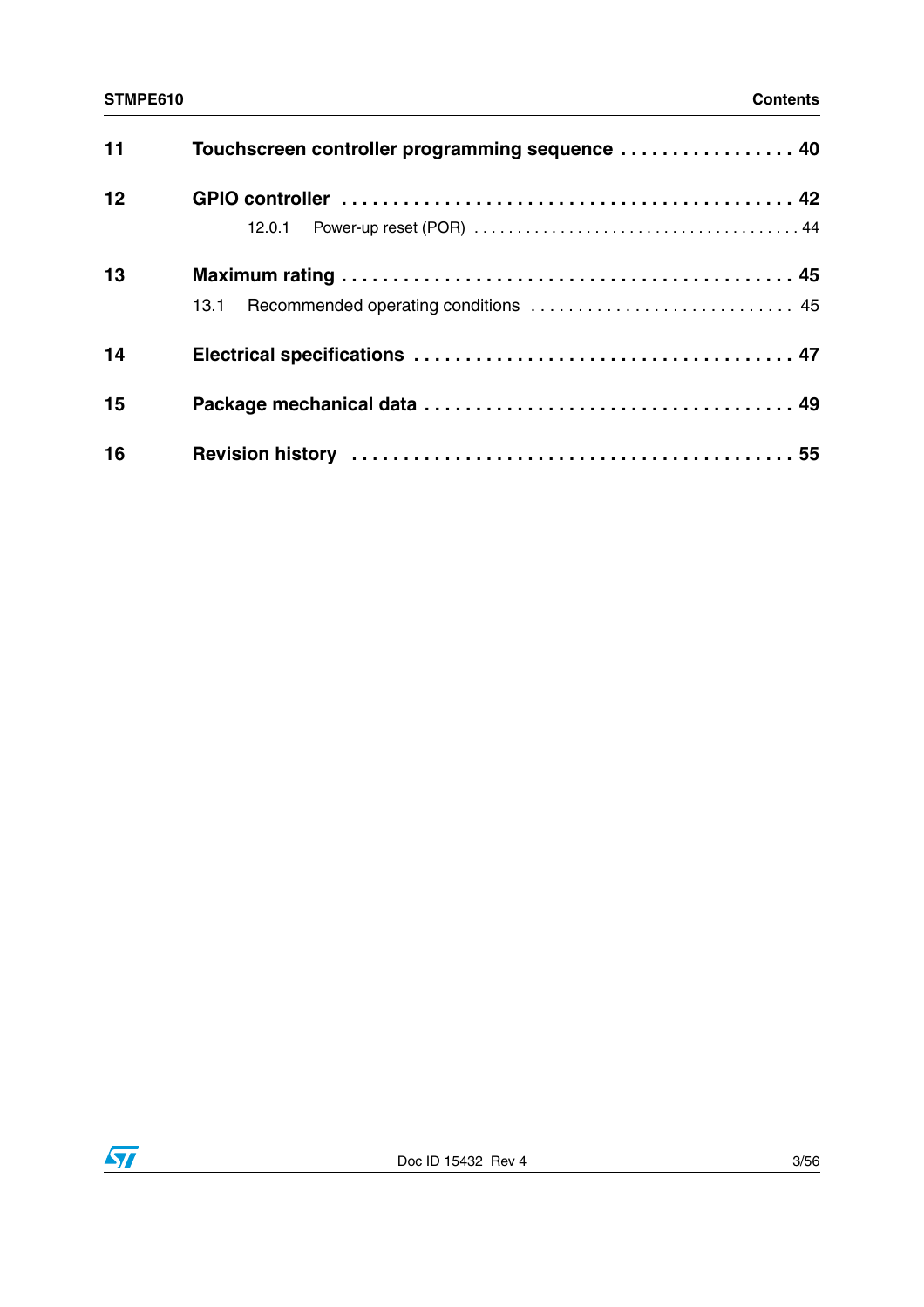| | | |
|---|---|---|
| **11** | **Touchscreen controller programming sequence** | **40** |
| **12** | **GPIO controller** | **42** |
| | 12.0.1 Power-up reset (POR) | 44 |
| **13** | **Maximum rating** | **45** |
| | 13.1 Recommended operating conditions | 45 |
| **14** | **Electrical specifications** | **47** |
| **15** | **Package mechanical data** | **49** |
| **16** | **Revision history** | **55** |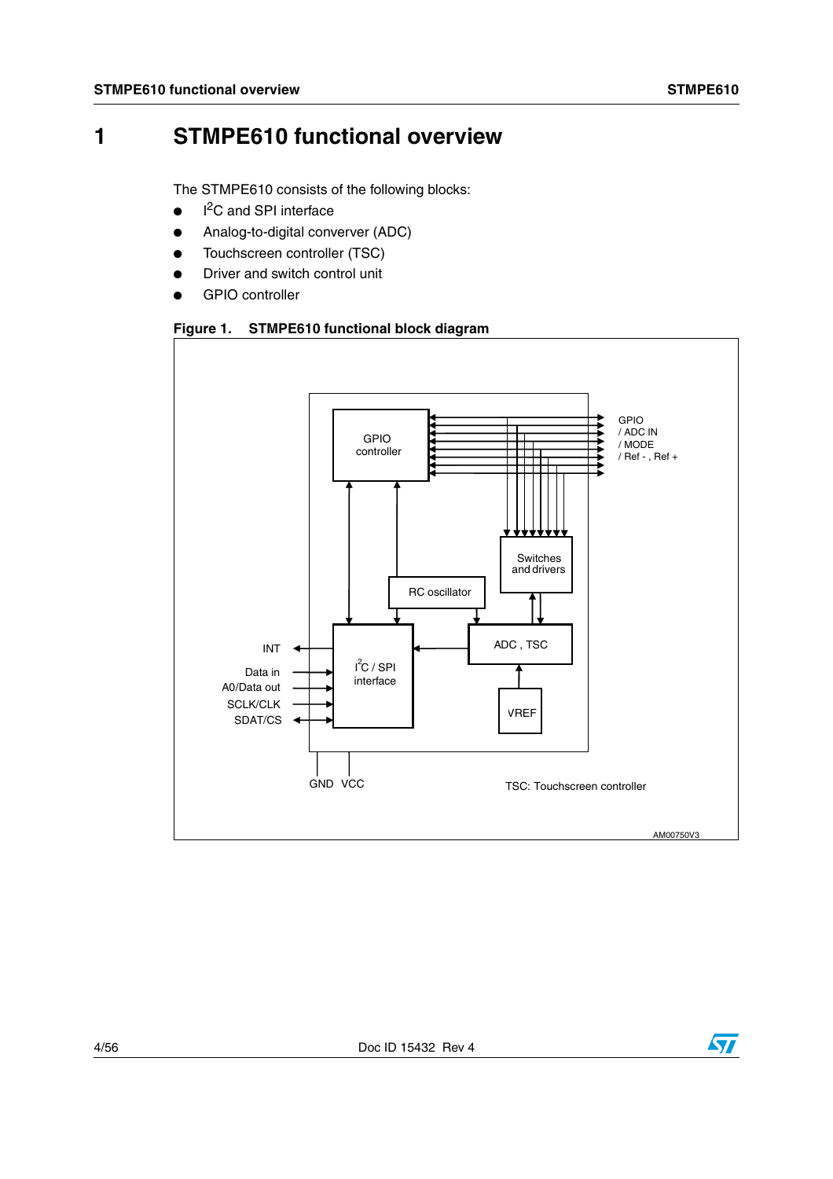# 1 STMPE610 functional overview

The STMPE610 consists of the following blocks:

- $I^2C$ and SPI interface
- Analog-to-digital converver (ADC)
- Touchscreen controller (TSC)
- Driver and switch control unit
- GPIO controller

**Figure 1. STMPE610 functional block diagram**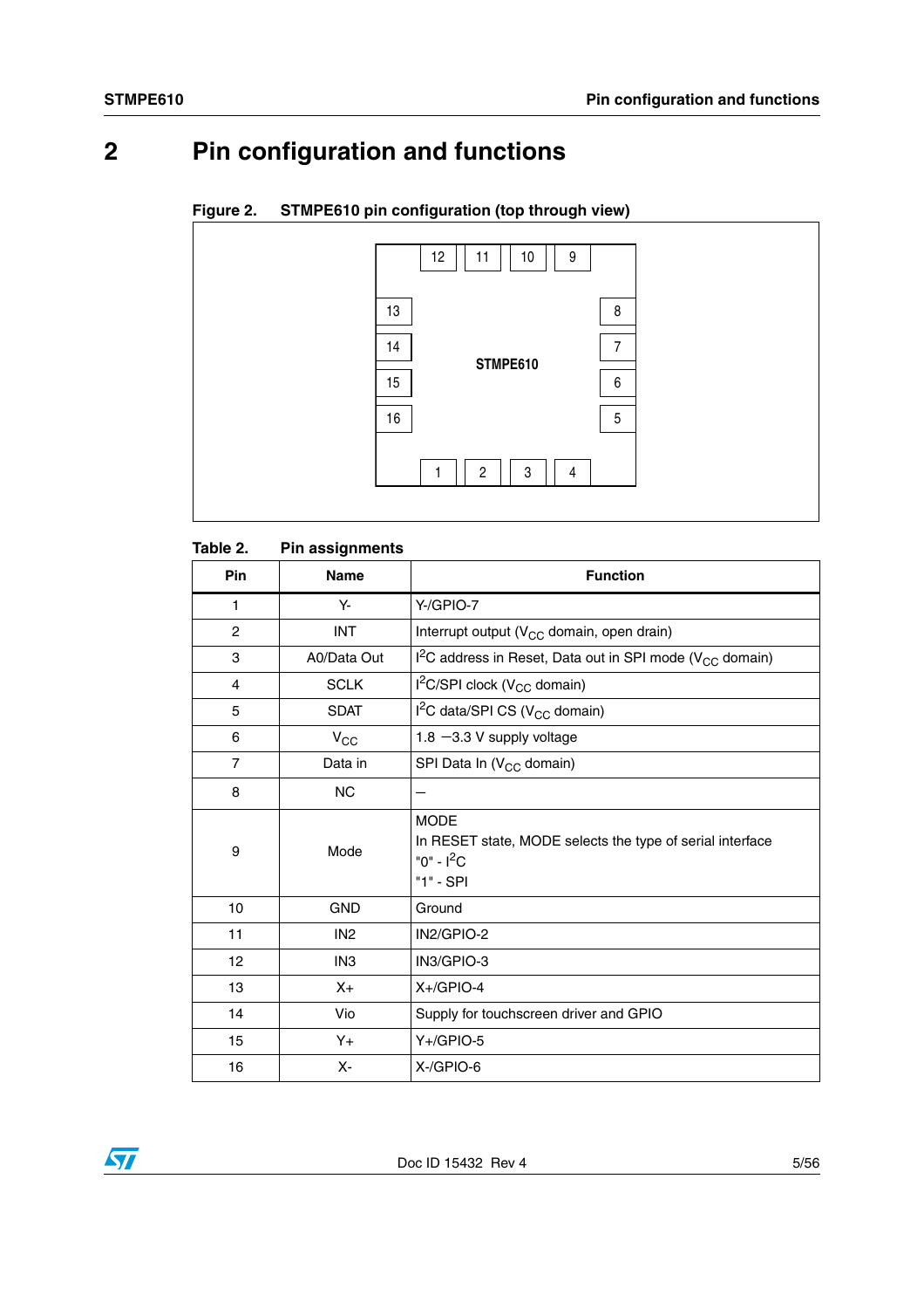# 2 Pin configuration and functions

**Figure 2. STMPE610 pin configuration (top through view)**

**Table 2. Pin assignments**

| Pin | Name | Function |
|---|---|---|
| 1 | Y- | Y-/GPIO-7 |
| 2 | INT | Interrupt output ($V_{CC}$ domain, open drain) |
| 3 | A0/Data Out | $I^2C$ address in Reset, Data out in SPI mode ($V_{CC}$ domain) |
| 4 | SCLK | $I^2C$/SPI clock ($V_{CC}$ domain) |
| 5 | SDAT | $I^2C$ data/SPI CS ($V_{CC}$ domain) |
| 6 | $V_{CC}$ | 1.8 —3.3 V supply voltage |
| 7 | Data in | SPI Data In ($V_{CC}$ domain) |
| 8 | NC | – |
| 9 | Mode | MODE<br>In RESET state, MODE selects the type of serial interface<br>"0" - $I^2C$<br>"1" - SPI |
| 10 | GND | Ground |
| 11 | IN2 | IN2/GPIO-2 |
| 12 | IN3 | IN3/GPIO-3 |
| 13 | X+ | X+/GPIO-4 |
| 14 | Vio | Supply for touchscreen driver and GPIO |
| 15 | Y+ | Y+/GPIO-5 |
| 16 | X- | X-/GPIO-6 |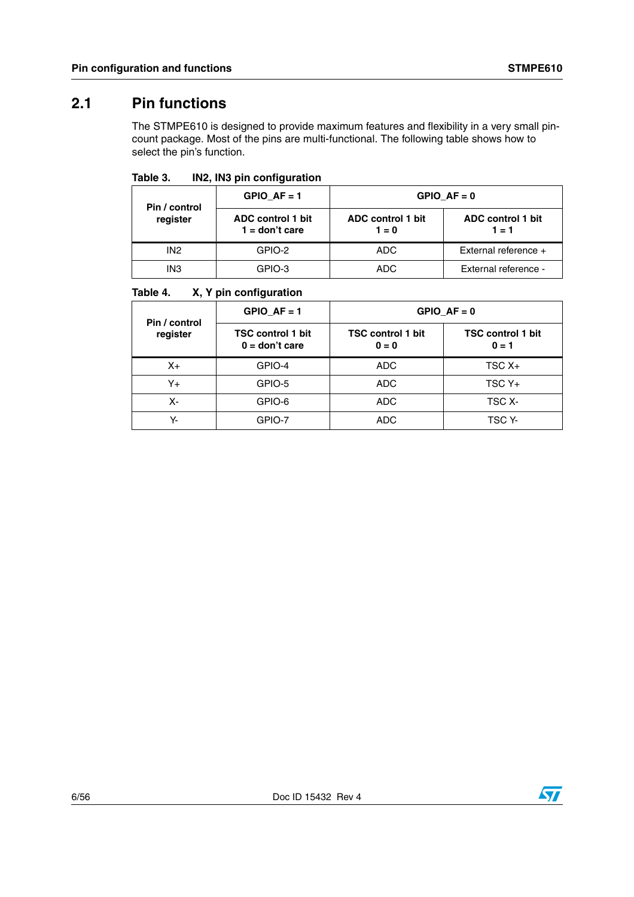## 2.1 Pin functions

The STMPE610 is designed to provide maximum features and flexibility in a very small pin-count package. Most of the pins are multi-functional. The following table shows how to select the pin's function.

**Table 3. IN2, IN3 pin configuration**

| Pin / control register | GPIO_AF = 1 | GPIO_AF = 0 | |
|---|---|---|---|
| | **ADC control 1 bit 1 = don't care** | **ADC control 1 bit 1 = 0** | **ADC control 1 bit 1 = 1** |
| IN2 | GPIO-2 | ADC | External reference + |
| IN3 | GPIO-3 | ADC | External reference - |

**Table 4. X, Y pin configuration**

| Pin / control register | GPIO_AF = 1 | GPIO_AF = 0 | |
|---|---|---|---|
| | **TSC control 1 bit 0 = don't care** | **TSC control 1 bit 0 = 0** | **TSC control 1 bit 0 = 1** |
| X+ | GPIO-4 | ADC | TSC X+ |
| Y+ | GPIO-5 | ADC | TSC Y+ |
| X- | GPIO-6 | ADC | TSC X- |
| Y- | GPIO-7 | ADC | TSC Y- |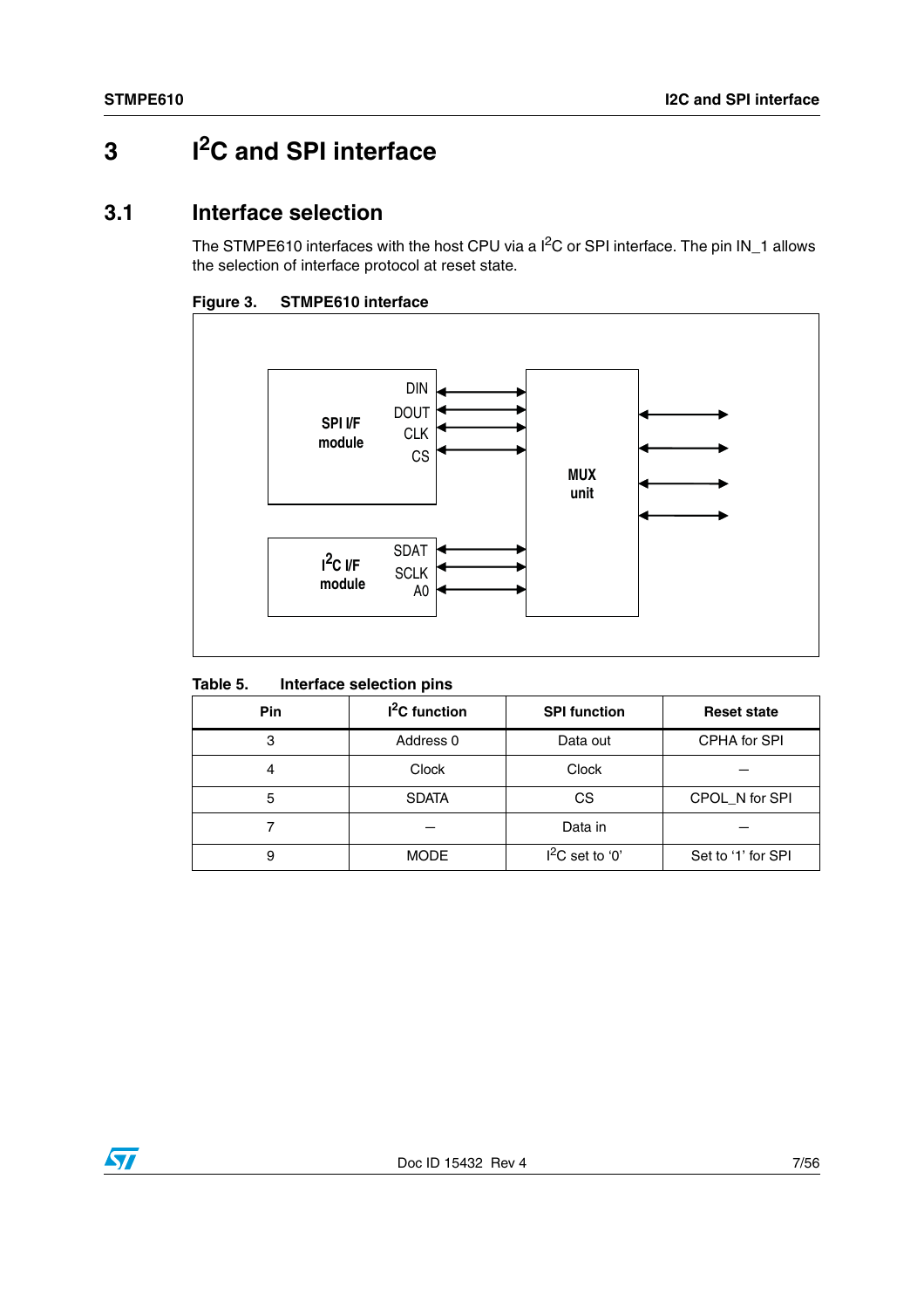# 3 I²C and SPI interface

## 3.1 Interface selection

The STMPE610 interfaces with the host CPU via a I²C or SPI interface. The pin IN_1 allows the selection of interface protocol at reset state.

**Figure 3. STMPE610 interface**

**Table 5. Interface selection pins**

| Pin | I²C function | SPI function | Reset state |
|---|---|---|---|
| 3 | Address 0 | Data out | CPHA for SPI |
| 4 | Clock | Clock | – |
| 5 | SDATA | CS | CPOL_N for SPI |
| 7 | – | Data in | – |
| 9 | MODE | I²C set to '0' | Set to '1' for SPI |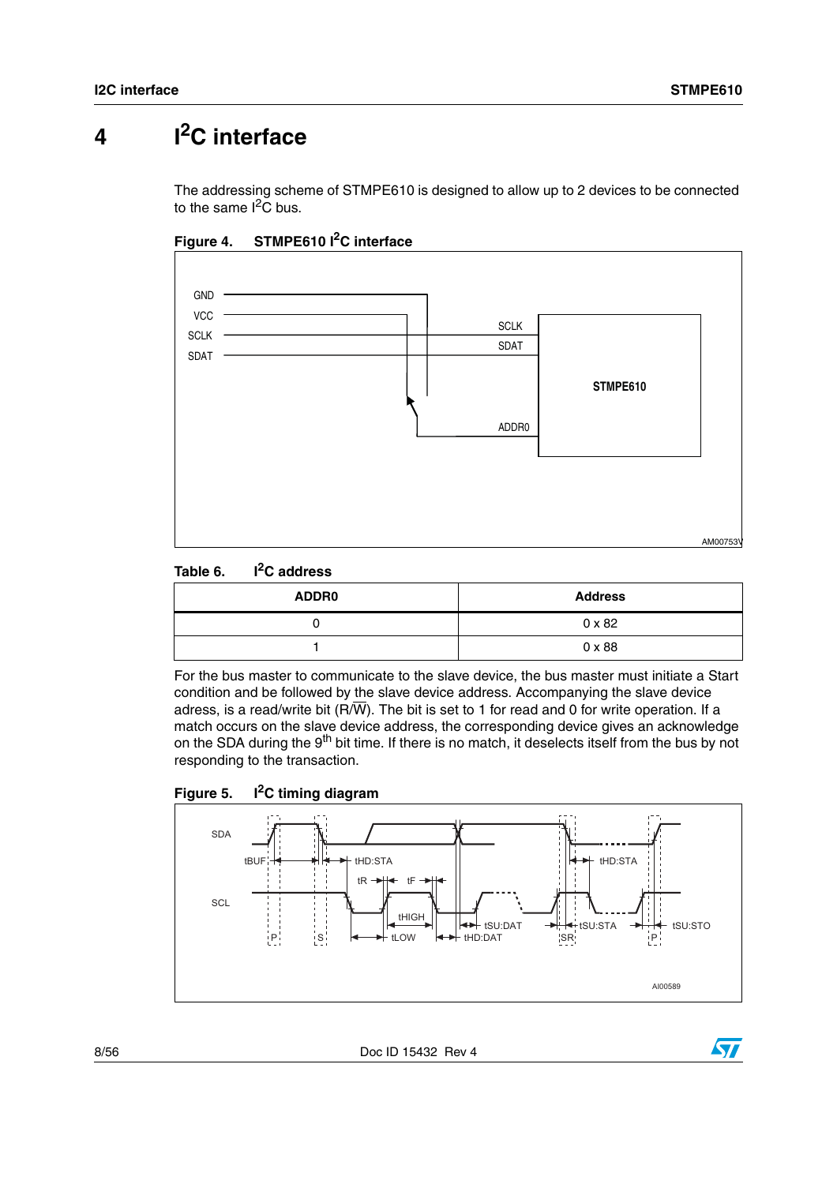# 4 I²C interface

The addressing scheme of STMPE610 is designed to allow up to 2 devices to be connected to the same I²C bus.

**Figure 4. STMPE610 I²C interface**

**Table 6. I²C address**

| ADDR0 | Address |
|---|---|
| 0 | 0 x 82 |
| 1 | 0 x 88 |

For the bus master to communicate to the slave device, the bus master must initiate a Start condition and be followed by the slave device address. Accompanying the slave device adress, is a read/write bit (R/W̄). The bit is set to 1 for read and 0 for write operation. If a match occurs on the slave device address, the corresponding device gives an acknowledge on the SDA during the 9th bit time. If there is no match, it deselects itself from the bus by not responding to the transaction.

**Figure 5. I²C timing diagram**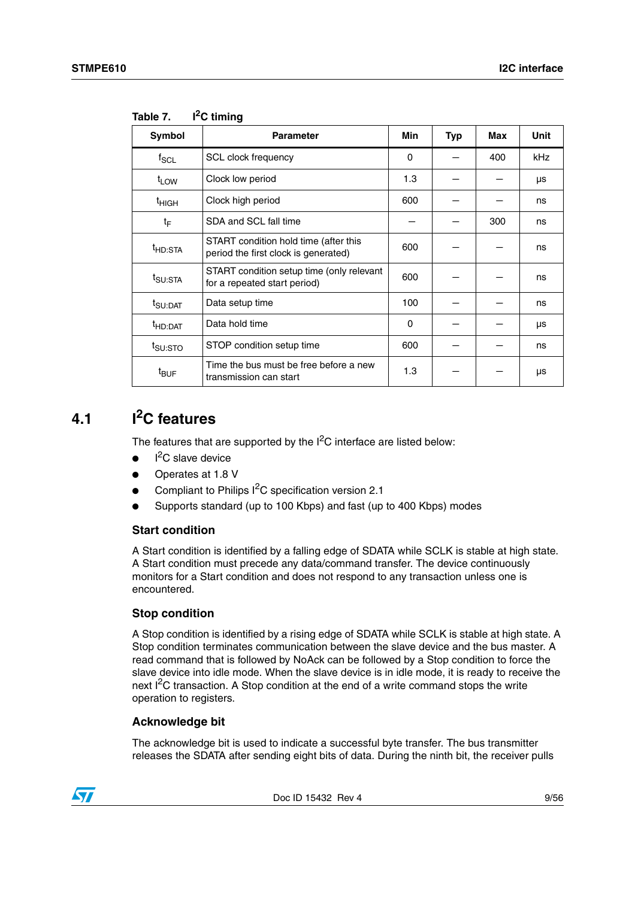Table 7. $I^2C$ timing

| Symbol | Parameter | Min | Typ | Max | Unit |
|---|---|---|---|---|---|
| $f_{SCL}$ | SCL clock frequency | 0 | – | 400 | kHz |
| $t_{LOW}$ | Clock low period | 1.3 | – | – | µs |
| $t_{HIGH}$ | Clock high period | 600 | – | – | ns |
| $t_F$ | SDA and SCL fall time | – | – | 300 | ns |
| $t_{HD:STA}$ | START condition hold time (after this period the first clock is generated) | 600 | – | – | ns |
| $t_{SU:STA}$ | START condition setup time (only relevant for a repeated start period) | 600 | – | – | ns |
| $t_{SU:DAT}$ | Data setup time | 100 | – | – | ns |
| $t_{HD:DAT}$ | Data hold time | 0 | – | – | µs |
| $t_{SU:STO}$ | STOP condition setup time | 600 | – | – | ns |
| $t_{BUF}$ | Time the bus must be free before a new transmission can start | 1.3 | – | – | µs |

## 4.1 $I^2C$ features

The features that are supported by the $I^2C$ interface are listed below:

- $I^2C$ slave device
- Operates at 1.8 V
- Compliant to Philips $I^2C$ specification version 2.1
- Supports standard (up to 100 Kbps) and fast (up to 400 Kbps) modes

### Start condition

A Start condition is identified by a falling edge of SDATA while SCLK is stable at high state. A Start condition must precede any data/command transfer. The device continuously monitors for a Start condition and does not respond to any transaction unless one is encountered.

### Stop condition

A Stop condition is identified by a rising edge of SDATA while SCLK is stable at high state. A Stop condition terminates communication between the slave device and the bus master. A read command that is followed by NoAck can be followed by a Stop condition to force the slave device into idle mode. When the slave device is in idle mode, it is ready to receive the next $I^2C$ transaction. A Stop condition at the end of a write command stops the write operation to registers.

### Acknowledge bit

The acknowledge bit is used to indicate a successful byte transfer. The bus transmitter releases the SDATA after sending eight bits of data. During the ninth bit, the receiver pulls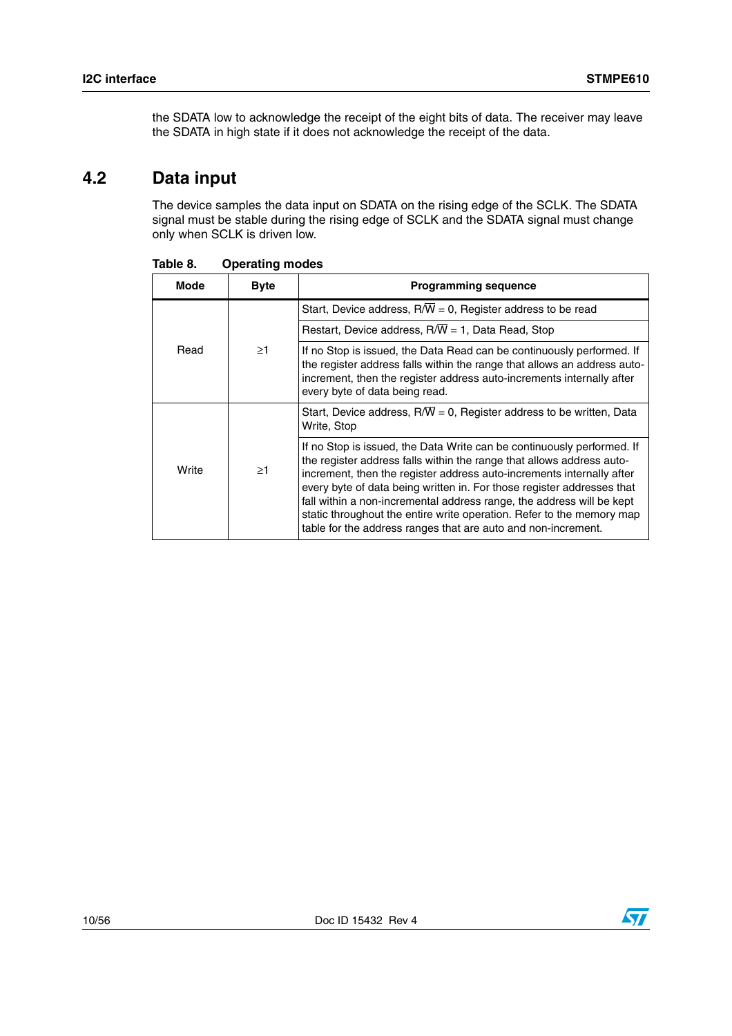the SDATA low to acknowledge the receipt of the eight bits of data. The receiver may leave the SDATA in high state if it does not acknowledge the receipt of the data.

## 4.2 Data input

The device samples the data input on SDATA on the rising edge of the SCLK. The SDATA signal must be stable during the rising edge of SCLK and the SDATA signal must change only when SCLK is driven low.

**Table 8. Operating modes**

| Mode | Byte | Programming sequence |
|---|---|---|
| Read | ≥1 | Start, Device address, R/$\overline{W}$ = 0, Register address to be read |
| | | Restart, Device address, R/$\overline{W}$ = 1, Data Read, Stop |
| | | If no Stop is issued, the Data Read can be continuously performed. If the register address falls within the range that allows an address auto-increment, then the register address auto-increments internally after every byte of data being read. |
| Write | ≥1 | Start, Device address, R/$\overline{W}$ = 0, Register address to be written, Data Write, Stop |
| | | If no Stop is issued, the Data Write can be continuously performed. If the register address falls within the range that allows address auto-increment, then the register address auto-increments internally after every byte of data being written in. For those register addresses that fall within a non-incremental address range, the address will be kept static throughout the entire write operation. Refer to the memory map table for the address ranges that are auto and non-increment. |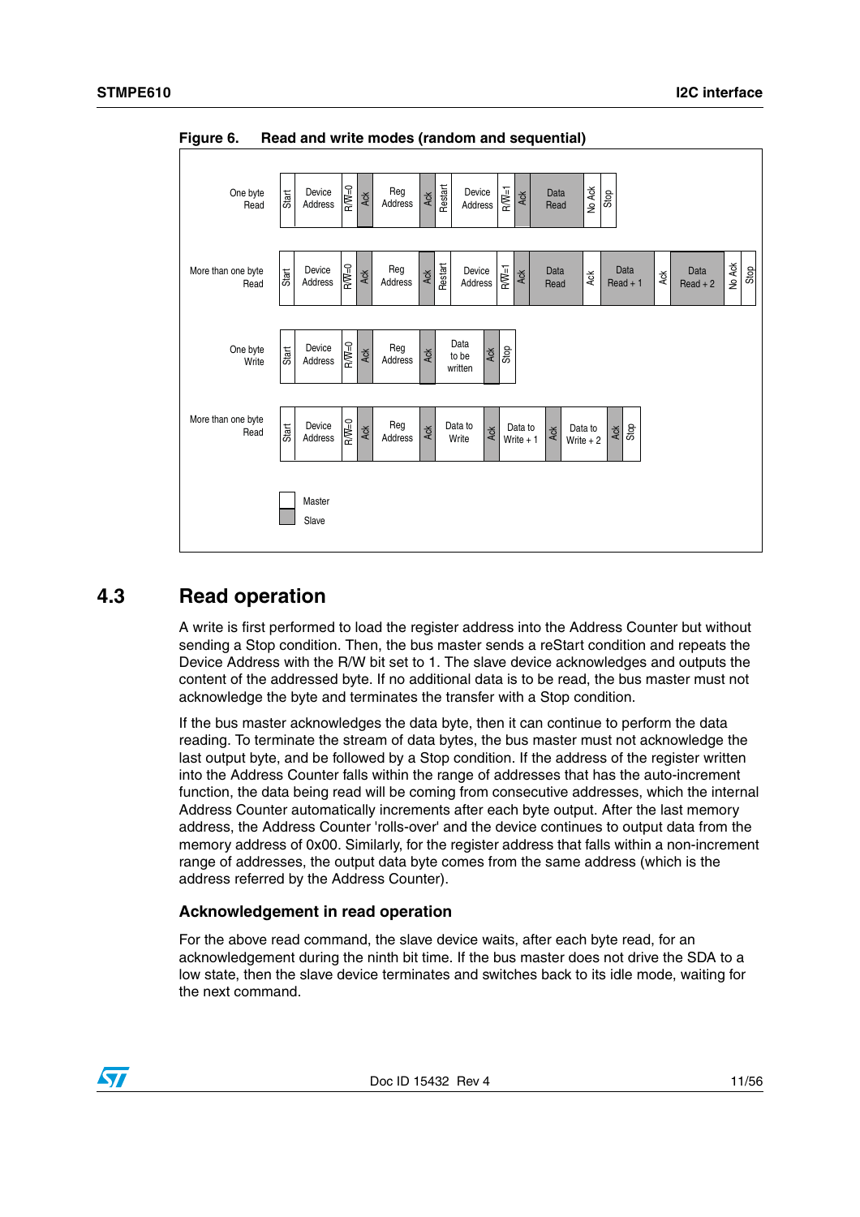**Figure 6. Read and write modes (random and sequential)**

| Mode | Sequence |
|---|---|
| One byte Read | Start, Device Address, R/W=0, Ack, Reg Address, Ack, Restart, Device Address, R/W=1, Ack, Data Read, No Ack, Stop |
| More than one byte Read | Start, Device Address, R/W=0, Ack, Reg Address, Ack, Restart, Device Address, R/W=1, Ack, Data Read, Ack, Data Read + 1, Ack, Data Read + 2, No Ack, Stop |
| One byte Write | Start, Device Address, R/W=0, Ack, Reg Address, Ack, Data to be written, Ack, Stop |
| More than one byte Read | Start, Device Address, R/W=0, Ack, Reg Address, Ack, Data to Write, Ack, Data to Write + 1, Ack, Data to Write + 2, Ack, Stop |

Legend: Master (white), Slave (grey). Slave: Ack, Data Read, Data Read + 1, Data Read + 2. All other fields (including No Ack): Master.

## 4.3 Read operation

A write is first performed to load the register address into the Address Counter but without sending a Stop condition. Then, the bus master sends a reStart condition and repeats the Device Address with the R/W bit set to 1. The slave device acknowledges and outputs the content of the addressed byte. If no additional data is to be read, the bus master must not acknowledge the byte and terminates the transfer with a Stop condition.

If the bus master acknowledges the data byte, then it can continue to perform the data reading. To terminate the stream of data bytes, the bus master must not acknowledge the last output byte, and be followed by a Stop condition. If the address of the register written into the Address Counter falls within the range of addresses that has the auto-increment function, the data being read will be coming from consecutive addresses, which the internal Address Counter automatically increments after each byte output. After the last memory address, the Address Counter 'rolls-over' and the device continues to output data from the memory address of 0x00. Similarly, for the register address that falls within a non-increment range of addresses, the output data byte comes from the same address (which is the address referred by the Address Counter).

### Acknowledgement in read operation

For the above read command, the slave device waits, after each byte read, for an acknowledgement during the ninth bit time. If the bus master does not drive the SDA to a low state, then the slave device terminates and switches back to its idle mode, waiting for the next command.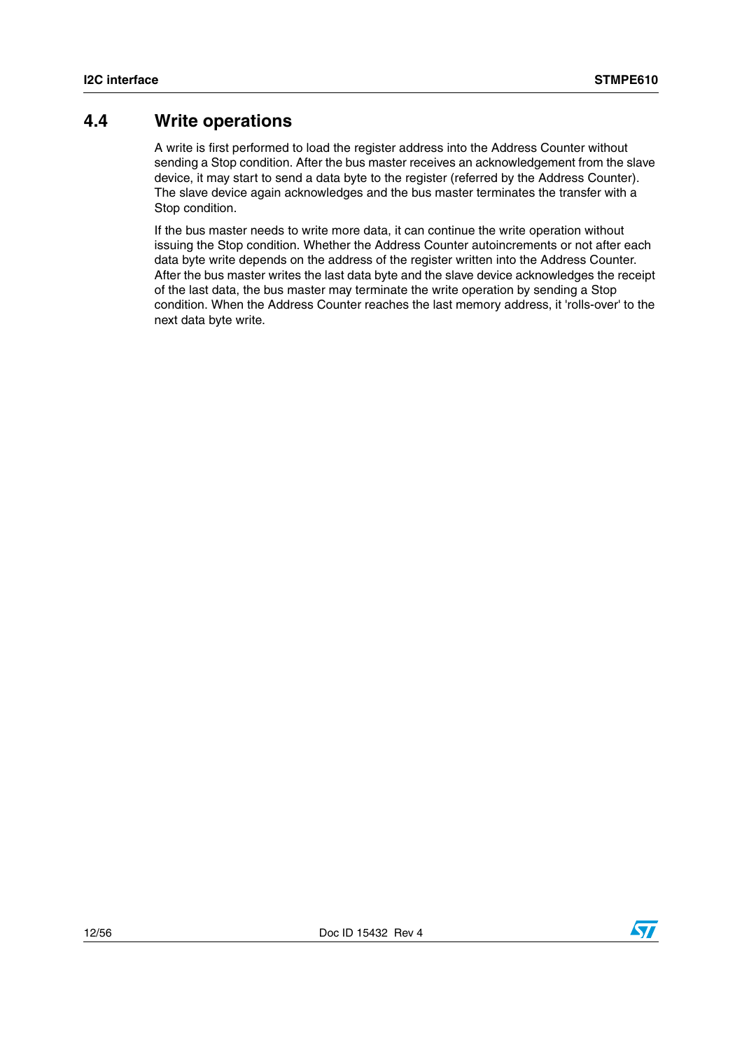## 4.4 Write operations

A write is first performed to load the register address into the Address Counter without sending a Stop condition. After the bus master receives an acknowledgement from the slave device, it may start to send a data byte to the register (referred by the Address Counter). The slave device again acknowledges and the bus master terminates the transfer with a Stop condition.

If the bus master needs to write more data, it can continue the write operation without issuing the Stop condition. Whether the Address Counter autoincrements or not after each data byte write depends on the address of the register written into the Address Counter. After the bus master writes the last data byte and the slave device acknowledges the receipt of the last data, the bus master may terminate the write operation by sending a Stop condition. When the Address Counter reaches the last memory address, it 'rolls-over' to the next data byte write.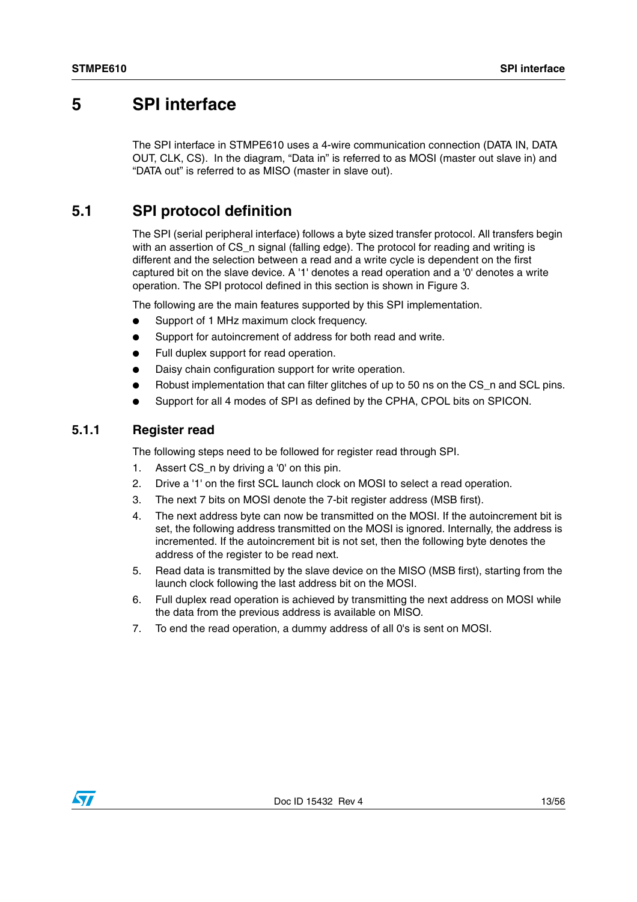# 5 SPI interface

The SPI interface in STMPE610 uses a 4-wire communication connection (DATA IN, DATA OUT, CLK, CS). In the diagram, “Data in” is referred to as MOSI (master out slave in) and “DATA out” is referred to as MISO (master in slave out).

## 5.1 SPI protocol definition

The SPI (serial peripheral interface) follows a byte sized transfer protocol. All transfers begin with an assertion of CS_n signal (falling edge). The protocol for reading and writing is different and the selection between a read and a write cycle is dependent on the first captured bit on the slave device. A '1' denotes a read operation and a '0' denotes a write operation. The SPI protocol defined in this section is shown in Figure 3.

The following are the main features supported by this SPI implementation.

- Support of 1 MHz maximum clock frequency.
- Support for autoincrement of address for both read and write.
- Full duplex support for read operation.
- Daisy chain configuration support for write operation.
- Robust implementation that can filter glitches of up to 50 ns on the CS_n and SCL pins.
- Support for all 4 modes of SPI as defined by the CPHA, CPOL bits on SPICON.

### 5.1.1 Register read

The following steps need to be followed for register read through SPI.

1. Assert CS_n by driving a '0' on this pin.
2. Drive a '1' on the first SCL launch clock on MOSI to select a read operation.
3. The next 7 bits on MOSI denote the 7-bit register address (MSB first).
4. The next address byte can now be transmitted on the MOSI. If the autoincrement bit is set, the following address transmitted on the MOSI is ignored. Internally, the address is incremented. If the autoincrement bit is not set, then the following byte denotes the address of the register to be read next.
5. Read data is transmitted by the slave device on the MISO (MSB first), starting from the launch clock following the last address bit on the MOSI.
6. Full duplex read operation is achieved by transmitting the next address on MOSI while the data from the previous address is available on MISO.
7. To end the read operation, a dummy address of all 0's is sent on MOSI.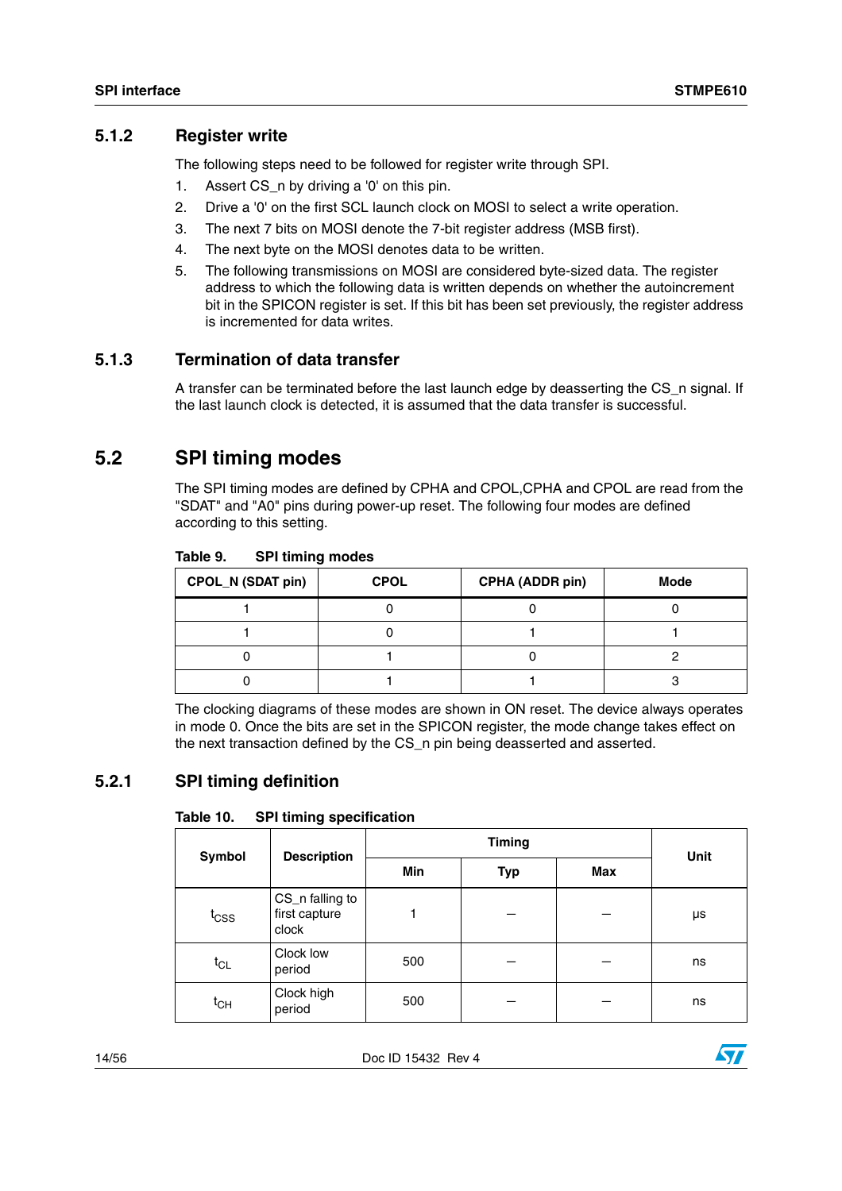### 5.1.2 Register write

The following steps need to be followed for register write through SPI.

1. Assert CS_n by driving a '0' on this pin.
2. Drive a '0' on the first SCL launch clock on MOSI to select a write operation.
3. The next 7 bits on MOSI denote the 7-bit register address (MSB first).
4. The next byte on the MOSI denotes data to be written.
5. The following transmissions on MOSI are considered byte-sized data. The register address to which the following data is written depends on whether the autoincrement bit in the SPICON register is set. If this bit has been set previously, the register address is incremented for data writes.

### 5.1.3 Termination of data transfer

A transfer can be terminated before the last launch edge by deasserting the CS_n signal. If the last launch clock is detected, it is assumed that the data transfer is successful.

## 5.2 SPI timing modes

The SPI timing modes are defined by CPHA and CPOL,CPHA and CPOL are read from the "SDAT" and "A0" pins during power-up reset. The following four modes are defined according to this setting.

**Table 9. SPI timing modes**

| CPOL_N (SDAT pin) | CPOL | CPHA (ADDR pin) | Mode |
|---|---|---|---|
| 1 | 0 | 0 | 0 |
| 1 | 0 | 1 | 1 |
| 0 | 1 | 0 | 2 |
| 0 | 1 | 1 | 3 |

The clocking diagrams of these modes are shown in ON reset. The device always operates in mode 0. Once the bits are set in the SPICON register, the mode change takes effect on the next transaction defined by the CS_n pin being deasserted and asserted.

### 5.2.1 SPI timing definition

**Table 10. SPI timing specification**

| Symbol | Description | Timing | | | Unit |
|---|---|---|---|---|---|
| | | Min | Typ | Max | |
| $t_{CSS}$ | CS_n falling to first capture clock | 1 | – | – | µs |
| $t_{CL}$ | Clock low period | 500 | – | – | ns |
| $t_{CH}$ | Clock high period | 500 | – | – | ns |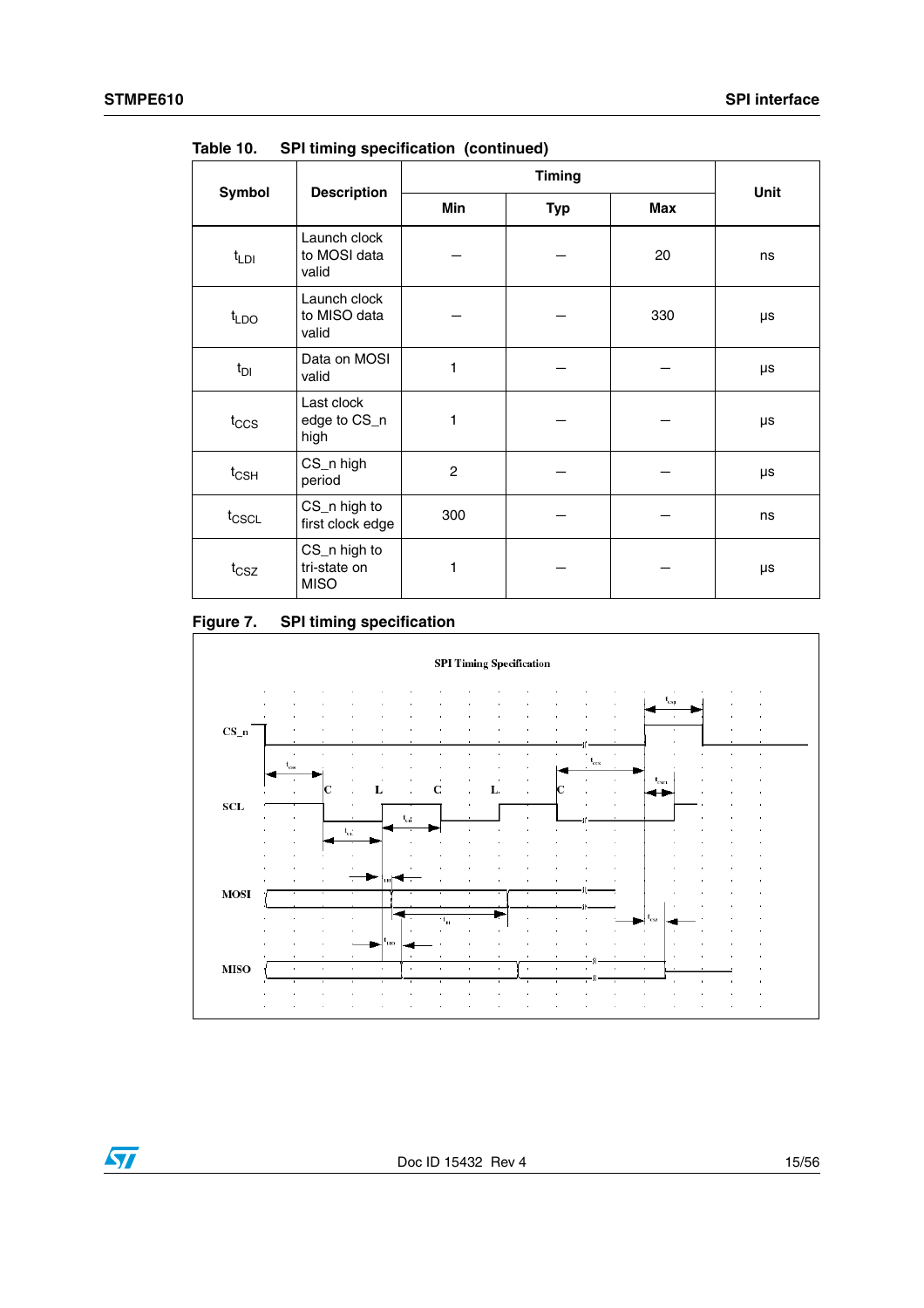Table 10. SPI timing specification (continued)

| Symbol | Description | Timing | | | Unit |
|---|---|---|---|---|---|
| | | Min | Typ | Max | |
| $t_{LDI}$ | Launch clock to MOSI data valid | – | – | 20 | ns |
| $t_{LDO}$ | Launch clock to MISO data valid | – | – | 330 | µs |
| $t_{DI}$ | Data on MOSI valid | 1 | – | – | µs |
| $t_{CCS}$ | Last clock edge to CS_n high | 1 | – | – | µs |
| $t_{CSH}$ | CS_n high period | 2 | – | – | µs |
| $t_{CSCL}$ | CS_n high to first clock edge | 300 | – | – | ns |
| $t_{CSZ}$ | CS_n high to tri-state on MISO | 1 | – | – | µs |

Figure 7. SPI timing specification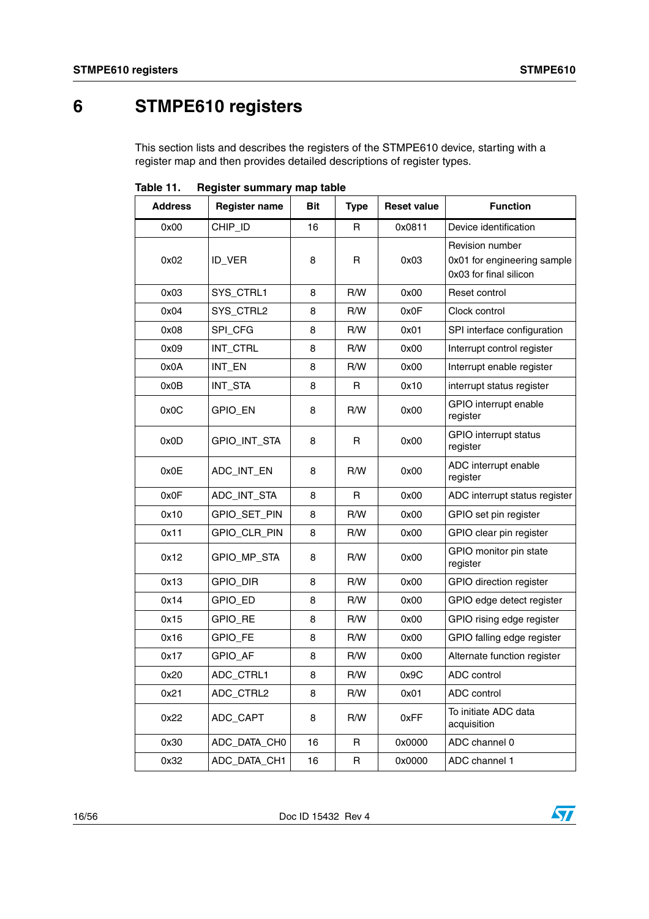# 6 STMPE610 registers

This section lists and describes the registers of the STMPE610 device, starting with a register map and then provides detailed descriptions of register types.

**Table 11. Register summary map table**

| Address | Register name | Bit | Type | Reset value | Function |
|---|---|---|---|---|---|
| 0x00 | CHIP_ID | 16 | R | 0x0811 | Device identification |
| 0x02 | ID_VER | 8 | R | 0x03 | Revision number<br>0x01 for engineering sample<br>0x03 for final silicon |
| 0x03 | SYS_CTRL1 | 8 | R/W | 0x00 | Reset control |
| 0x04 | SYS_CTRL2 | 8 | R/W | 0x0F | Clock control |
| 0x08 | SPI_CFG | 8 | R/W | 0x01 | SPI interface configuration |
| 0x09 | INT_CTRL | 8 | R/W | 0x00 | Interrupt control register |
| 0x0A | INT_EN | 8 | R/W | 0x00 | Interrupt enable register |
| 0x0B | INT_STA | 8 | R | 0x10 | interrupt status register |
| 0x0C | GPIO_EN | 8 | R/W | 0x00 | GPIO interrupt enable register |
| 0x0D | GPIO_INT_STA | 8 | R | 0x00 | GPIO interrupt status register |
| 0x0E | ADC_INT_EN | 8 | R/W | 0x00 | ADC interrupt enable register |
| 0x0F | ADC_INT_STA | 8 | R | 0x00 | ADC interrupt status register |
| 0x10 | GPIO_SET_PIN | 8 | R/W | 0x00 | GPIO set pin register |
| 0x11 | GPIO_CLR_PIN | 8 | R/W | 0x00 | GPIO clear pin register |
| 0x12 | GPIO_MP_STA | 8 | R/W | 0x00 | GPIO monitor pin state register |
| 0x13 | GPIO_DIR | 8 | R/W | 0x00 | GPIO direction register |
| 0x14 | GPIO_ED | 8 | R/W | 0x00 | GPIO edge detect register |
| 0x15 | GPIO_RE | 8 | R/W | 0x00 | GPIO rising edge register |
| 0x16 | GPIO_FE | 8 | R/W | 0x00 | GPIO falling edge register |
| 0x17 | GPIO_AF | 8 | R/W | 0x00 | Alternate function register |
| 0x20 | ADC_CTRL1 | 8 | R/W | 0x9C | ADC control |
| 0x21 | ADC_CTRL2 | 8 | R/W | 0x01 | ADC control |
| 0x22 | ADC_CAPT | 8 | R/W | 0xFF | To initiate ADC data acquisition |
| 0x30 | ADC_DATA_CH0 | 16 | R | 0x0000 | ADC channel 0 |
| 0x32 | ADC_DATA_CH1 | 16 | R | 0x0000 | ADC channel 1 |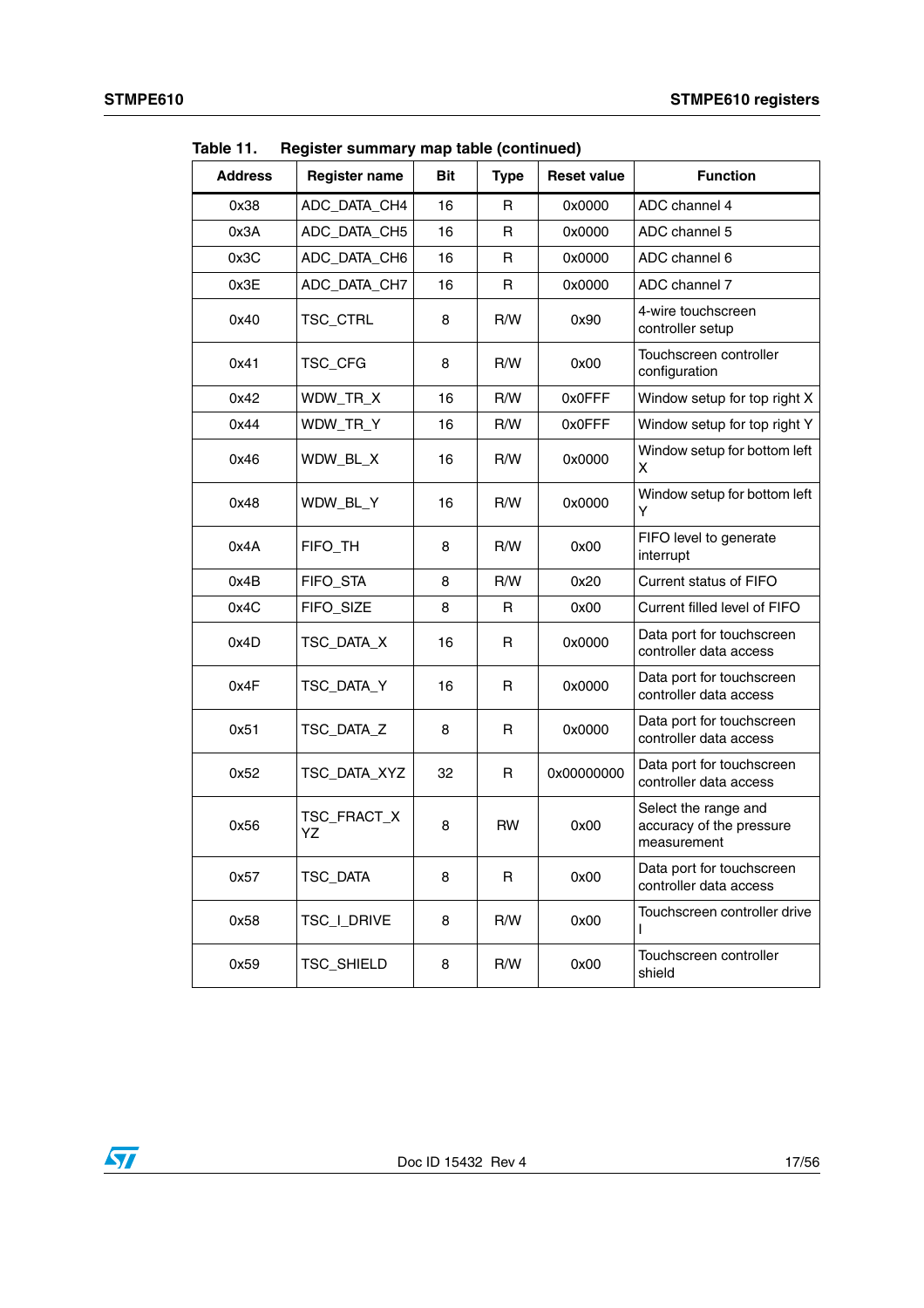Table 11. Register summary map table (continued)

| Address | Register name | Bit | Type | Reset value | Function |
|---|---|---|---|---|---|
| 0x38 | ADC_DATA_CH4 | 16 | R | 0x0000 | ADC channel 4 |
| 0x3A | ADC_DATA_CH5 | 16 | R | 0x0000 | ADC channel 5 |
| 0x3C | ADC_DATA_CH6 | 16 | R | 0x0000 | ADC channel 6 |
| 0x3E | ADC_DATA_CH7 | 16 | R | 0x0000 | ADC channel 7 |
| 0x40 | TSC_CTRL | 8 | R/W | 0x90 | 4-wire touchscreen controller setup |
| 0x41 | TSC_CFG | 8 | R/W | 0x00 | Touchscreen controller configuration |
| 0x42 | WDW_TR_X | 16 | R/W | 0x0FFF | Window setup for top right X |
| 0x44 | WDW_TR_Y | 16 | R/W | 0x0FFF | Window setup for top right Y |
| 0x46 | WDW_BL_X | 16 | R/W | 0x0000 | Window setup for bottom left X |
| 0x48 | WDW_BL_Y | 16 | R/W | 0x0000 | Window setup for bottom left Y |
| 0x4A | FIFO_TH | 8 | R/W | 0x00 | FIFO level to generate interrupt |
| 0x4B | FIFO_STA | 8 | R/W | 0x20 | Current status of FIFO |
| 0x4C | FIFO_SIZE | 8 | R | 0x00 | Current filled level of FIFO |
| 0x4D | TSC_DATA_X | 16 | R | 0x0000 | Data port for touchscreen controller data access |
| 0x4F | TSC_DATA_Y | 16 | R | 0x0000 | Data port for touchscreen controller data access |
| 0x51 | TSC_DATA_Z | 8 | R | 0x0000 | Data port for touchscreen controller data access |
| 0x52 | TSC_DATA_XYZ | 32 | R | 0x00000000 | Data port for touchscreen controller data access |
| 0x56 | TSC_FRACT_XYZ | 8 | RW | 0x00 | Select the range and accuracy of the pressure measurement |
| 0x57 | TSC_DATA | 8 | R | 0x00 | Data port for touchscreen controller data access |
| 0x58 | TSC_I_DRIVE | 8 | R/W | 0x00 | Touchscreen controller drive I |
| 0x59 | TSC_SHIELD | 8 | R/W | 0x00 | Touchscreen controller shield |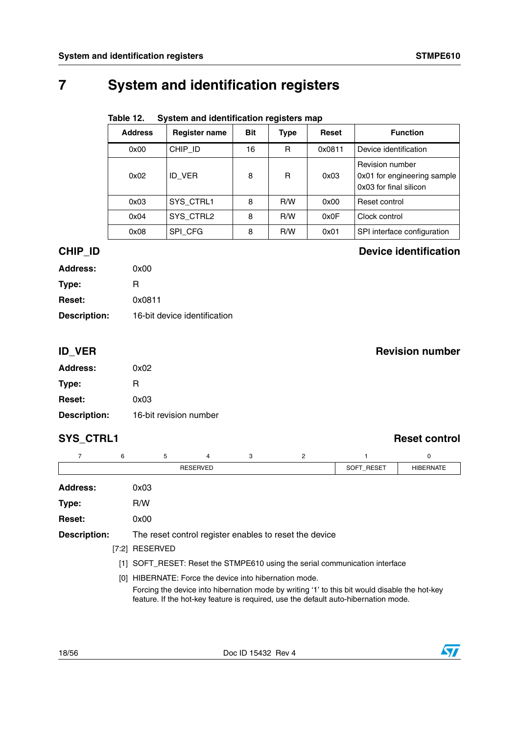# 7 System and identification registers

**Table 12. System and identification registers map**

| Address | Register name | Bit | Type | Reset | Function |
|---|---|---|---|---|---|
| 0x00 | CHIP_ID | 16 | R | 0x0811 | Device identification |
| 0x02 | ID_VER | 8 | R | 0x03 | Revision number<br>0x01 for engineering sample<br>0x03 for final silicon |
| 0x03 | SYS_CTRL1 | 8 | R/W | 0x00 | Reset control |
| 0x04 | SYS_CTRL2 | 8 | R/W | 0x0F | Clock control |
| 0x08 | SPI_CFG | 8 | R/W | 0x01 | SPI interface configuration |

## CHIP_ID — Device identification

**Address:** 0x00

**Type:** R

**Reset:** 0x0811

**Description:** 16-bit device identification

## ID_VER — Revision number

**Address:** 0x02

**Type:** R

**Reset:** 0x03

**Description:** 16-bit revision number

## SYS_CTRL1 — Reset control

| 7 | 6 | 5 | 4 | 3 | 2 | 1 | 0 |
|---|---|---|---|---|---|---|---|
| RESERVED | | | | | | SOFT_RESET | HIBERNATE |

**Address:** 0x03

**Type:** R/W

**Reset:** 0x00

**Description:** The reset control register enables to reset the device

[7:2] RESERVED

[1] SOFT_RESET: Reset the STMPE610 using the serial communication interface

[0] HIBERNATE: Force the device into hibernation mode.
Forcing the device into hibernation mode by writing '1' to this bit would disable the hot-key feature. If the hot-key feature is required, use the default auto-hibernation mode.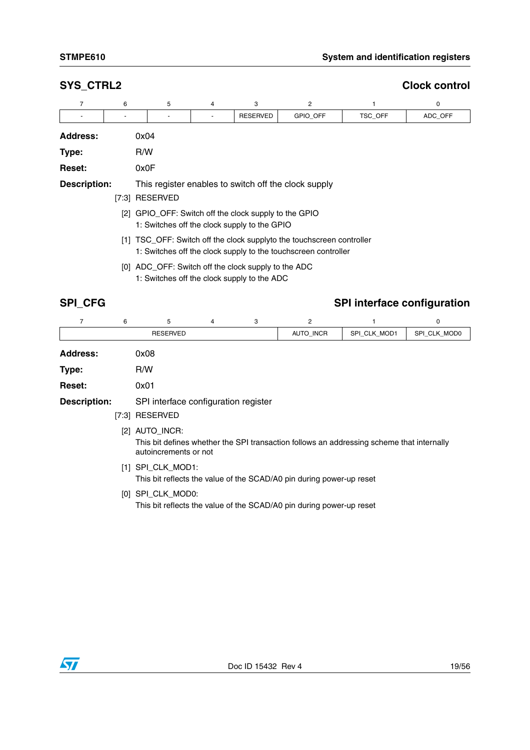## SYS_CTRL2 — Clock control

| 7 | 6 | 5 | 4 | 3 | 2 | 1 | 0 |
|---|---|---|---|---|---|---|---|
| - | - | - | - | RESERVED | GPIO_OFF | TSC_OFF | ADC_OFF |

**Address:** 0x04

**Type:** R/W

**Reset:** 0x0F

**Description:** This register enables to switch off the clock supply

[7:3] RESERVED

[2] GPIO_OFF: Switch off the clock supply to the GPIO
1: Switches off the clock supply to the GPIO

[1] TSC_OFF: Switch off the clock supplyto the touchscreen controller
1: Switches off the clock supply to the touchscreen controller

[0] ADC_OFF: Switch off the clock supply to the ADC
1: Switches off the clock supply to the ADC

## SPI_CFG — SPI interface configuration

| 7 | 6 | 5 | 4 | 3 | 2 | 1 | 0 |
|---|---|---|---|---|---|---|---|
| RESERVED | | | | | AUTO_INCR | SPI_CLK_MOD1 | SPI_CLK_MOD0 |

**Address:** 0x08

**Type:** R/W

**Reset:** 0x01

**Description:** SPI interface configuration register

[7:3] RESERVED

[2] AUTO_INCR:
This bit defines whether the SPI transaction follows an addressing scheme that internally autoincrements or not

[1] SPI_CLK_MOD1:
This bit reflects the value of the SCAD/A0 pin during power-up reset

[0] SPI_CLK_MOD0:
This bit reflects the value of the SCAD/A0 pin during power-up reset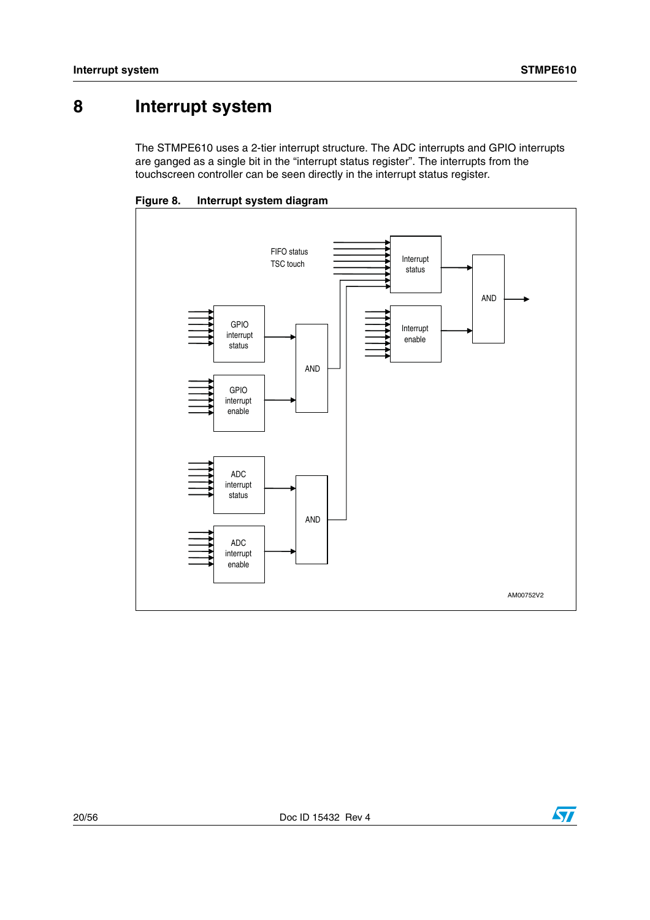# 8 Interrupt system

The STMPE610 uses a 2-tier interrupt structure. The ADC interrupts and GPIO interrupts are ganged as a single bit in the "interrupt status register". The interrupts from the touchscreen controller can be seen directly in the interrupt status register.

**Figure 8. Interrupt system diagram**

FIFO status
TSC touch

Interrupt status

Interrupt enable

AND

GPIO interrupt status

GPIO interrupt enable

AND

ADC interrupt status

ADC interrupt enable

AND

AM00752V2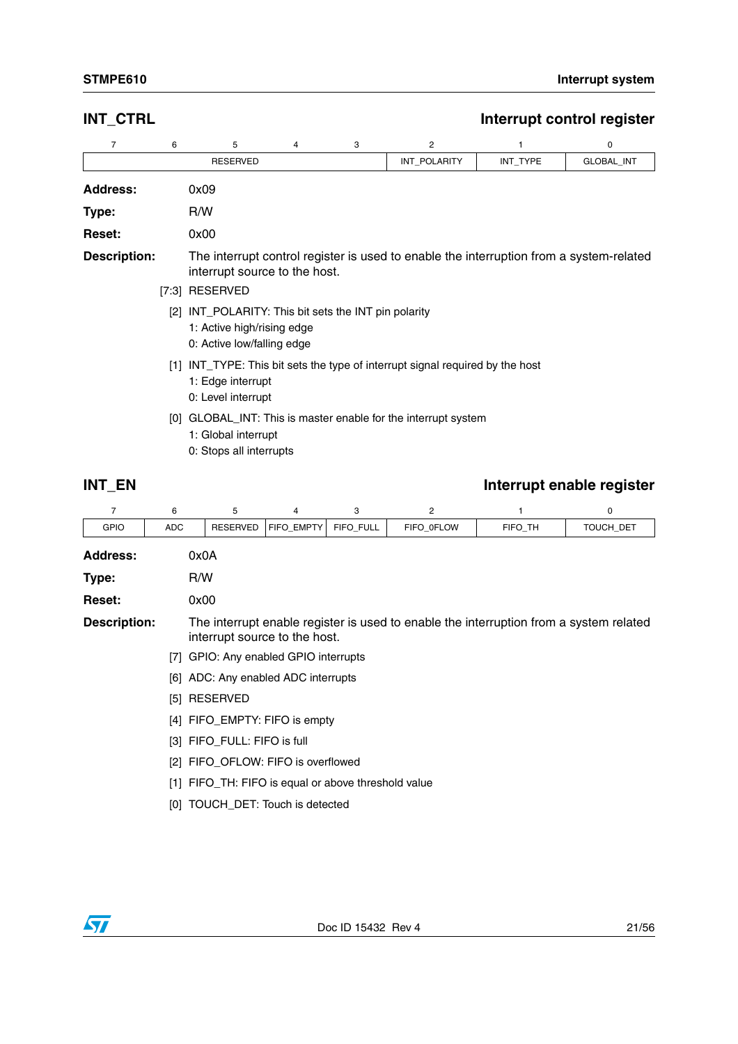## INT_CTRL — Interrupt control register

| 7 | 6 | 5 | 4 | 3 | 2 | 1 | 0 |
|---|---|---|---|---|---|---|---|
| RESERVED | | | | | INT_POLARITY | INT_TYPE | GLOBAL_INT |

**Address:** 0x09

**Type:** R/W

**Reset:** 0x00

**Description:** The interrupt control register is used to enable the interruption from a system-related interrupt source to the host.

[7:3] RESERVED

[2] INT_POLARITY: This bit sets the INT pin polarity
1: Active high/rising edge
0: Active low/falling edge

[1] INT_TYPE: This bit sets the type of interrupt signal required by the host
1: Edge interrupt
0: Level interrupt

[0] GLOBAL_INT: This is master enable for the interrupt system
1: Global interrupt
0: Stops all interrupts

## INT_EN — Interrupt enable register

| 7 | 6 | 5 | 4 | 3 | 2 | 1 | 0 |
|---|---|---|---|---|---|---|---|
| GPIO | ADC | RESERVED | FIFO_EMPTY | FIFO_FULL | FIFO_0FLOW | FIFO_TH | TOUCH_DET |

**Address:** 0x0A

**Type:** R/W

**Reset:** 0x00

**Description:** The interrupt enable register is used to enable the interruption from a system related interrupt source to the host.

[7] GPIO: Any enabled GPIO interrupts

[6] ADC: Any enabled ADC interrupts

[5] RESERVED

[4] FIFO_EMPTY: FIFO is empty

[3] FIFO_FULL: FIFO is full

[2] FIFO_OFLOW: FIFO is overflowed

[1] FIFO_TH: FIFO is equal or above threshold value

[0] TOUCH_DET: Touch is detected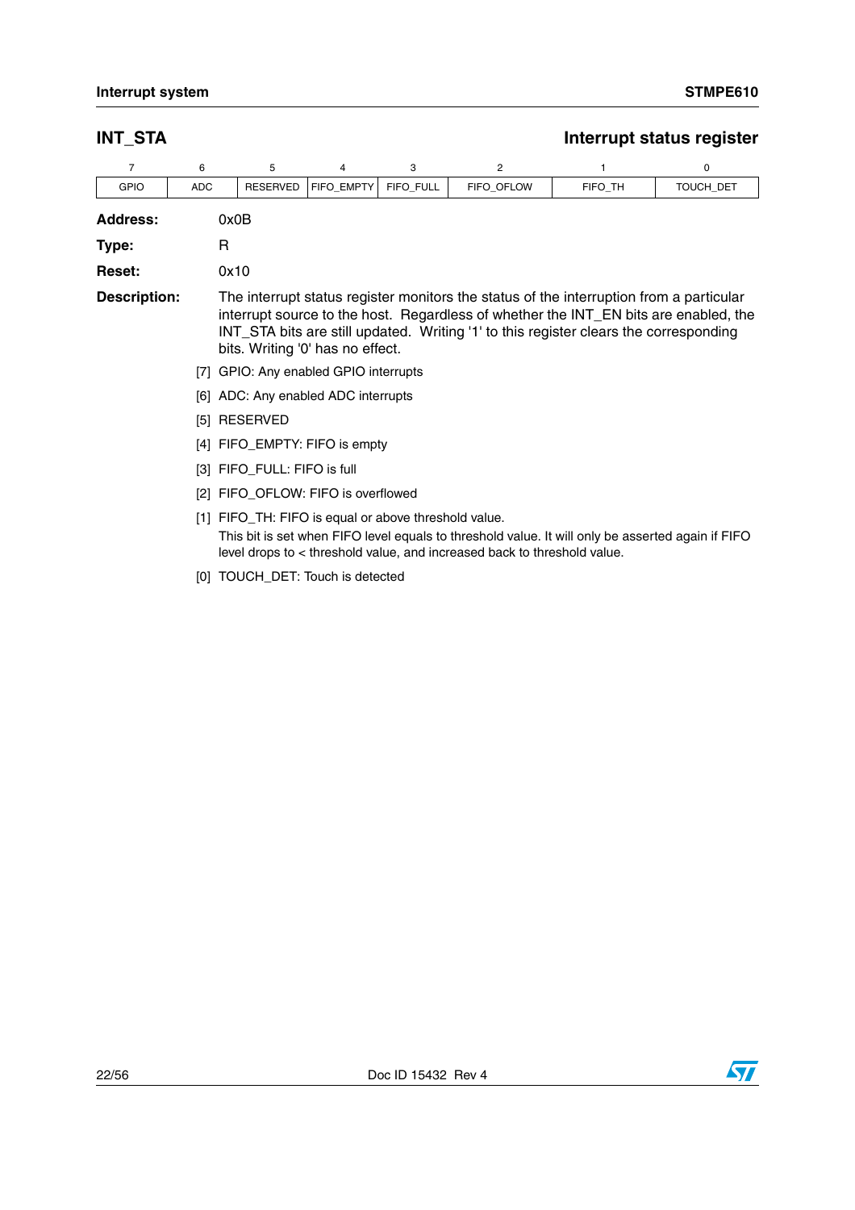## INT_STA — Interrupt status register

| 7 | 6 | 5 | 4 | 3 | 2 | 1 | 0 |
|---|---|---|---|---|---|---|---|
| GPIO | ADC | RESERVED | FIFO_EMPTY | FIFO_FULL | FIFO_OFLOW | FIFO_TH | TOUCH_DET |

**Address:** 0x0B

**Type:** R

**Reset:** 0x10

**Description:** The interrupt status register monitors the status of the interruption from a particular interrupt source to the host. Regardless of whether the INT_EN bits are enabled, the INT_STA bits are still updated. Writing '1' to this register clears the corresponding bits. Writing '0' has no effect.

[7] GPIO: Any enabled GPIO interrupts

[6] ADC: Any enabled ADC interrupts

[5] RESERVED

[4] FIFO_EMPTY: FIFO is empty

[3] FIFO_FULL: FIFO is full

[2] FIFO_OFLOW: FIFO is overflowed

[1] FIFO_TH: FIFO is equal or above threshold value.
This bit is set when FIFO level equals to threshold value. It will only be asserted again if FIFO level drops to < threshold value, and increased back to threshold value.

[0] TOUCH_DET: Touch is detected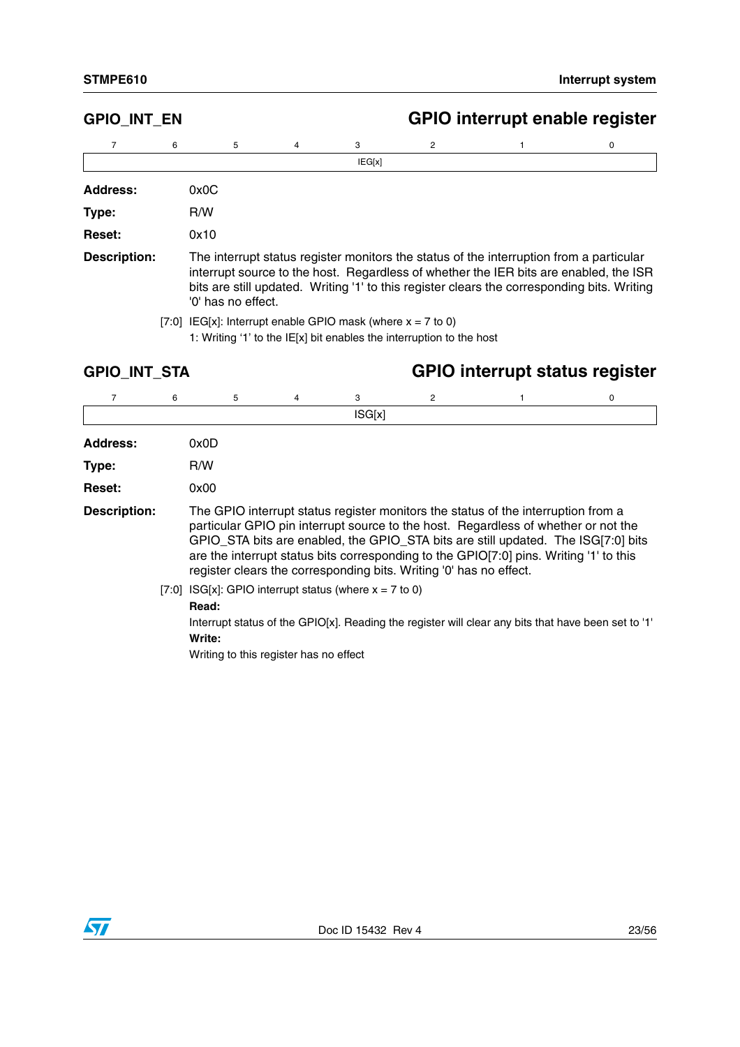## GPIO_INT_EN — GPIO interrupt enable register

| 7 | 6 | 5 | 4 | 3 | 2 | 1 | 0 |
|---|---|---|---|---|---|---|---|
| IEG[x] | | | | | | | |

**Address:** 0x0C

**Type:** R/W

**Reset:** 0x10

**Description:** The interrupt status register monitors the status of the interruption from a particular interrupt source to the host. Regardless of whether the IER bits are enabled, the ISR bits are still updated. Writing '1' to this register clears the corresponding bits. Writing '0' has no effect.

[7:0] IEG[x]: Interrupt enable GPIO mask (where x = 7 to 0)
1: Writing '1' to the IE[x] bit enables the interruption to the host

## GPIO_INT_STA — GPIO interrupt status register

| 7 | 6 | 5 | 4 | 3 | 2 | 1 | 0 |
|---|---|---|---|---|---|---|---|
| ISG[x] | | | | | | | |

**Address:** 0x0D

**Type:** R/W

**Reset:** 0x00

**Description:** The GPIO interrupt status register monitors the status of the interruption from a particular GPIO pin interrupt source to the host. Regardless of whether or not the GPIO_STA bits are enabled, the GPIO_STA bits are still updated. The ISG[7:0] bits are the interrupt status bits corresponding to the GPIO[7:0] pins. Writing '1' to this register clears the corresponding bits. Writing '0' has no effect.

[7:0] ISG[x]: GPIO interrupt status (where x = 7 to 0)

**Read:**

Interrupt status of the GPIO[x]. Reading the register will clear any bits that have been set to '1'

**Write:**

Writing to this register has no effect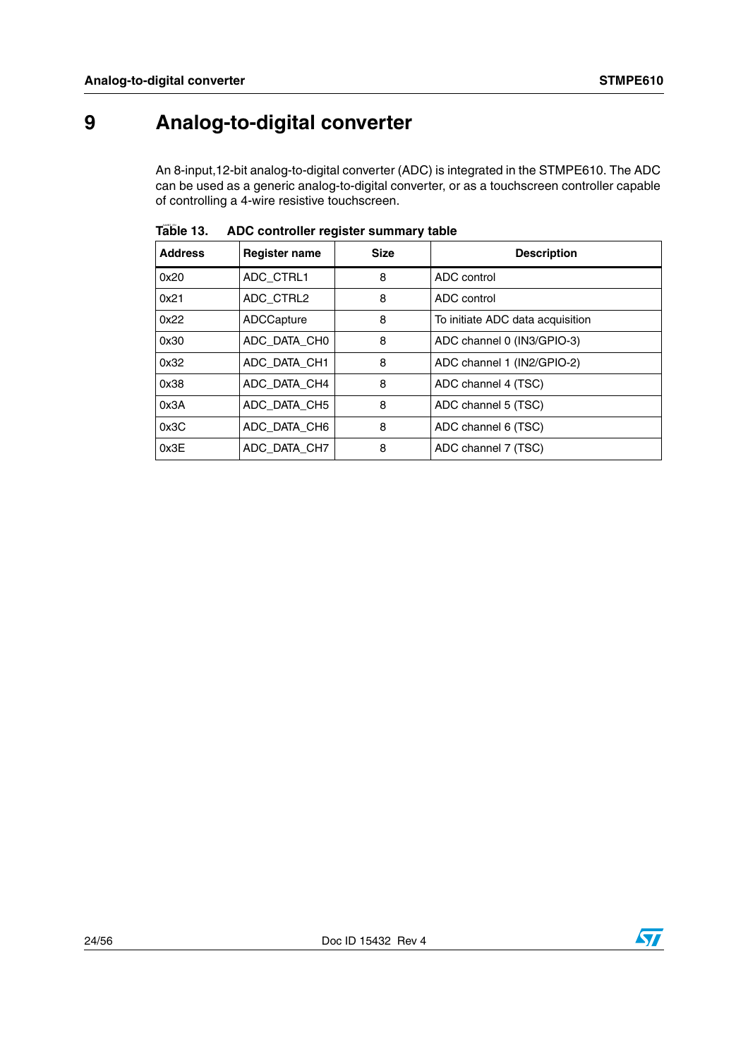# 9 Analog-to-digital converter

An 8-input,12-bit analog-to-digital converter (ADC) is integrated in the STMPE610. The ADC can be used as a generic analog-to-digital converter, or as a touchscreen controller capable of controlling a 4-wire resistive touchscreen.

**Table 13. ADC controller register summary table**

| Address | Register name | Size | Description |
|---|---|---|---|
| 0x20 | ADC_CTRL1 | 8 | ADC control |
| 0x21 | ADC_CTRL2 | 8 | ADC control |
| 0x22 | ADCCapture | 8 | To initiate ADC data acquisition |
| 0x30 | ADC_DATA_CH0 | 8 | ADC channel 0 (IN3/GPIO-3) |
| 0x32 | ADC_DATA_CH1 | 8 | ADC channel 1 (IN2/GPIO-2) |
| 0x38 | ADC_DATA_CH4 | 8 | ADC channel 4 (TSC) |
| 0x3A | ADC_DATA_CH5 | 8 | ADC channel 5 (TSC) |
| 0x3C | ADC_DATA_CH6 | 8 | ADC channel 6 (TSC) |
| 0x3E | ADC_DATA_CH7 | 8 | ADC channel 7 (TSC) |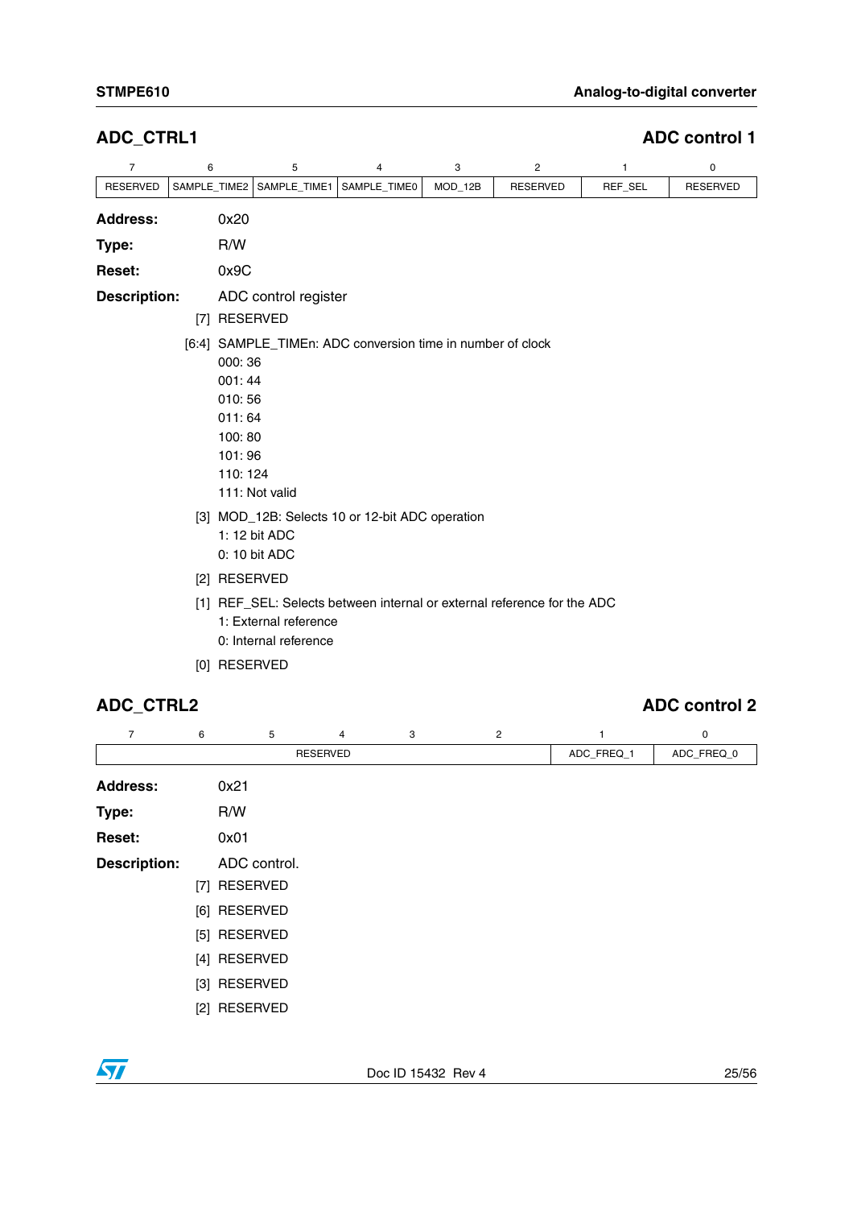## ADC_CTRL1 — ADC control 1

| 7 | 6 | 5 | 4 | 3 | 2 | 1 | 0 |
|---|---|---|---|---|---|---|---|
| RESERVED | SAMPLE_TIME2 | SAMPLE_TIME1 | SAMPLE_TIME0 | MOD_12B | RESERVED | REF_SEL | RESERVED |

**Address:** 0x20

**Type:** R/W

**Reset:** 0x9C

**Description:** ADC control register

[7] RESERVED

[6:4] SAMPLE_TIMEn: ADC conversion time in number of clock
- 000: 36
- 001: 44
- 010: 56
- 011: 64
- 100: 80
- 101: 96
- 110: 124
- 111: Not valid

[3] MOD_12B: Selects 10 or 12-bit ADC operation
- 1: 12 bit ADC
- 0: 10 bit ADC

[2] RESERVED

[1] REF_SEL: Selects between internal or external reference for the ADC
- 1: External reference
- 0: Internal reference

[0] RESERVED

## ADC_CTRL2 — ADC control 2

| 7 | 6 | 5 | 4 | 3 | 2 | 1 | 0 |
|---|---|---|---|---|---|---|---|
| RESERVED | | | | | | ADC_FREQ_1 | ADC_FREQ_0 |

**Address:** 0x21

**Type:** R/W

**Reset:** 0x01

**Description:** ADC control.

[7] RESERVED

[6] RESERVED

[5] RESERVED

[4] RESERVED

[3] RESERVED

[2] RESERVED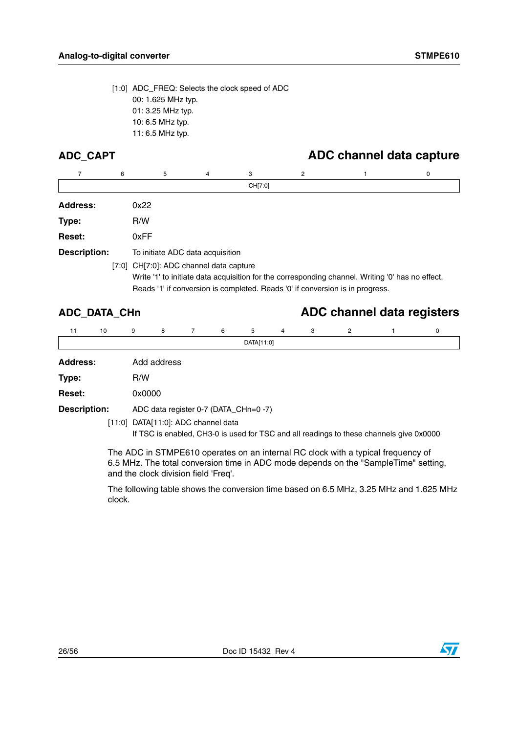[1:0] ADC_FREQ: Selects the clock speed of ADC
00: 1.625 MHz typ.
01: 3.25 MHz typ.
10: 6.5 MHz typ.
11: 6.5 MHz typ.

## ADC_CAPT — ADC channel data capture

| 7 | 6 | 5 | 4 | 3 | 2 | 1 | 0 |
|---|---|---|---|---|---|---|---|
| CH[7:0] | | | | | | | |

**Address:** 0x22

**Type:** R/W

**Reset:** 0xFF

**Description:** To initiate ADC data acquisition

[7:0] CH[7:0]: ADC channel data capture
Write '1' to initiate data acquisition for the corresponding channel. Writing '0' has no effect.
Reads '1' if conversion is completed. Reads '0' if conversion is in progress.

## ADC_DATA_CHn — ADC channel data registers

| 11 | 10 | 9 | 8 | 7 | 6 | 5 | 4 | 3 | 2 | 1 | 0 |
|---|---|---|---|---|---|---|---|---|---|---|---|
| DATA[11:0] | | | | | | | | | | | |

**Address:** Add address

**Type:** R/W

**Reset:** 0x0000

**Description:** ADC data register 0-7 (DATA_CHn=0 -7)

[11:0] DATA[11:0]: ADC channel data
If TSC is enabled, CH3-0 is used for TSC and all readings to these channels give 0x0000

The ADC in STMPE610 operates on an internal RC clock with a typical frequency of 6.5 MHz. The total conversion time in ADC mode depends on the "SampleTime" setting, and the clock division field 'Freq'.

The following table shows the conversion time based on 6.5 MHz, 3.25 MHz and 1.625 MHz clock.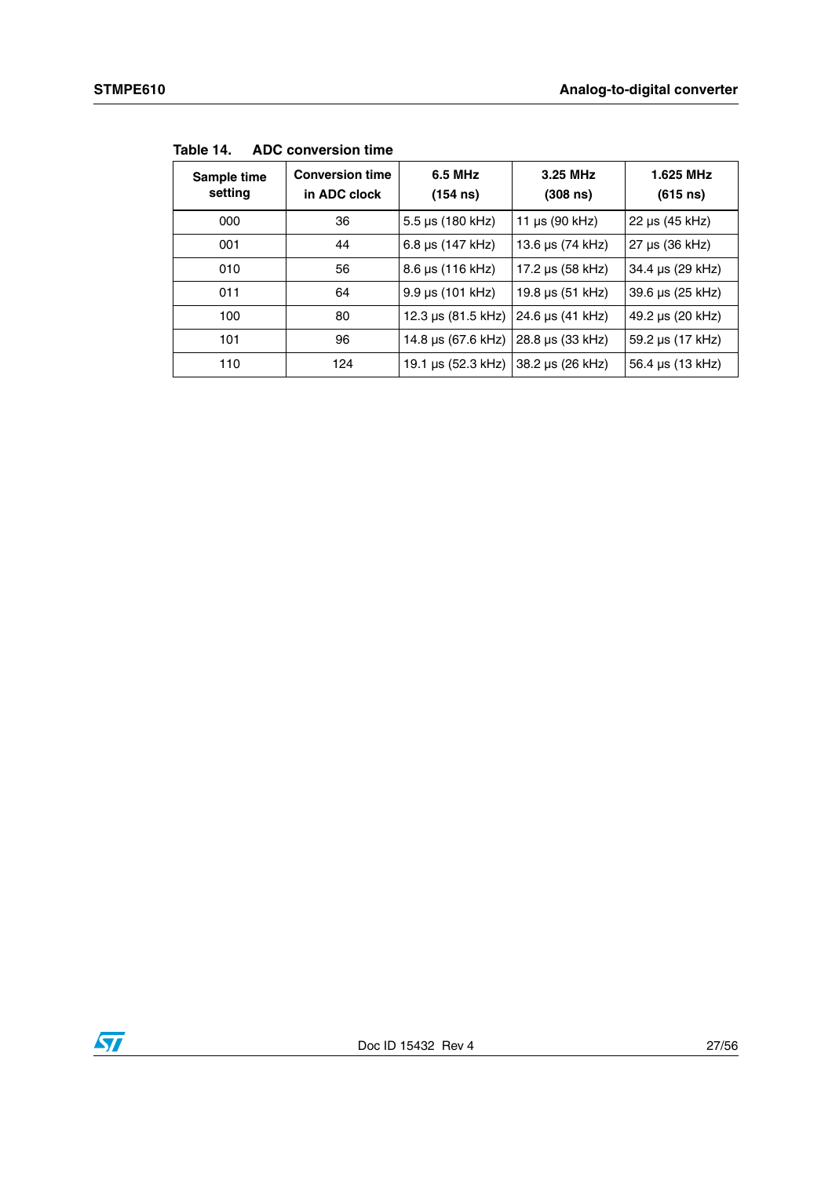Table 14. ADC conversion time

| Sample time setting | Conversion time in ADC clock | 6.5 MHz (154 ns) | 3.25 MHz (308 ns) | 1.625 MHz (615 ns) |
|---|---|---|---|---|
| 000 | 36 | 5.5 µs (180 kHz) | 11 µs (90 kHz) | 22 µs (45 kHz) |
| 001 | 44 | 6.8 µs (147 kHz) | 13.6 µs (74 kHz) | 27 µs (36 kHz) |
| 010 | 56 | 8.6 µs (116 kHz) | 17.2 µs (58 kHz) | 34.4 µs (29 kHz) |
| 011 | 64 | 9.9 µs (101 kHz) | 19.8 µs (51 kHz) | 39.6 µs (25 kHz) |
| 100 | 80 | 12.3 µs (81.5 kHz) | 24.6 µs (41 kHz) | 49.2 µs (20 kHz) |
| 101 | 96 | 14.8 µs (67.6 kHz) | 28.8 µs (33 kHz) | 59.2 µs (17 kHz) |
| 110 | 124 | 19.1 µs (52.3 kHz) | 38.2 µs (26 kHz) | 56.4 µs (13 kHz) |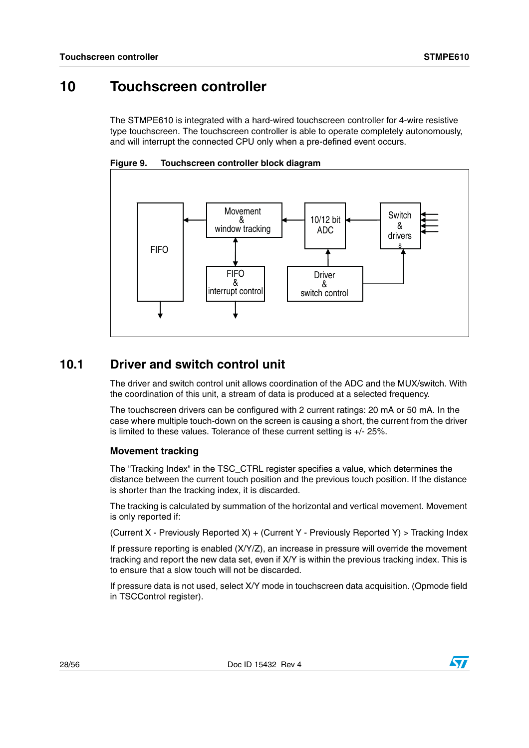# 10 Touchscreen controller

The STMPE610 is integrated with a hard-wired touchscreen controller for 4-wire resistive type touchscreen. The touchscreen controller is able to operate completely autonomously, and will interrupt the connected CPU only when a pre-defined event occurs.

**Figure 9. Touchscreen controller block diagram**

FIFO

Movement & window tracking

10/12 bit ADC

Switch & drivers

FIFO & interrupt control

Driver & switch control

## 10.1 Driver and switch control unit

The driver and switch control unit allows coordination of the ADC and the MUX/switch. With the coordination of this unit, a stream of data is produced at a selected frequency.

The touchscreen drivers can be configured with 2 current ratings: 20 mA or 50 mA. In the case where multiple touch-down on the screen is causing a short, the current from the driver is limited to these values. Tolerance of these current setting is +/- 25%.

### Movement tracking

The "Tracking Index" in the TSC_CTRL register specifies a value, which determines the distance between the current touch position and the previous touch position. If the distance is shorter than the tracking index, it is discarded.

The tracking is calculated by summation of the horizontal and vertical movement. Movement is only reported if:

(Current X - Previously Reported X) + (Current Y - Previously Reported Y) > Tracking Index

If pressure reporting is enabled (X/Y/Z), an increase in pressure will override the movement tracking and report the new data set, even if X/Y is within the previous tracking index. This is to ensure that a slow touch will not be discarded.

If pressure data is not used, select X/Y mode in touchscreen data acquisition. (Opmode field in TSCControl register).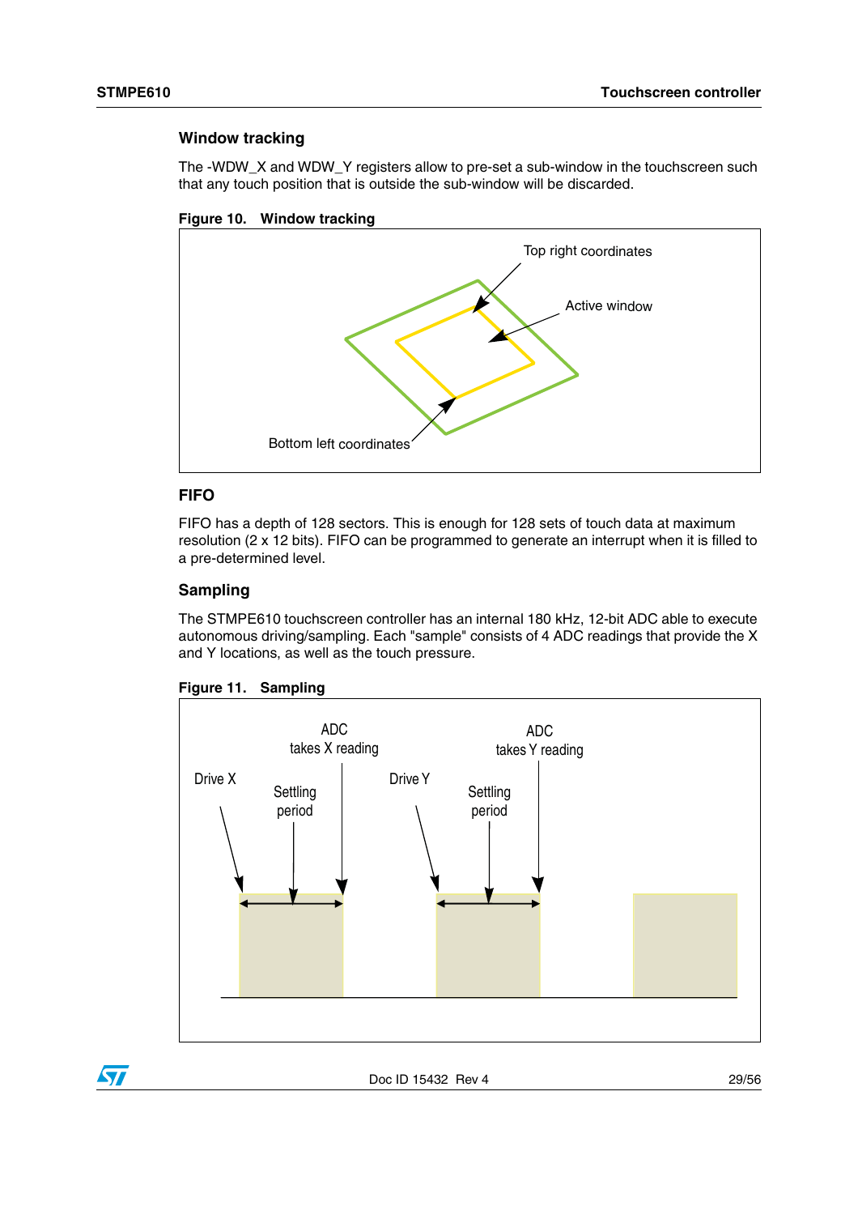### Window tracking

The -WDW_X and WDW_Y registers allow to pre-set a sub-window in the touchscreen such that any touch position that is outside the sub-window will be discarded.

**Figure 10. Window tracking**

### FIFO

FIFO has a depth of 128 sectors. This is enough for 128 sets of touch data at maximum resolution (2 x 12 bits). FIFO can be programmed to generate an interrupt when it is filled to a pre-determined level.

### Sampling

The STMPE610 touchscreen controller has an internal 180 kHz, 12-bit ADC able to execute autonomous driving/sampling. Each "sample" consists of 4 ADC readings that provide the X and Y locations, as well as the touch pressure.

**Figure 11. Sampling**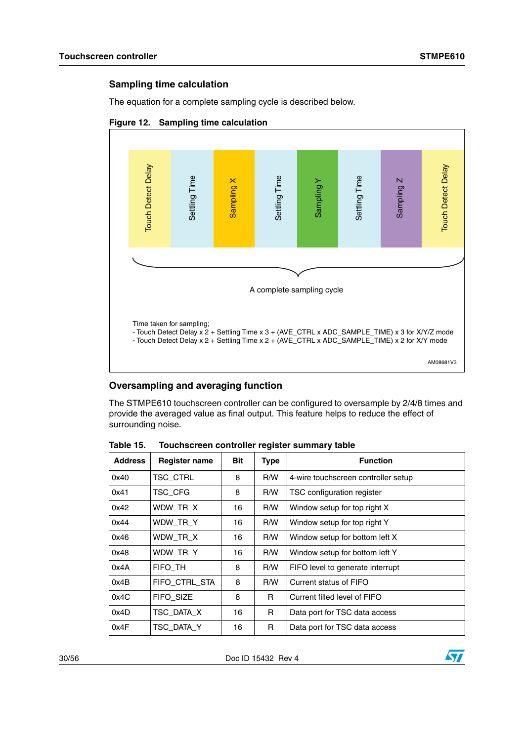### Sampling time calculation

The equation for a complete sampling cycle is described below.

**Figure 12. Sampling time calculation**

Touch Detect Delay | Settling Time | Sampling X | Settling Time | Sampling Y | Settling Time | Sampling Z | Touch Detect Delay

A complete sampling cycle

Time taken for sampling;
- Touch Detect Delay x 2 + Settling Time x 3 + (AVE_CTRL x ADC_SAMPLE_TIME) x 3 for X/Y/Z mode
- Touch Detect Delay x 2 + Settling Time x 2 + (AVE_CTRL x ADC_SAMPLE_TIME) x 2 for X/Y mode

AM08681V3

### Oversampling and averaging function

The STMPE610 touchscreen controller can be configured to oversample by 2/4/8 times and provide the averaged value as final output. This feature helps to reduce the effect of surrounding noise.

**Table 15. Touchscreen controller register summary table**

| Address | Register name | Bit | Type | Function |
|---|---|---|---|---|
| 0x40 | TSC_CTRL | 8 | R/W | 4-wire touchscreen controller setup |
| 0x41 | TSC_CFG | 8 | R/W | TSC configuration register |
| 0x42 | WDW_TR_X | 16 | R/W | Window setup for top right X |
| 0x44 | WDW_TR_Y | 16 | R/W | Window setup for top right Y |
| 0x46 | WDW_TR_X | 16 | R/W | Window setup for bottom left X |
| 0x48 | WDW_TR_Y | 16 | R/W | Window setup for bottom left Y |
| 0x4A | FIFO_TH | 8 | R/W | FIFO level to generate interrupt |
| 0x4B | FIFO_CTRL_STA | 8 | R/W | Current status of FIFO |
| 0x4C | FIFO_SIZE | 8 | R | Current filled level of FIFO |
| 0x4D | TSC_DATA_X | 16 | R | Data port for TSC data access |
| 0x4F | TSC_DATA_Y | 16 | R | Data port for TSC data access |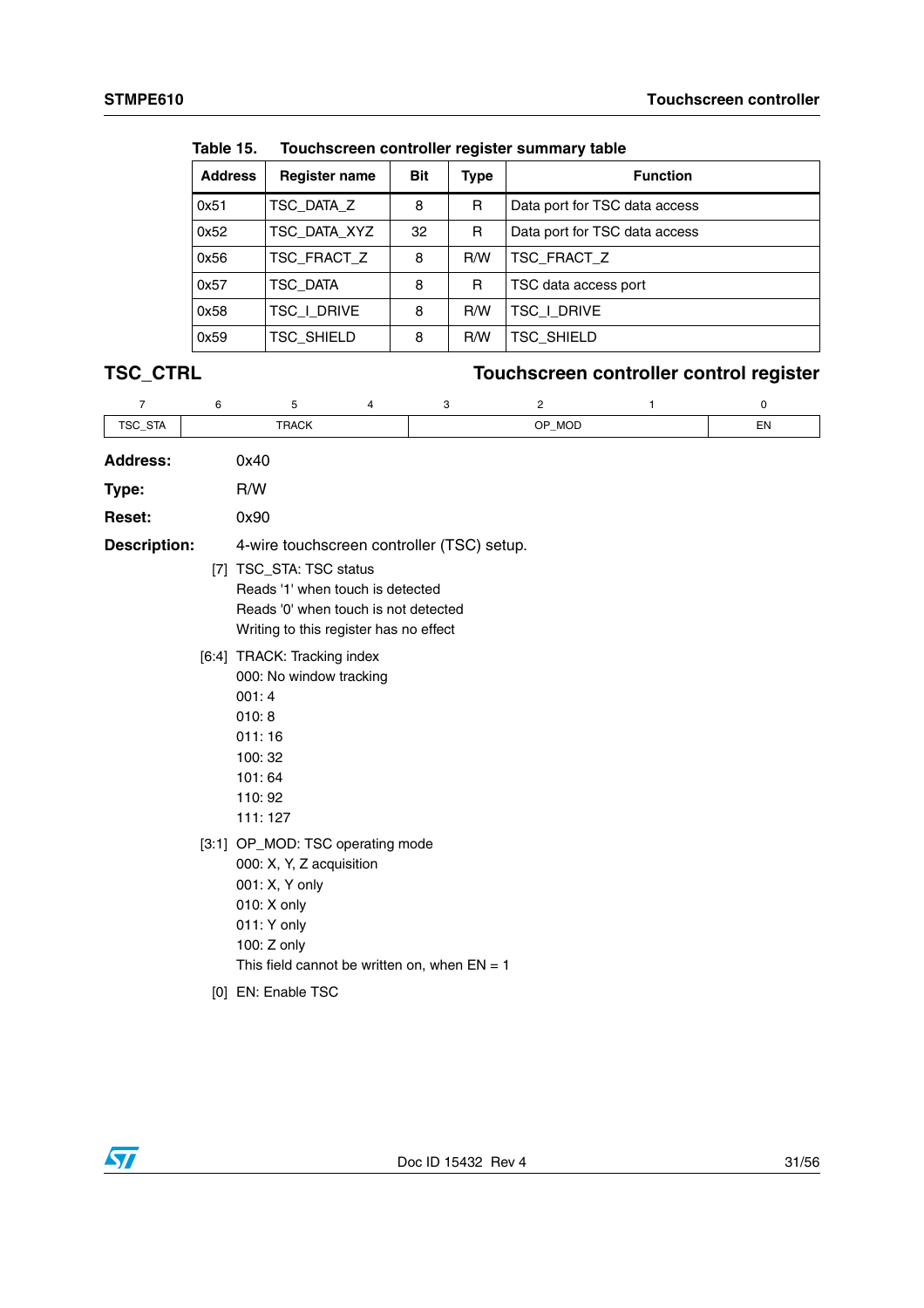Table 15. Touchscreen controller register summary table

| Address | Register name | Bit | Type | Function |
|---|---|---|---|---|
| 0x51 | TSC_DATA_Z | 8 | R | Data port for TSC data access |
| 0x52 | TSC_DATA_XYZ | 32 | R | Data port for TSC data access |
| 0x56 | TSC_FRACT_Z | 8 | R/W | TSC_FRACT_Z |
| 0x57 | TSC_DATA | 8 | R | TSC data access port |
| 0x58 | TSC_I_DRIVE | 8 | R/W | TSC_I_DRIVE |
| 0x59 | TSC_SHIELD | 8 | R/W | TSC_SHIELD |

## TSC_CTRL — Touchscreen controller control register

| 7 | 6 | 5 | 4 | 3 | 2 | 1 | 0 |
|---|---|---|---|---|---|---|---|
| TSC_STA | TRACK | | | OP_MOD | | | EN |

**Address:** 0x40

**Type:** R/W

**Reset:** 0x90

**Description:** 4-wire touchscreen controller (TSC) setup.

[7] TSC_STA: TSC status
Reads '1' when touch is detected
Reads '0' when touch is not detected
Writing to this register has no effect

[6:4] TRACK: Tracking index
000: No window tracking
001: 4
010: 8
011: 16
100: 32
101: 64
110: 92
111: 127

[3:1] OP_MOD: TSC operating mode
000: X, Y, Z acquisition
001: X, Y only
010: X only
011: Y only
100: Z only
This field cannot be written on, when EN = 1

[0] EN: Enable TSC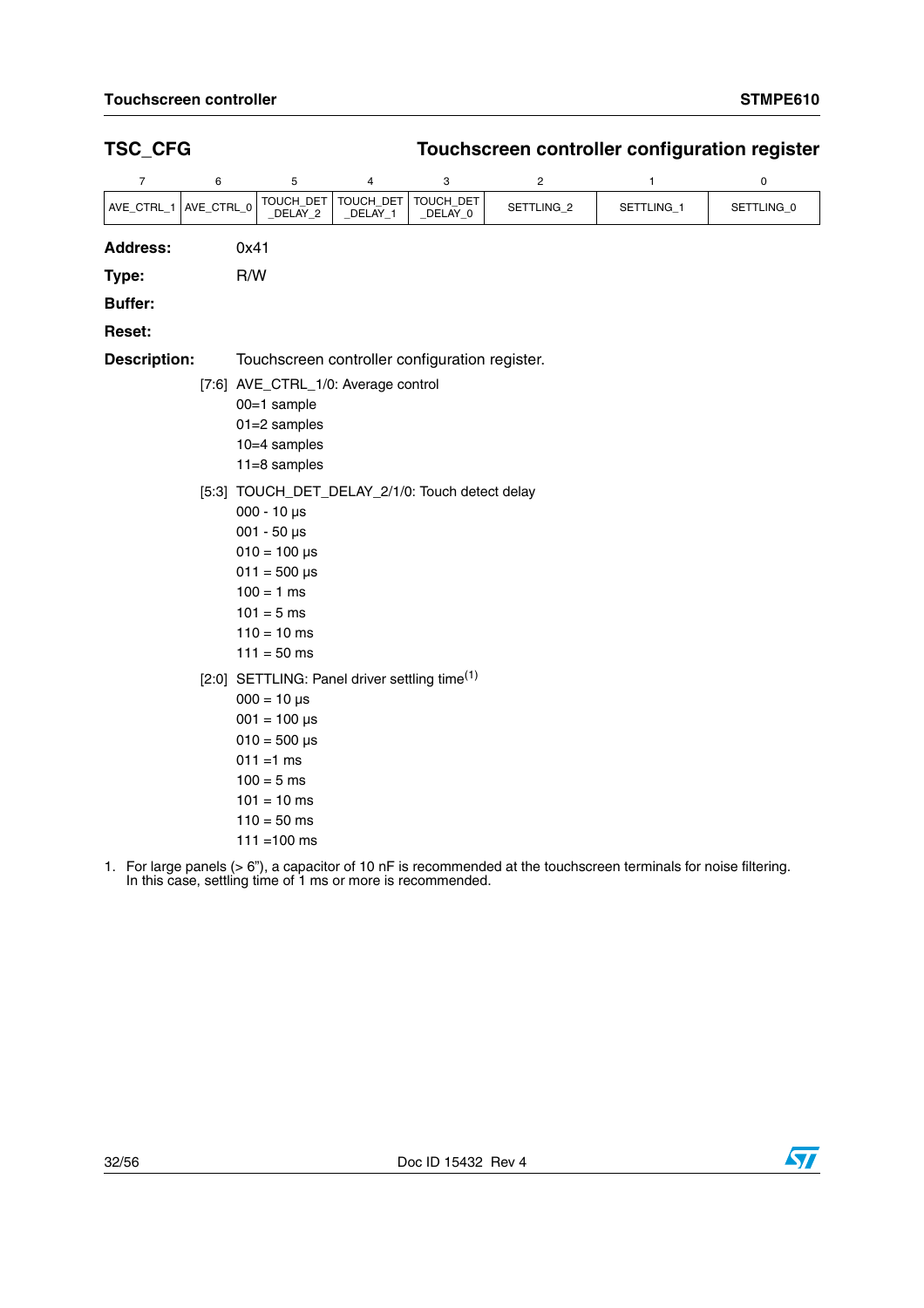## TSC_CFG — Touchscreen controller configuration register

| 7 | 6 | 5 | 4 | 3 | 2 | 1 | 0 |
|---|---|---|---|---|---|---|---|
| AVE_CTRL_1 | AVE_CTRL_0 | TOUCH_DET_DELAY_2 | TOUCH_DET_DELAY_1 | TOUCH_DET_DELAY_0 | SETTLING_2 | SETTLING_1 | SETTLING_0 |

**Address:** 0x41

**Type:** R/W

**Buffer:**

**Reset:**

**Description:** Touchscreen controller configuration register.

[7:6] AVE_CTRL_1/0: Average control
- 00=1 sample
- 01=2 samples
- 10=4 samples
- 11=8 samples

[5:3] TOUCH_DET_DELAY_2/1/0: Touch detect delay
- 000 - 10 µs
- 001 - 50 µs
- 010 = 100 µs
- 011 = 500 µs
- 100 = 1 ms
- 101 = 5 ms
- 110 = 10 ms
- 111 = 50 ms

[2:0] SETTLING: Panel driver settling time(1)
- 000 = 10 µs
- 001 = 100 µs
- 010 = 500 µs
- 011 =1 ms
- 100 = 5 ms
- 101 = 10 ms
- 110 = 50 ms
- 111 =100 ms

1. For large panels (> 6"), a capacitor of 10 nF is recommended at the touchscreen terminals for noise filtering. In this case, settling time of 1 ms or more is recommended.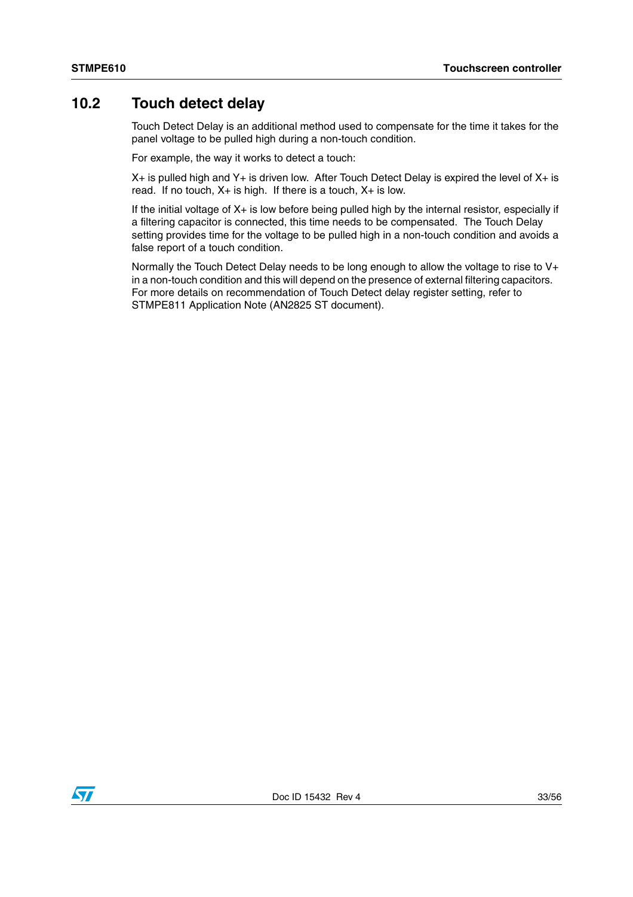## 10.2 Touch detect delay

Touch Detect Delay is an additional method used to compensate for the time it takes for the panel voltage to be pulled high during a non-touch condition.

For example, the way it works to detect a touch:

X+ is pulled high and Y+ is driven low. After Touch Detect Delay is expired the level of X+ is read. If no touch, X+ is high. If there is a touch, X+ is low.

If the initial voltage of X+ is low before being pulled high by the internal resistor, especially if a filtering capacitor is connected, this time needs to be compensated. The Touch Delay setting provides time for the voltage to be pulled high in a non-touch condition and avoids a false report of a touch condition.

Normally the Touch Detect Delay needs to be long enough to allow the voltage to rise to V+ in a non-touch condition and this will depend on the presence of external filtering capacitors. For more details on recommendation of Touch Detect delay register setting, refer to STMPE811 Application Note (AN2825 ST document).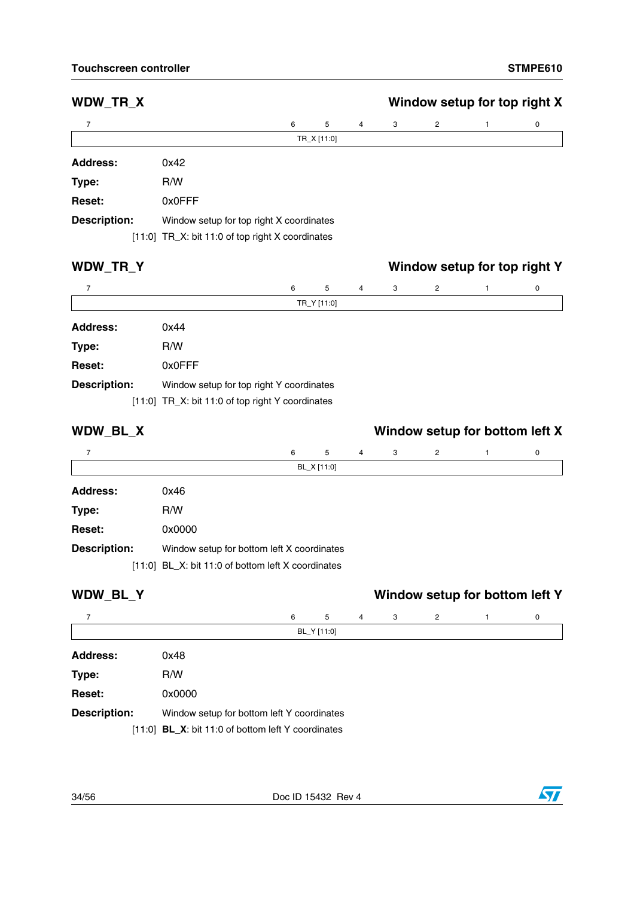## WDW_TR_X — Window setup for top right X

| 7 | 6 | 5 | 4 | 3 | 2 | 1 | 0 |
|---|---|---|---|---|---|---|---|
| TR_X [11:0] | | | | | | | |

**Address:** 0x42

**Type:** R/W

**Reset:** 0x0FFF

**Description:** Window setup for top right X coordinates

[11:0] TR_X: bit 11:0 of top right X coordinates

## WDW_TR_Y — Window setup for top right Y

| 7 | 6 | 5 | 4 | 3 | 2 | 1 | 0 |
|---|---|---|---|---|---|---|---|
| TR_Y [11:0] | | | | | | | |

**Address:** 0x44

**Type:** R/W

**Reset:** 0x0FFF

**Description:** Window setup for top right Y coordinates

[11:0] TR_X: bit 11:0 of top right Y coordinates

## WDW_BL_X — Window setup for bottom left X

| 7 | 6 | 5 | 4 | 3 | 2 | 1 | 0 |
|---|---|---|---|---|---|---|---|
| BL_X [11:0] | | | | | | | |

**Address:** 0x46

**Type:** R/W

**Reset:** 0x0000

**Description:** Window setup for bottom left X coordinates

[11:0] BL_X: bit 11:0 of bottom left X coordinates

## WDW_BL_Y — Window setup for bottom left Y

| 7 | 6 | 5 | 4 | 3 | 2 | 1 | 0 |
|---|---|---|---|---|---|---|---|
| BL_Y [11:0] | | | | | | | |

**Address:** 0x48

**Type:** R/W

**Reset:** 0x0000

**Description:** Window setup for bottom left Y coordinates

[11:0] **BL_X**: bit 11:0 of bottom left Y coordinates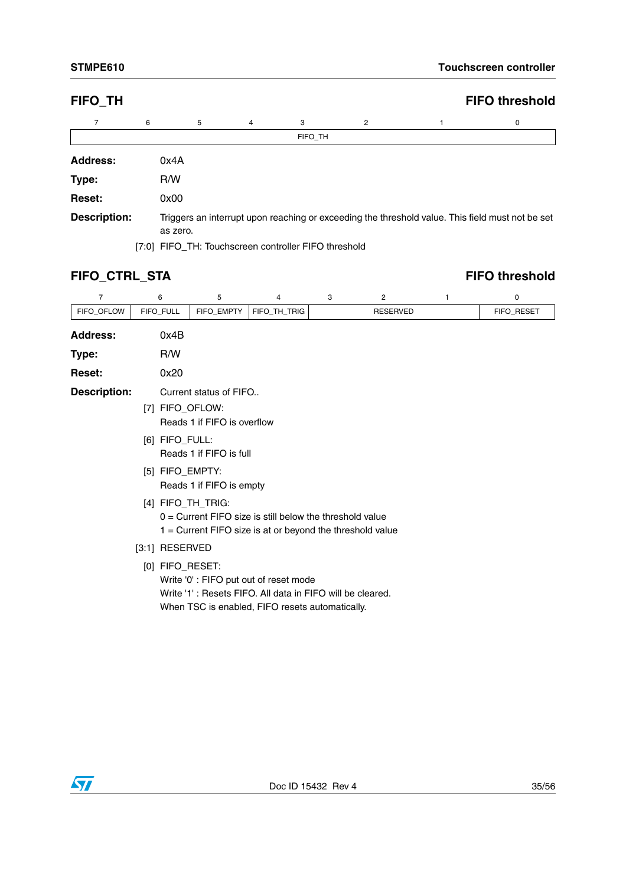## FIFO_TH — FIFO threshold

| 7 | 6 | 5 | 4 | 3 | 2 | 1 | 0 |
|---|---|---|---|---|---|---|---|
| FIFO_TH | | | | | | | |

**Address:** 0x4A

**Type:** R/W

**Reset:** 0x00

**Description:** Triggers an interrupt upon reaching or exceeding the threshold value. This field must not be set as zero.

[7:0] FIFO_TH: Touchscreen controller FIFO threshold

## FIFO_CTRL_STA — FIFO threshold

| 7 | 6 | 5 | 4 | 3 | 2 | 1 | 0 |
|---|---|---|---|---|---|---|---|
| FIFO_OFLOW | FIFO_FULL | FIFO_EMPTY | FIFO_TH_TRIG | RESERVED | | | FIFO_RESET |

**Address:** 0x4B

**Type:** R/W

**Reset:** 0x20

**Description:** Current status of FIFO..

[7] FIFO_OFLOW:
Reads 1 if FIFO is overflow

[6] FIFO_FULL:
Reads 1 if FIFO is full

[5] FIFO_EMPTY:
Reads 1 if FIFO is empty

[4] FIFO_TH_TRIG:
0 = Current FIFO size is still below the threshold value
1 = Current FIFO size is at or beyond the threshold value

[3:1] RESERVED

[0] FIFO_RESET:
Write '0' : FIFO put out of reset mode
Write '1' : Resets FIFO. All data in FIFO will be cleared.
When TSC is enabled, FIFO resets automatically.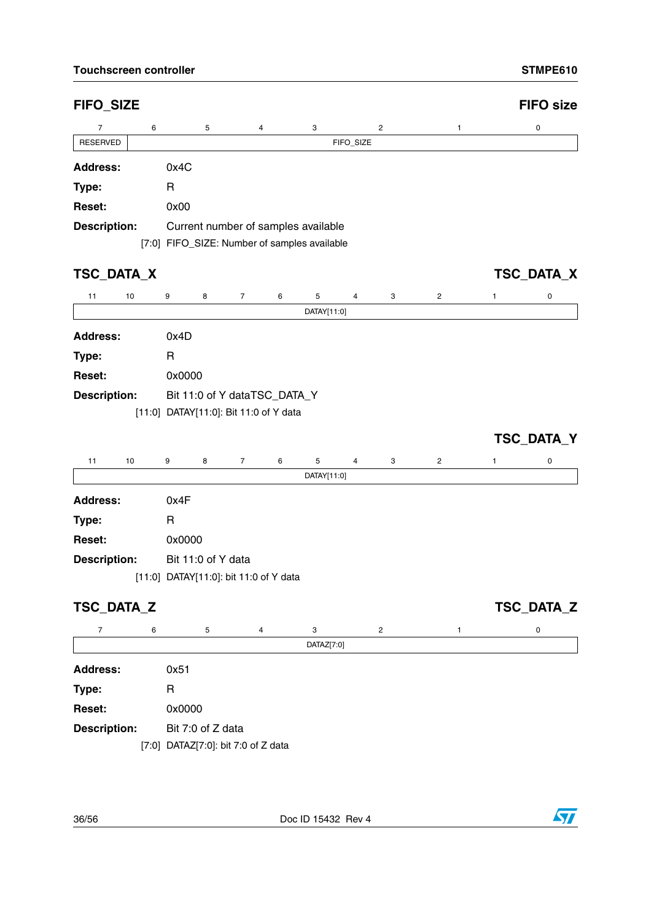## FIFO_SIZE

**FIFO size**

| 7 | 6 | 5 | 4 | 3 | 2 | 1 | 0 |
|---|---|---|---|---|---|---|---|
| RESERVED | FIFO_SIZE | | | | | | |

**Address:** 0x4C

**Type:** R

**Reset:** 0x00

**Description:** Current number of samples available

[7:0] FIFO_SIZE: Number of samples available

## TSC_DATA_X

**TSC_DATA_X**

| 11 | 10 | 9 | 8 | 7 | 6 | 5 | 4 | 3 | 2 | 1 | 0 |
|---|---|---|---|---|---|---|---|---|---|---|---|
| DATAY[11:0] | | | | | | | | | | | |

**Address:** 0x4D

**Type:** R

**Reset:** 0x0000

**Description:** Bit 11:0 of Y dataTSC_DATA_Y

[11:0] DATAY[11:0]: Bit 11:0 of Y data

**TSC_DATA_Y**

| 11 | 10 | 9 | 8 | 7 | 6 | 5 | 4 | 3 | 2 | 1 | 0 |
|---|---|---|---|---|---|---|---|---|---|---|---|
| DATAY[11:0] | | | | | | | | | | | |

**Address:** 0x4F

**Type:** R

**Reset:** 0x0000

**Description:** Bit 11:0 of Y data

[11:0] DATAY[11:0]: bit 11:0 of Y data

## TSC_DATA_Z

**TSC_DATA_Z**

| 7 | 6 | 5 | 4 | 3 | 2 | 1 | 0 |
|---|---|---|---|---|---|---|---|
| DATAZ[7:0] | | | | | | | |

**Address:** 0x51

**Type:** R

**Reset:** 0x0000

**Description:** Bit 7:0 of Z data

[7:0] DATAZ[7:0]: bit 7:0 of Z data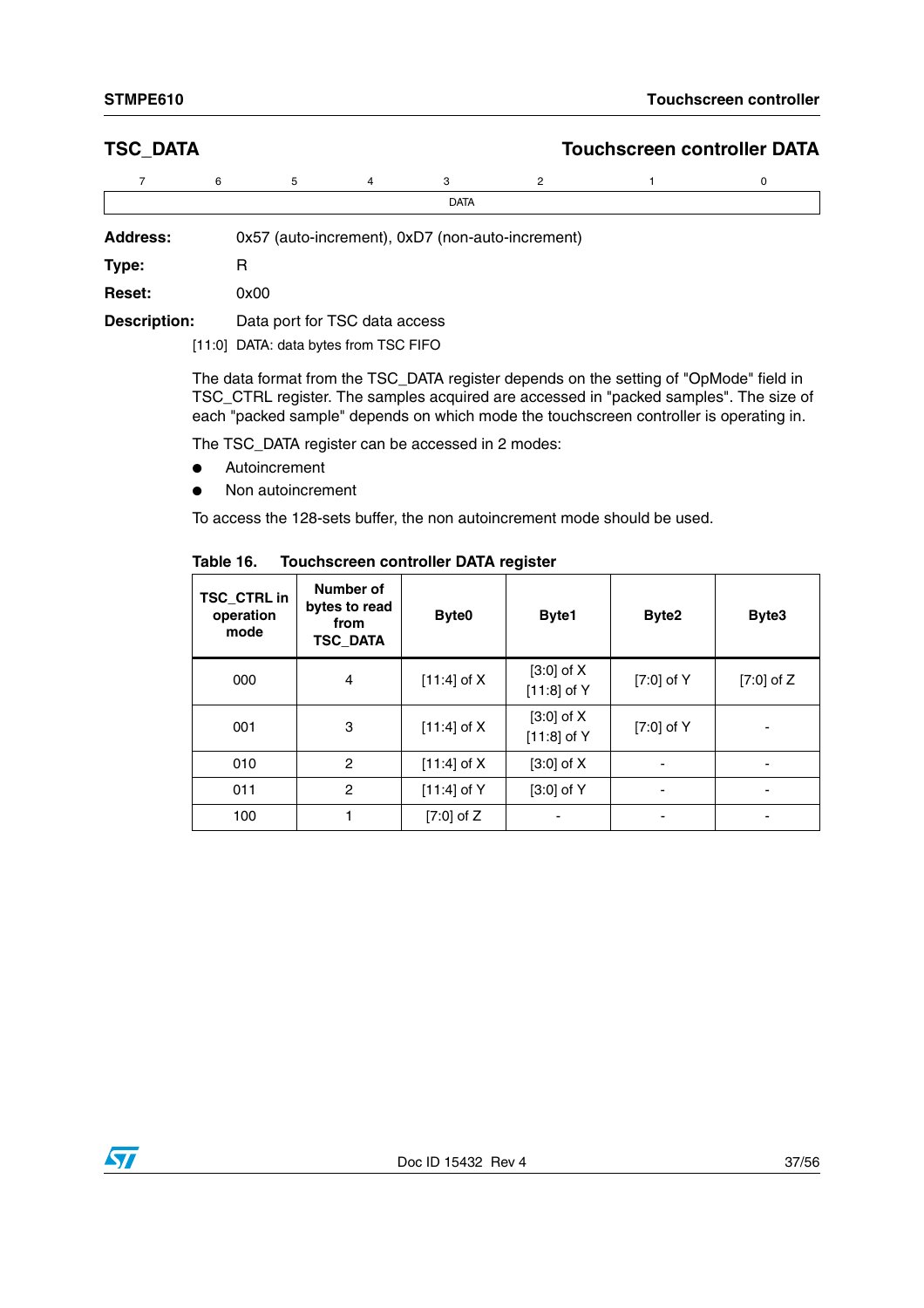## TSC_DATA — Touchscreen controller DATA

| 7 | 6 | 5 | 4 | 3 | 2 | 1 | 0 |
|---|---|---|---|---|---|---|---|
| DATA | | | | | | | |

**Address:** 0x57 (auto-increment), 0xD7 (non-auto-increment)

**Type:** R

**Reset:** 0x00

**Description:** Data port for TSC data access

[11:0] DATA: data bytes from TSC FIFO

The data format from the TSC_DATA register depends on the setting of "OpMode" field in TSC_CTRL register. The samples acquired are accessed in "packed samples". The size of each "packed sample" depends on which mode the touchscreen controller is operating in.

The TSC_DATA register can be accessed in 2 modes:

- Autoincrement
- Non autoincrement

To access the 128-sets buffer, the non autoincrement mode should be used.

**Table 16. Touchscreen controller DATA register**

| TSC_CTRL in operation mode | Number of bytes to read from TSC_DATA | Byte0 | Byte1 | Byte2 | Byte3 |
|---|---|---|---|---|---|
| 000 | 4 | [11:4] of X | [3:0] of X [11:8] of Y | [7:0] of Y | [7:0] of Z |
| 001 | 3 | [11:4] of X | [3:0] of X [11:8] of Y | [7:0] of Y | - |
| 010 | 2 | [11:4] of X | [3:0] of X | - | - |
| 011 | 2 | [11:4] of Y | [3:0] of Y | - | - |
| 100 | 1 | [7:0] of Z | - | - | - |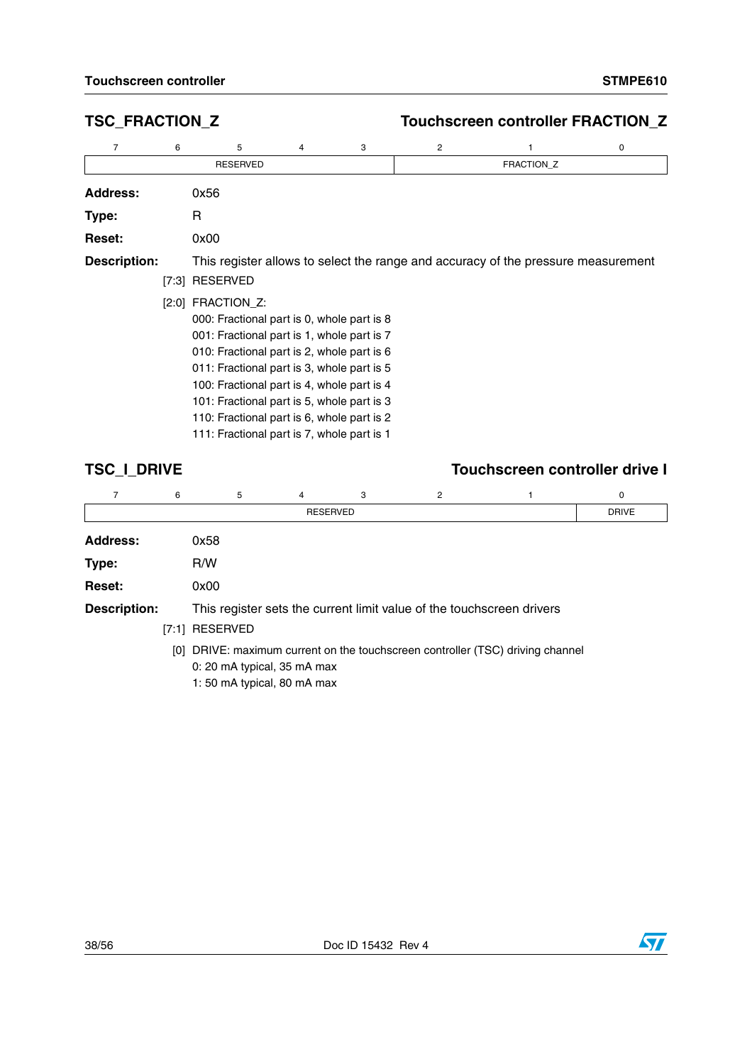## TSC_FRACTION_Z — Touchscreen controller FRACTION_Z

| 7 | 6 | 5 | 4 | 3 | 2 | 1 | 0 |
|---|---|---|---|---|---|---|---|
| RESERVED | | | | | FRACTION_Z | | |

**Address:** 0x56

**Type:** R

**Reset:** 0x00

**Description:** This register allows to select the range and accuracy of the pressure measurement

[7:3] RESERVED

[2:0] FRACTION_Z:
000: Fractional part is 0, whole part is 8
001: Fractional part is 1, whole part is 7
010: Fractional part is 2, whole part is 6
011: Fractional part is 3, whole part is 5
100: Fractional part is 4, whole part is 4
101: Fractional part is 5, whole part is 3
110: Fractional part is 6, whole part is 2
111: Fractional part is 7, whole part is 1

## TSC_I_DRIVE — Touchscreen controller drive I

| 7 | 6 | 5 | 4 | 3 | 2 | 1 | 0 |
|---|---|---|---|---|---|---|---|
| RESERVED | | | | | | | DRIVE |

**Address:** 0x58

**Type:** R/W

**Reset:** 0x00

**Description:** This register sets the current limit value of the touchscreen drivers

[7:1] RESERVED

[0] DRIVE: maximum current on the touchscreen controller (TSC) driving channel
0: 20 mA typical, 35 mA max
1: 50 mA typical, 80 mA max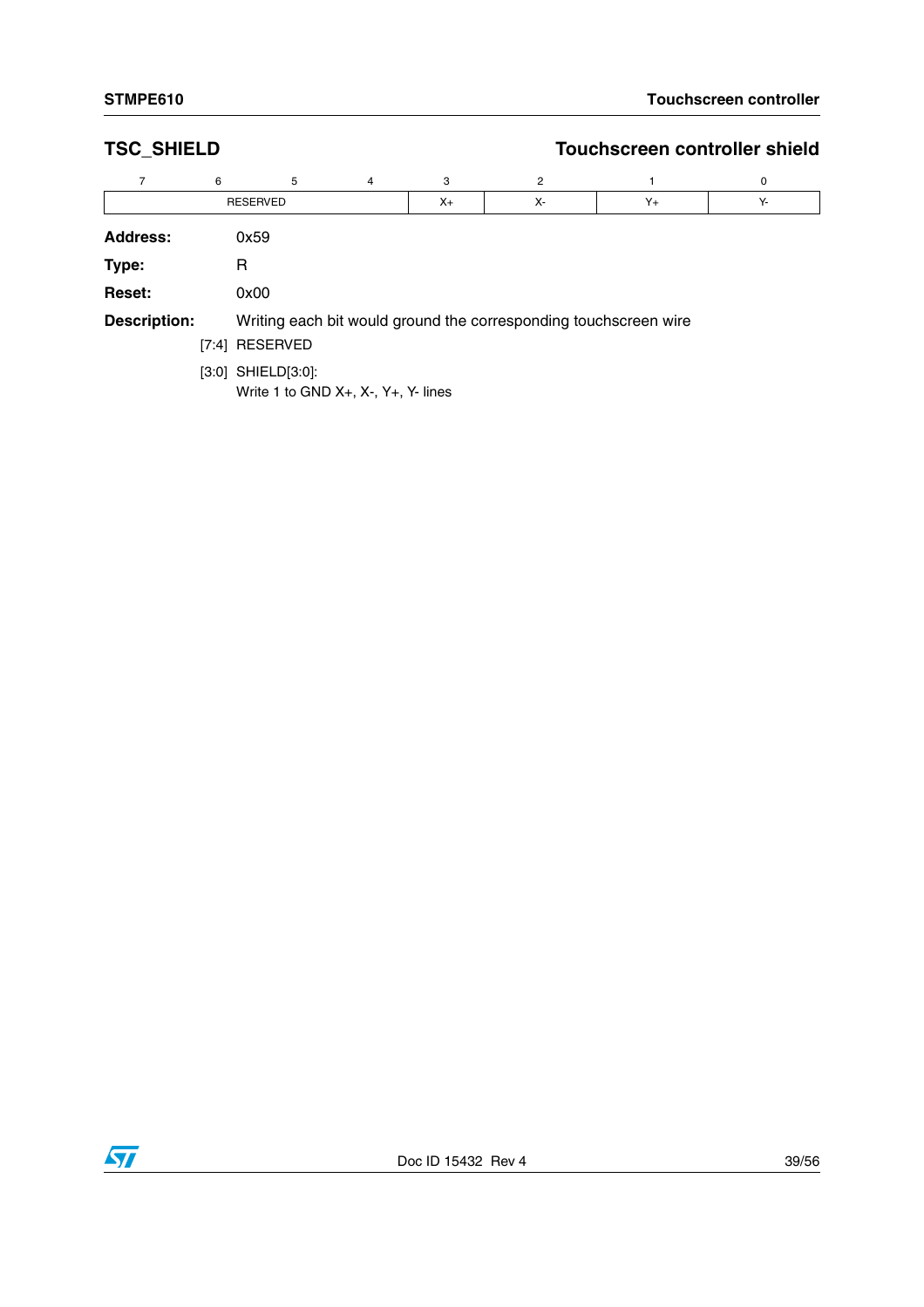## TSC_SHIELD — Touchscreen controller shield

| 7 | 6 | 5 | 4 | 3 | 2 | 1 | 0 |
|---|---|---|---|---|---|---|---|
| RESERVED | | | | X+ | X- | Y+ | Y- |

**Address:** 0x59

**Type:** R

**Reset:** 0x00

**Description:** Writing each bit would ground the corresponding touchscreen wire

[7:4] RESERVED

[3:0] SHIELD[3:0]:
Write 1 to GND X+, X-, Y+, Y- lines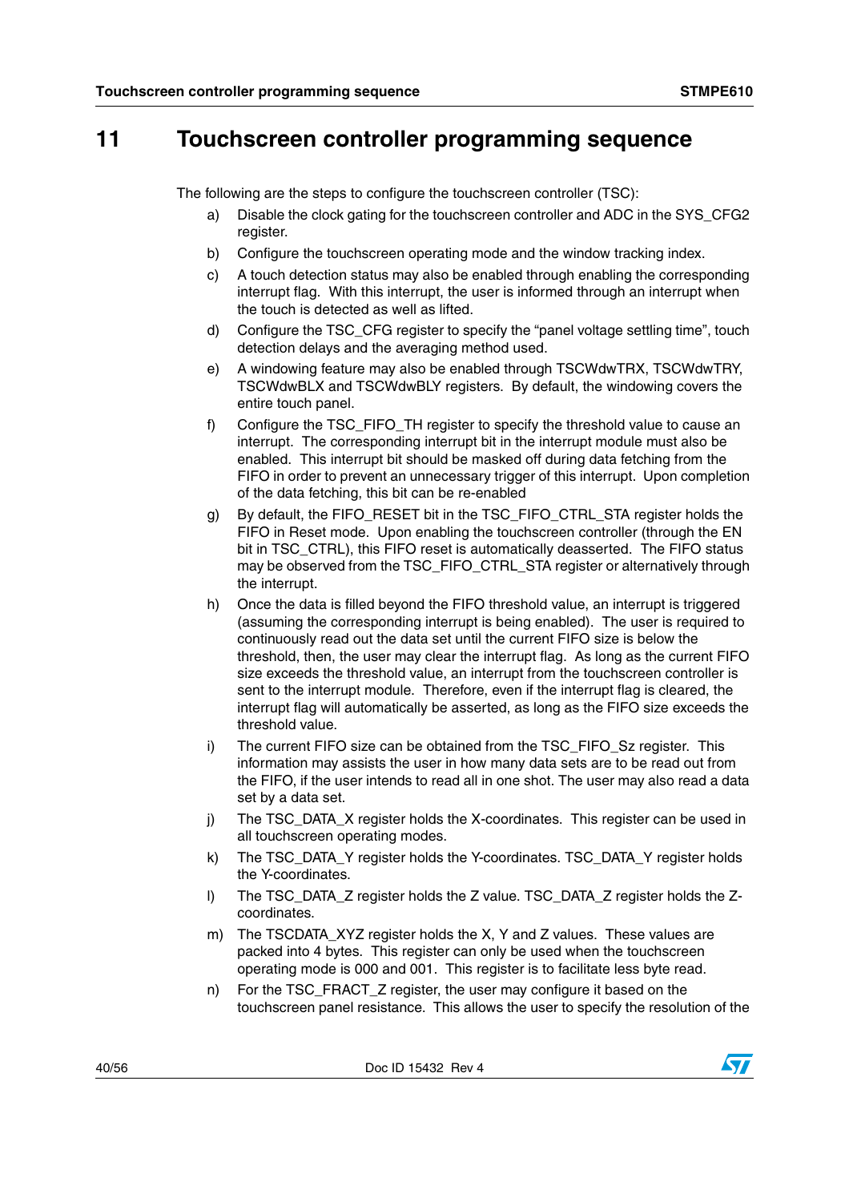# 11 Touchscreen controller programming sequence

The following are the steps to configure the touchscreen controller (TSC):

a) Disable the clock gating for the touchscreen controller and ADC in the SYS_CFG2 register.

b) Configure the touchscreen operating mode and the window tracking index.

c) A touch detection status may also be enabled through enabling the corresponding interrupt flag. With this interrupt, the user is informed through an interrupt when the touch is detected as well as lifted.

d) Configure the TSC_CFG register to specify the "panel voltage settling time", touch detection delays and the averaging method used.

e) A windowing feature may also be enabled through TSCWdwTRX, TSCWdwTRY, TSCWdwBLX and TSCWdwBLY registers. By default, the windowing covers the entire touch panel.

f) Configure the TSC_FIFO_TH register to specify the threshold value to cause an interrupt. The corresponding interrupt bit in the interrupt module must also be enabled. This interrupt bit should be masked off during data fetching from the FIFO in order to prevent an unnecessary trigger of this interrupt. Upon completion of the data fetching, this bit can be re-enabled

g) By default, the FIFO_RESET bit in the TSC_FIFO_CTRL_STA register holds the FIFO in Reset mode. Upon enabling the touchscreen controller (through the EN bit in TSC_CTRL), this FIFO reset is automatically deasserted. The FIFO status may be observed from the TSC_FIFO_CTRL_STA register or alternatively through the interrupt.

h) Once the data is filled beyond the FIFO threshold value, an interrupt is triggered (assuming the corresponding interrupt is being enabled). The user is required to continuously read out the data set until the current FIFO size is below the threshold, then, the user may clear the interrupt flag. As long as the current FIFO size exceeds the threshold value, an interrupt from the touchscreen controller is sent to the interrupt module. Therefore, even if the interrupt flag is cleared, the interrupt flag will automatically be asserted, as long as the FIFO size exceeds the threshold value.

i) The current FIFO size can be obtained from the TSC_FIFO_Sz register. This information may assists the user in how many data sets are to be read out from the FIFO, if the user intends to read all in one shot. The user may also read a data set by a data set.

j) The TSC_DATA_X register holds the X-coordinates. This register can be used in all touchscreen operating modes.

k) The TSC_DATA_Y register holds the Y-coordinates. TSC_DATA_Y register holds the Y-coordinates.

l) The TSC_DATA_Z register holds the Z value. TSC_DATA_Z register holds the Z-coordinates.

m) The TSCDATA_XYZ register holds the X, Y and Z values. These values are packed into 4 bytes. This register can only be used when the touchscreen operating mode is 000 and 001. This register is to facilitate less byte read.

n) For the TSC_FRACT_Z register, the user may configure it based on the touchscreen panel resistance. This allows the user to specify the resolution of the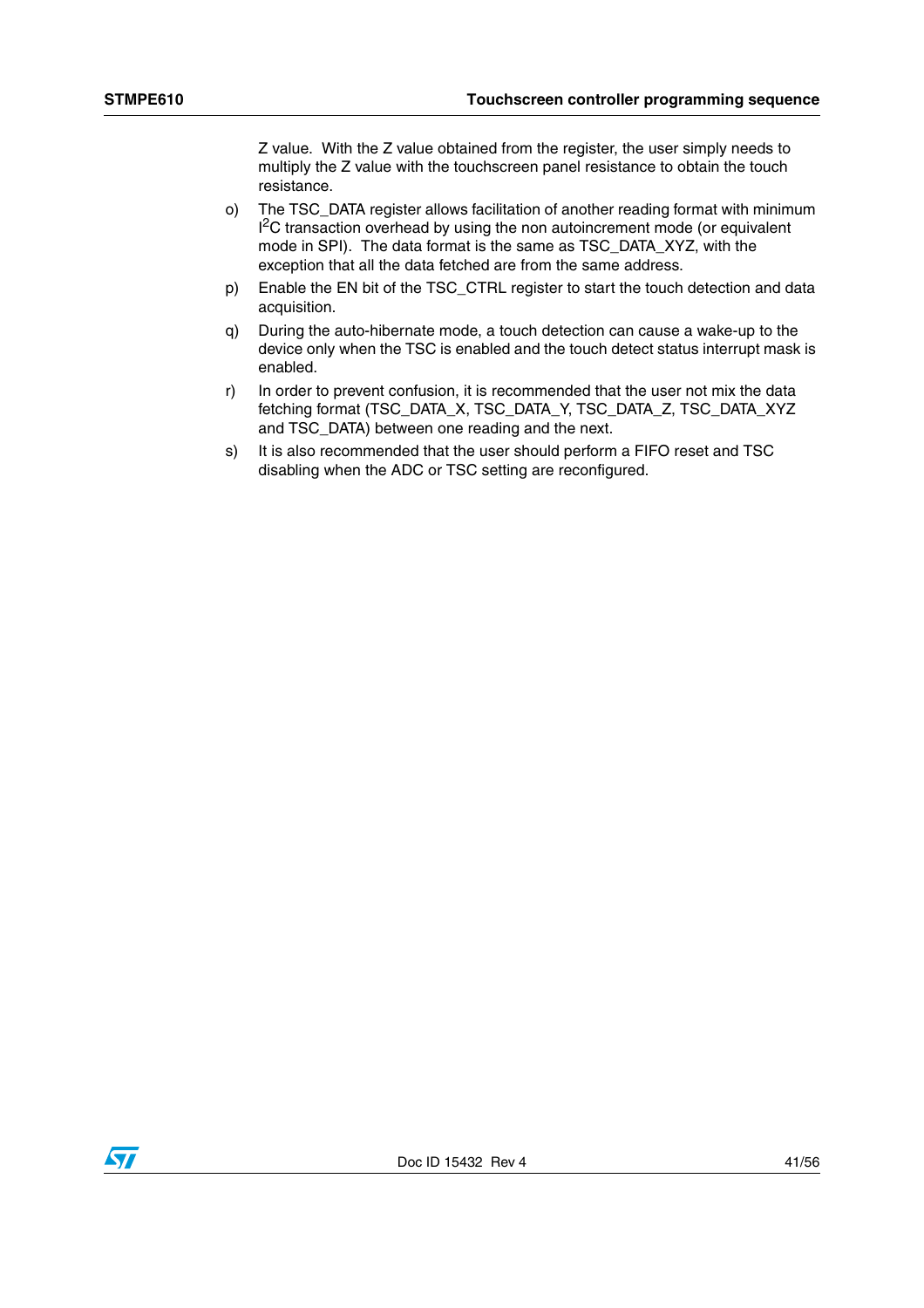Z value. With the Z value obtained from the register, the user simply needs to multiply the Z value with the touchscreen panel resistance to obtain the touch resistance.

o) The TSC_DATA register allows facilitation of another reading format with minimum $I^2C$ transaction overhead by using the non autoincrement mode (or equivalent mode in SPI). The data format is the same as TSC_DATA_XYZ, with the exception that all the data fetched are from the same address.

p) Enable the EN bit of the TSC_CTRL register to start the touch detection and data acquisition.

q) During the auto-hibernate mode, a touch detection can cause a wake-up to the device only when the TSC is enabled and the touch detect status interrupt mask is enabled.

r) In order to prevent confusion, it is recommended that the user not mix the data fetching format (TSC_DATA_X, TSC_DATA_Y, TSC_DATA_Z, TSC_DATA_XYZ and TSC_DATA) between one reading and the next.

s) It is also recommended that the user should perform a FIFO reset and TSC disabling when the ADC or TSC setting are reconfigured.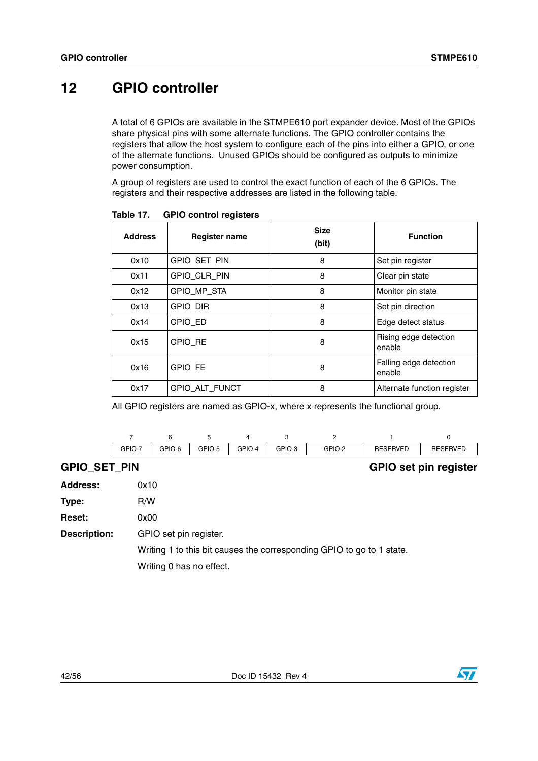# 12 GPIO controller

A total of 6 GPIOs are available in the STMPE610 port expander device. Most of the GPIOs share physical pins with some alternate functions. The GPIO controller contains the registers that allow the host system to configure each of the pins into either a GPIO, or one of the alternate functions. Unused GPIOs should be configured as outputs to minimize power consumption.

A group of registers are used to control the exact function of each of the 6 GPIOs. The registers and their respective addresses are listed in the following table.

**Table 17. GPIO control registers**

| Address | Register name | Size (bit) | Function |
|---|---|---|---|
| 0x10 | GPIO_SET_PIN | 8 | Set pin register |
| 0x11 | GPIO_CLR_PIN | 8 | Clear pin state |
| 0x12 | GPIO_MP_STA | 8 | Monitor pin state |
| 0x13 | GPIO_DIR | 8 | Set pin direction |
| 0x14 | GPIO_ED | 8 | Edge detect status |
| 0x15 | GPIO_RE | 8 | Rising edge detection enable |
| 0x16 | GPIO_FE | 8 | Falling edge detection enable |
| 0x17 | GPIO_ALT_FUNCT | 8 | Alternate function register |

All GPIO registers are named as GPIO-x, where x represents the functional group.

| 7 | 6 | 5 | 4 | 3 | 2 | 1 | 0 |
|---|---|---|---|---|---|---|---|
| GPIO-7 | GPIO-6 | GPIO-5 | GPIO-4 | GPIO-3 | GPIO-2 | RESERVED | RESERVED |

**GPIO_SET_PIN** **GPIO set pin register**

**Address:** 0x10

**Type:** R/W

**Reset:** 0x00

**Description:** GPIO set pin register.

Writing 1 to this bit causes the corresponding GPIO to go to 1 state.

Writing 0 has no effect.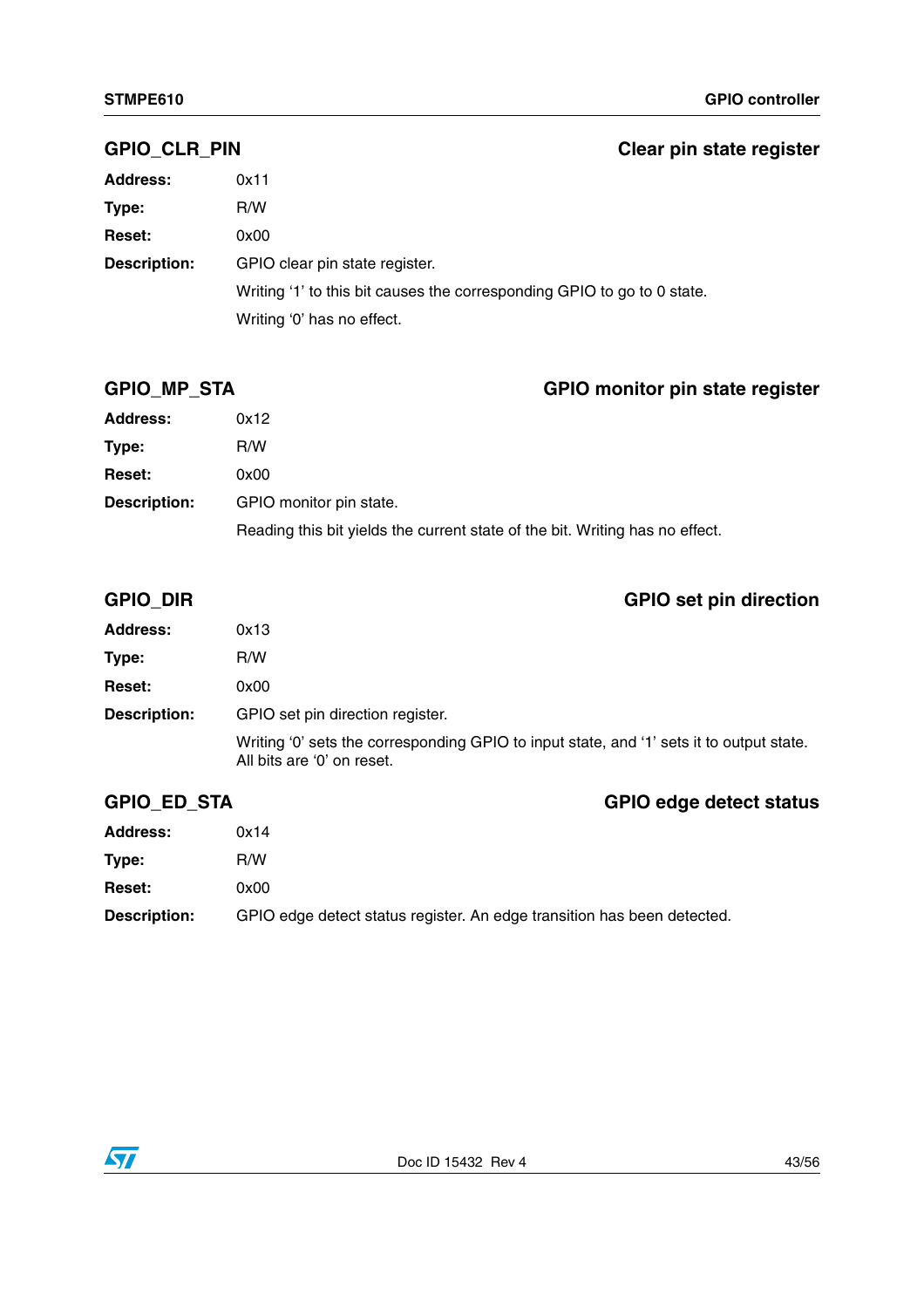## GPIO_CLR_PIN — Clear pin state register

**Address:** 0x11

**Type:** R/W

**Reset:** 0x00

**Description:** GPIO clear pin state register.

Writing ‘1’ to this bit causes the corresponding GPIO to go to 0 state.

Writing ‘0’ has no effect.

## GPIO_MP_STA — GPIO monitor pin state register

**Address:** 0x12

**Type:** R/W

**Reset:** 0x00

**Description:** GPIO monitor pin state.

Reading this bit yields the current state of the bit. Writing has no effect.

## GPIO_DIR — GPIO set pin direction

**Address:** 0x13

**Type:** R/W

**Reset:** 0x00

**Description:** GPIO set pin direction register.

Writing ‘0’ sets the corresponding GPIO to input state, and ‘1’ sets it to output state. All bits are ‘0’ on reset.

## GPIO_ED_STA — GPIO edge detect status

**Address:** 0x14

**Type:** R/W

**Reset:** 0x00

**Description:** GPIO edge detect status register. An edge transition has been detected.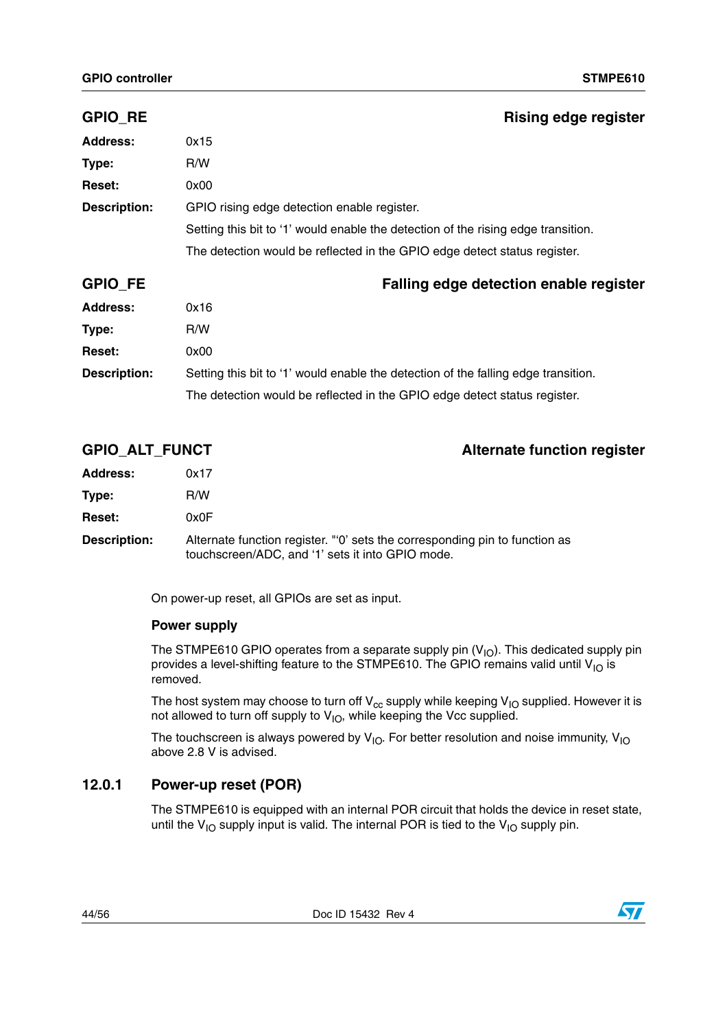### GPIO_RE — Rising edge register

**Address:** 0x15

**Type:** R/W

**Reset:** 0x00

**Description:** GPIO rising edge detection enable register.

Setting this bit to '1' would enable the detection of the rising edge transition.

The detection would be reflected in the GPIO edge detect status register.

### GPIO_FE — Falling edge detection enable register

**Address:** 0x16

**Type:** R/W

**Reset:** 0x00

**Description:** Setting this bit to '1' would enable the detection of the falling edge transition.

The detection would be reflected in the GPIO edge detect status register.

### GPIO_ALT_FUNCT — Alternate function register

**Address:** 0x17

**Type:** R/W

**Reset:** 0x0F

**Description:** Alternate function register. "'0' sets the corresponding pin to function as touchscreen/ADC, and '1' sets it into GPIO mode.

On power-up reset, all GPIOs are set as input.

**Power supply**

The STMPE610 GPIO operates from a separate supply pin ($V_{IO}$). This dedicated supply pin provides a level-shifting feature to the STMPE610. The GPIO remains valid until $V_{IO}$ is removed.

The host system may choose to turn off $V_{cc}$ supply while keeping $V_{IO}$ supplied. However it is not allowed to turn off supply to $V_{IO}$, while keeping the Vcc supplied.

The touchscreen is always powered by $V_{IO}$. For better resolution and noise immunity, $V_{IO}$ above 2.8 V is advised.

## 12.0.1 Power-up reset (POR)

The STMPE610 is equipped with an internal POR circuit that holds the device in reset state, until the $V_{IO}$ supply input is valid. The internal POR is tied to the $V_{IO}$ supply pin.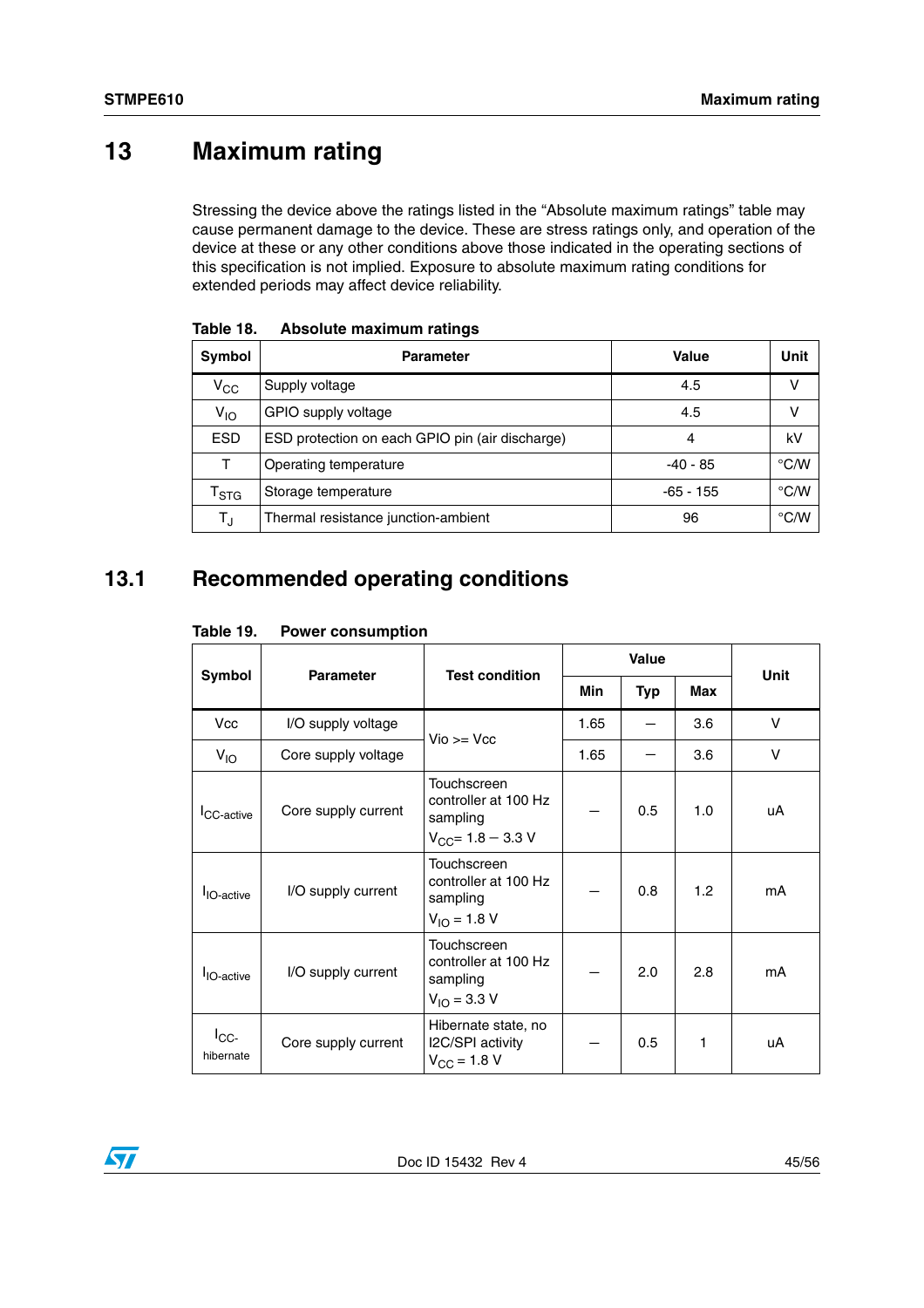# 13 Maximum rating

Stressing the device above the ratings listed in the “Absolute maximum ratings” table may cause permanent damage to the device. These are stress ratings only, and operation of the device at these or any other conditions above those indicated in the operating sections of this specification is not implied. Exposure to absolute maximum rating conditions for extended periods may affect device reliability.

**Table 18. Absolute maximum ratings**

| Symbol | Parameter | Value | Unit |
|---|---|---|---|
| $V_{CC}$ | Supply voltage | 4.5 | V |
| $V_{IO}$ | GPIO supply voltage | 4.5 | V |
| ESD | ESD protection on each GPIO pin (air discharge) | 4 | kV |
| T | Operating temperature | -40 - 85 | °C/W |
| $T_{STG}$ | Storage temperature | -65 - 155 | °C/W |
| $T_J$ | Thermal resistance junction-ambient | 96 | °C/W |

## 13.1 Recommended operating conditions

**Table 19. Power consumption**

| Symbol | Parameter | Test condition | Value | | | Unit |
|---|---|---|---|---|---|---|
| | | | Min | Typ | Max | |
| Vcc | I/O supply voltage | Vio >= Vcc | 1.65 | – | 3.6 | V |
| $V_{IO}$ | Core supply voltage | Vio >= Vcc | 1.65 | – | 3.6 | V |
| $I_{CC\text{-}active}$ | Core supply current | Touchscreen controller at 100 Hz sampling $V_{CC}$= 1.8 – 3.3 V | – | 0.5 | 1.0 | uA |
| $I_{IO\text{-}active}$ | I/O supply current | Touchscreen controller at 100 Hz sampling $V_{IO}$ = 1.8 V | – | 0.8 | 1.2 | mA |
| $I_{IO\text{-}active}$ | I/O supply current | Touchscreen controller at 100 Hz sampling $V_{IO}$ = 3.3 V | – | 2.0 | 2.8 | mA |
| $I_{CC\text{-}hibernate}$ | Core supply current | Hibernate state, no I2C/SPI activity $V_{CC}$ = 1.8 V | – | 0.5 | 1 | uA |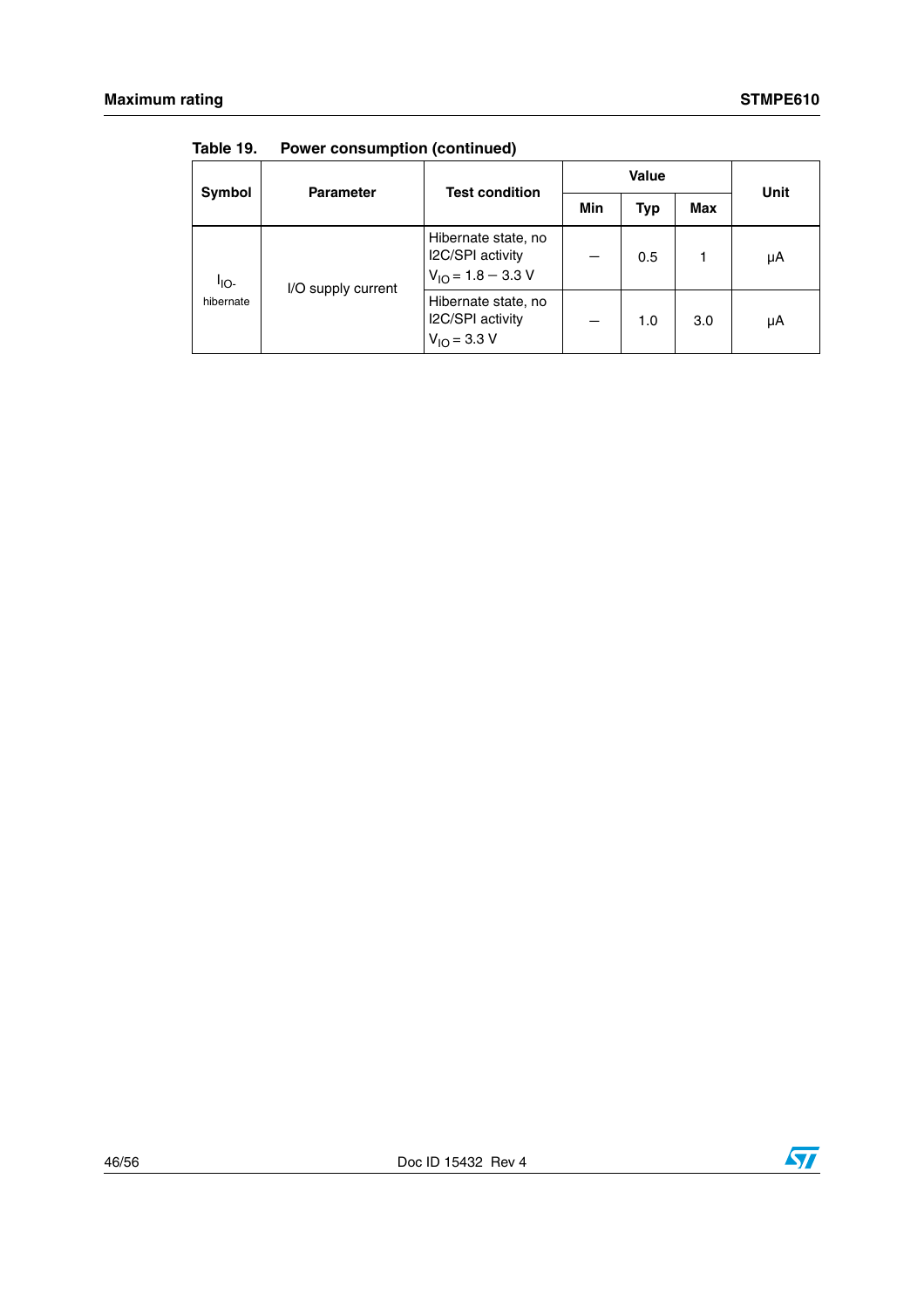Table 19. Power consumption (continued)

| Symbol | Parameter | Test condition | Value | | | Unit |
|---|---|---|---|---|---|---|
| | | | Min | Typ | Max | |
| $I_{IO\text{-}hibernate}$ | I/O supply current | Hibernate state, no I2C/SPI activity $V_{IO}$ = 1.8 – 3.3 V | – | 0.5 | 1 | µA |
| | | Hibernate state, no I2C/SPI activity $V_{IO}$ = 3.3 V | – | 1.0 | 3.0 | µA |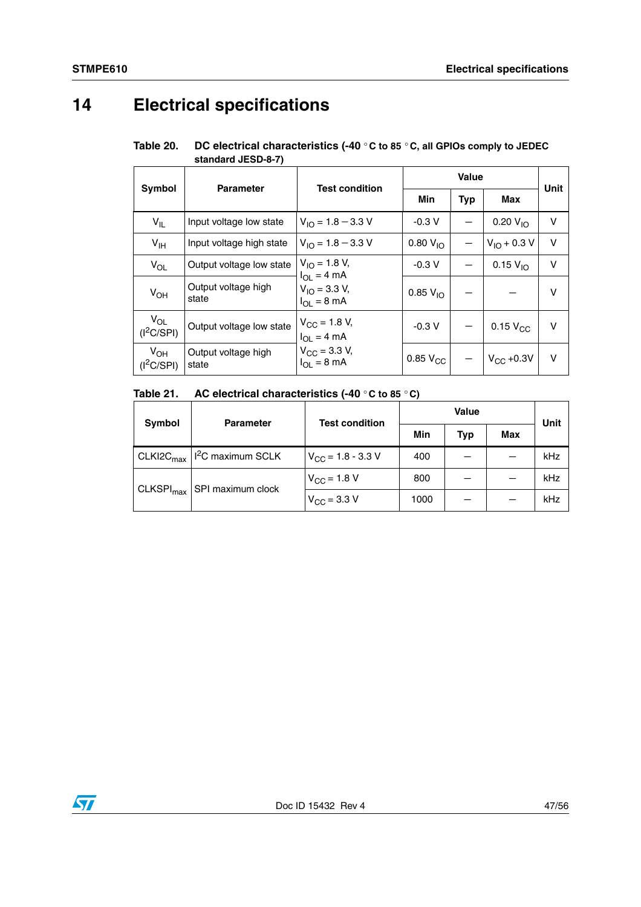# 14 Electrical specifications

**Table 20. DC electrical characteristics (-40 °C to 85 °C, all GPIOs comply to JEDEC standard JESD-8-7)**

| Symbol | Parameter | Test condition | Value | | | Unit |
|---|---|---|---|---|---|---|
| | | | Min | Typ | Max | |
| $V_{IL}$ | Input voltage low state | $V_{IO}$ = 1.8 – 3.3 V | -0.3 V | – | 0.20 $V_{IO}$ | V |
| $V_{IH}$ | Input voltage high state | $V_{IO}$ = 1.8 – 3.3 V | 0.80 $V_{IO}$ | – | $V_{IO}$ + 0.3 V | V |
| $V_{OL}$ | Output voltage low state | $V_{IO}$ = 1.8 V, $I_{OL}$ = 4 mA<br>$V_{IO}$ = 3.3 V, $I_{OL}$ = 8 mA | -0.3 V | – | 0.15 $V_{IO}$ | V |
| $V_{OH}$ | Output voltage high state | | 0.85 $V_{IO}$ | – | – | V |
| $V_{OL}$ ($I^2C$/SPI) | Output voltage low state | $V_{CC}$ = 1.8 V, $I_{OL}$ = 4 mA<br>$V_{CC}$ = 3.3 V, $I_{OL}$ = 8 mA | -0.3 V | – | 0.15 $V_{CC}$ | V |
| $V_{OH}$ ($I^2C$/SPI) | Output voltage high state | | 0.85 $V_{CC}$ | – | $V_{CC}$ +0.3V | V |

**Table 21. AC electrical characteristics (-40 °C to 85 °C)**

| Symbol | Parameter | Test condition | Value | | | Unit |
|---|---|---|---|---|---|---|
| | | | Min | Typ | Max | |
| $CLKI2C_{max}$ | $I^2C$ maximum SCLK | $V_{CC}$ = 1.8 - 3.3 V | 400 | – | – | kHz |
| $CLKSPI_{max}$ | SPI maximum clock | $V_{CC}$ = 1.8 V | 800 | – | – | kHz |
| | | $V_{CC}$ = 3.3 V | 1000 | – | – | kHz |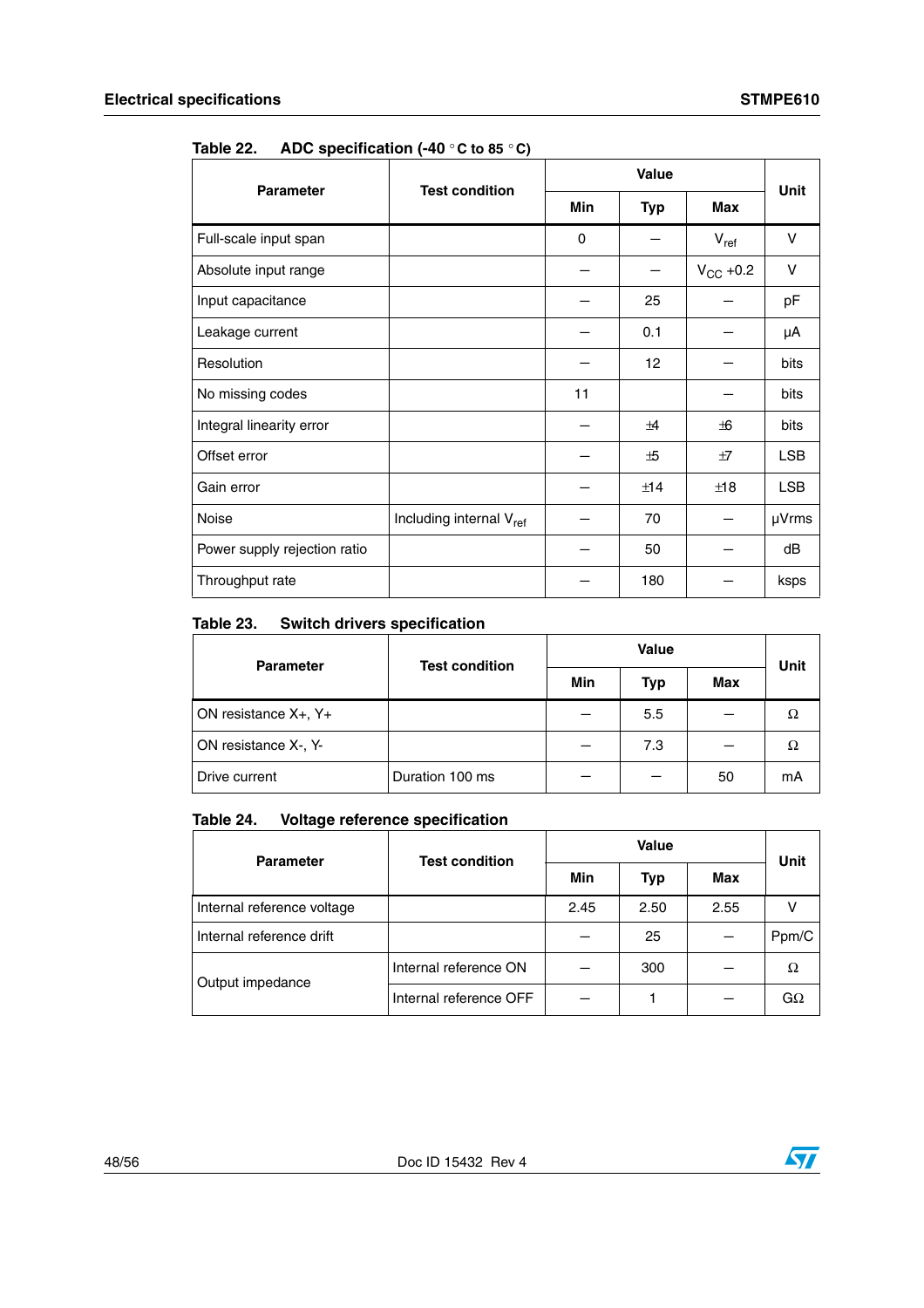**Table 22. ADC specification (-40 °C to 85 °C)**

| Parameter | Test condition | Value | | | Unit |
|---|---|---|---|---|---|
| | | Min | Typ | Max | |
| Full-scale input span | | 0 | – | $V_{ref}$ | V |
| Absolute input range | | – | – | $V_{CC}$ +0.2 | V |
| Input capacitance | | – | 25 | – | pF |
| Leakage current | | – | 0.1 | – | µA |
| Resolution | | – | 12 | – | bits |
| No missing codes | | 11 | | – | bits |
| Integral linearity error | | – | ±4 | ±6 | bits |
| Offset error | | – | ±5 | ±7 | LSB |
| Gain error | | – | ±14 | ±18 | LSB |
| Noise | Including internal $V_{ref}$ | – | 70 | – | µVrms |
| Power supply rejection ratio | | – | 50 | – | dB |
| Throughput rate | | – | 180 | – | ksps |

**Table 23. Switch drivers specification**

| Parameter | Test condition | Value | | | Unit |
|---|---|---|---|---|---|
| | | Min | Typ | Max | |
| ON resistance X+, Y+ | | – | 5.5 | – | Ω |
| ON resistance X-, Y- | | – | 7.3 | – | Ω |
| Drive current | Duration 100 ms | – | – | 50 | mA |

**Table 24. Voltage reference specification**

| Parameter | Test condition | Value | | | Unit |
|---|---|---|---|---|---|
| | | Min | Typ | Max | |
| Internal reference voltage | | 2.45 | 2.50 | 2.55 | V |
| Internal reference drift | | – | 25 | – | Ppm/C |
| Output impedance | Internal reference ON | – | 300 | – | Ω |
| | Internal reference OFF | – | 1 | – | GΩ |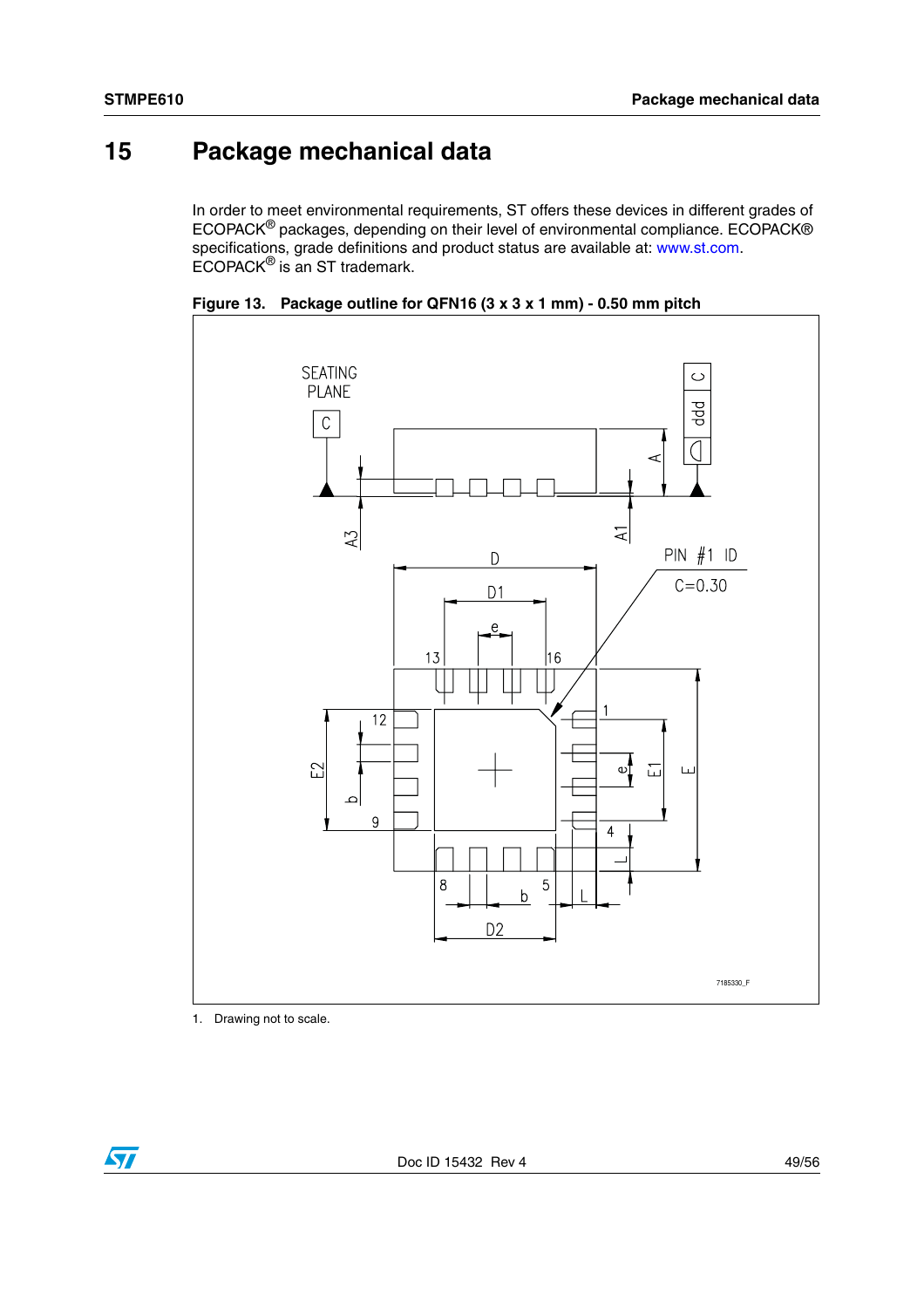# 15 Package mechanical data

In order to meet environmental requirements, ST offers these devices in different grades of ECOPACK® packages, depending on their level of environmental compliance. ECOPACK® specifications, grade definitions and product status are available at: www.st.com. ECOPACK® is an ST trademark.

**Figure 13. Package outline for QFN16 (3 x 3 x 1 mm) - 0.50 mm pitch**

1. Drawing not to scale.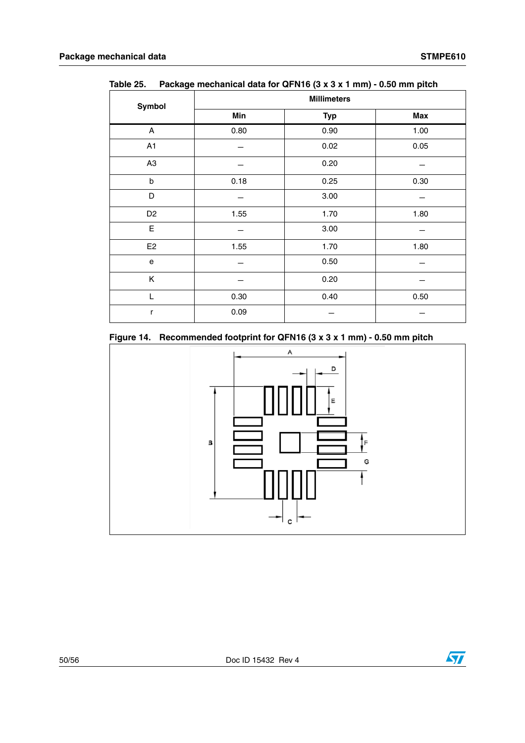Table 25. Package mechanical data for QFN16 (3 x 3 x 1 mm) - 0.50 mm pitch

| Symbol | Millimeters | | |
|---|---|---|---|
| | Min | Typ | Max |
| A | 0.80 | 0.90 | 1.00 |
| A1 | – | 0.02 | 0.05 |
| A3 | – | 0.20 | – |
| b | 0.18 | 0.25 | 0.30 |
| D | – | 3.00 | – |
| D2 | 1.55 | 1.70 | 1.80 |
| E | – | 3.00 | – |
| E2 | 1.55 | 1.70 | 1.80 |
| e | – | 0.50 | – |
| K | – | 0.20 | – |
| L | 0.30 | 0.40 | 0.50 |
| r | 0.09 | – | – |

Figure 14. Recommended footprint for QFN16 (3 x 3 x 1 mm) - 0.50 mm pitch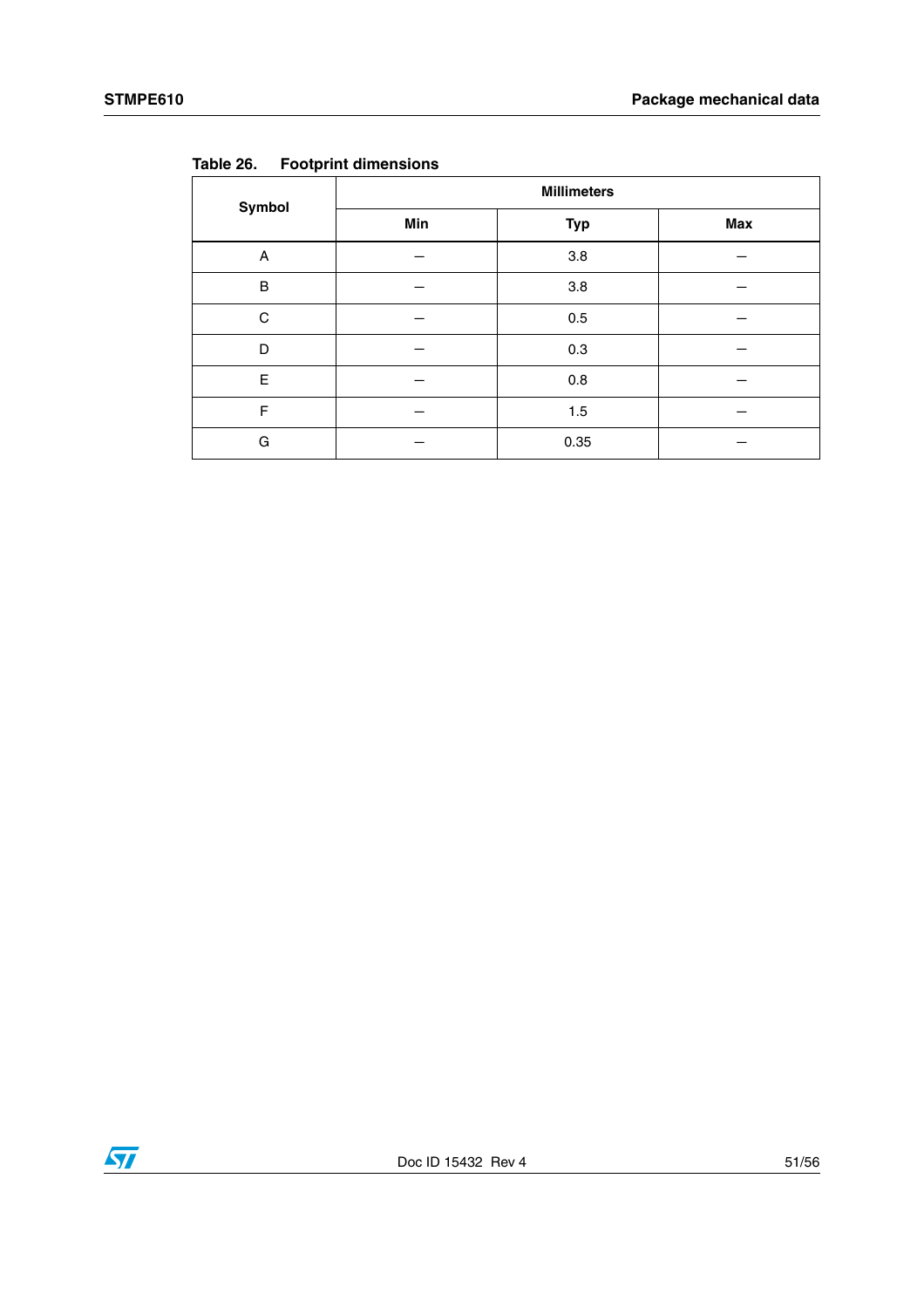Table 26. **Footprint dimensions**

| Symbol | Millimeters | | |
|---|---|---|---|
| | Min | Typ | Max |
| A | – | 3.8 | – |
| B | – | 3.8 | – |
| C | – | 0.5 | – |
| D | – | 0.3 | – |
| E | – | 0.8 | – |
| F | – | 1.5 | – |
| G | – | 0.35 | – |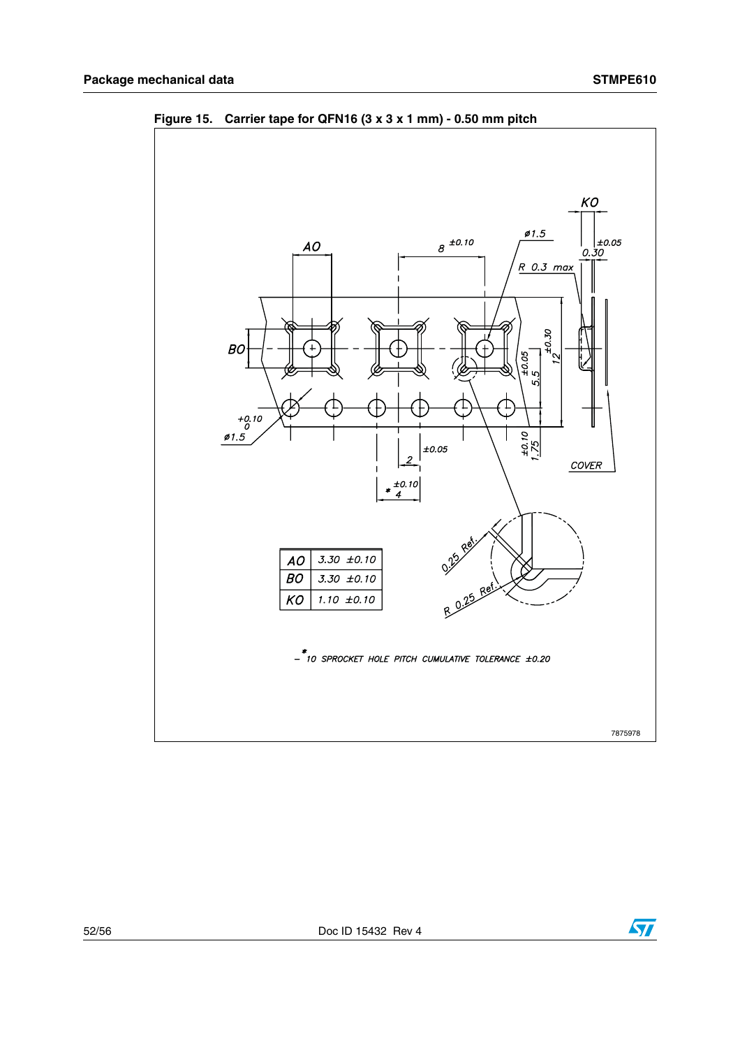Figure 15. Carrier tape for QFN16 (3 x 3 x 1 mm) - 0.50 mm pitch

| AO | 3.30 ±0.10 |
|---|---|
| BO | 3.30 ±0.10 |
| KO | 1.10 ±0.10 |

* 10 SPROCKET HOLE PITCH CUMULATIVE TOLERANCE ±0.20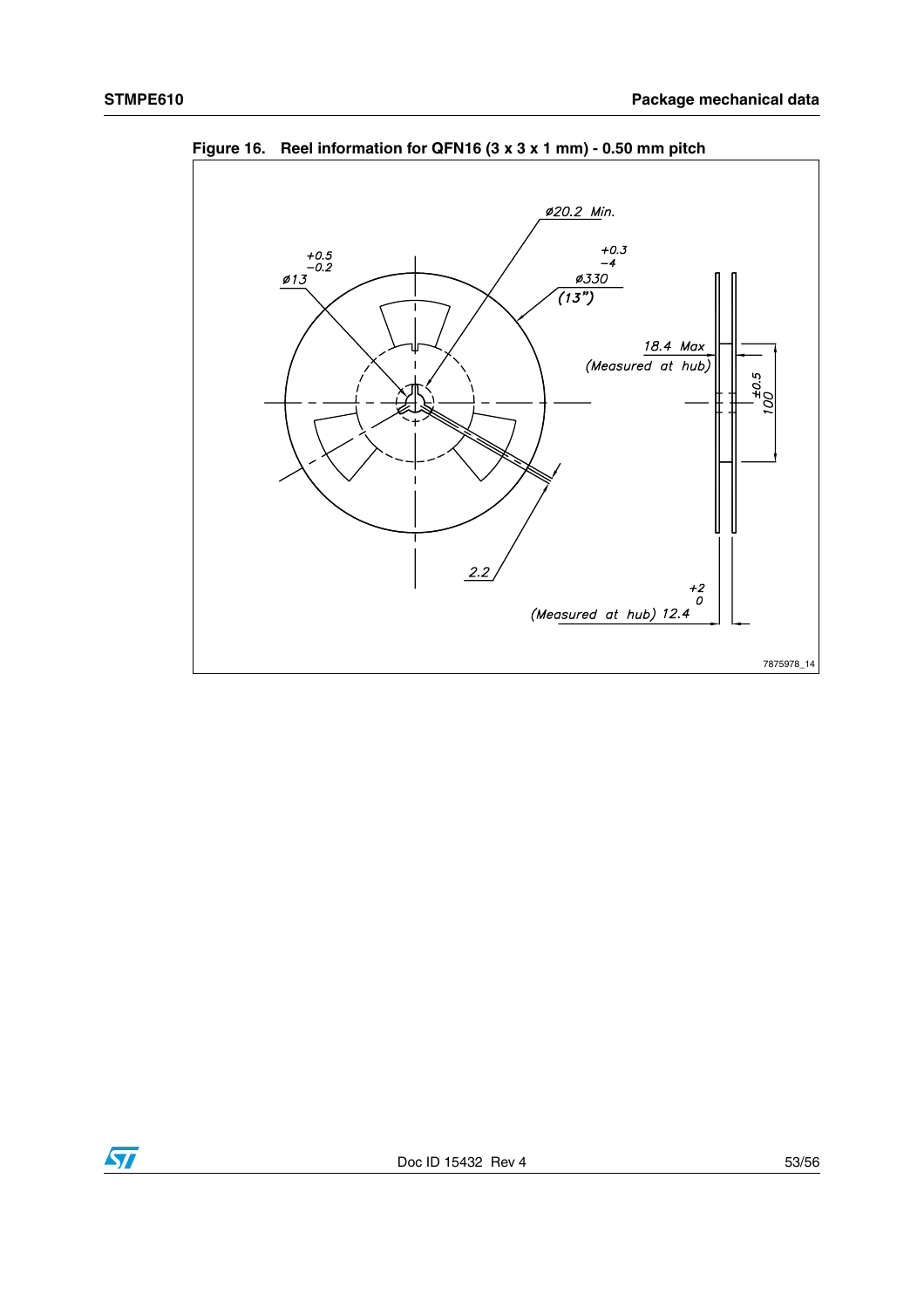Figure 16. Reel information for QFN16 (3 x 3 x 1 mm) - 0.50 mm pitch

Ø20.2 Min.

Ø13 +0.5 −0.2

Ø330 +0.3 −4

(13")

18.4 Max

(Measured at hub)

100 ±0.5

2.2

(Measured at hub) 12.4 +2 0

7875978_14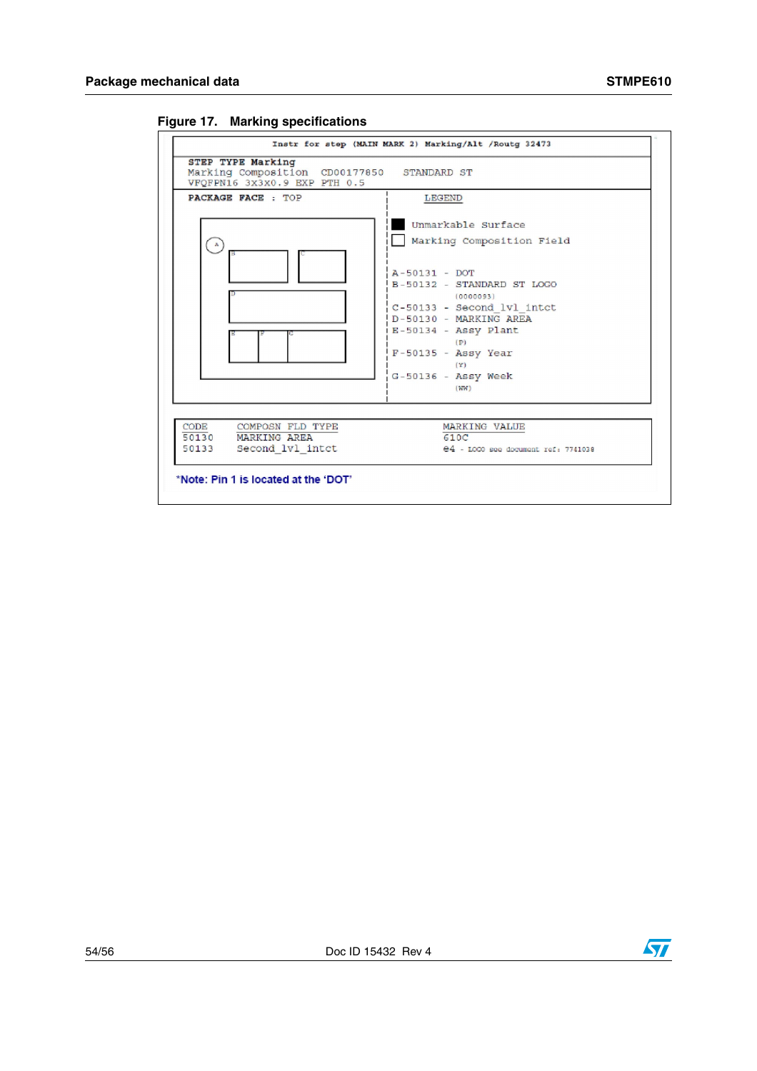## Figure 17. Marking specifications

Instr for step (MAIN MARK 2) Marking/Alt /Routg 32473

**STEP TYPE Marking**
Marking Composition CD00177850 STANDARD ST
VFQFPN16 3X3X0.9 EXP PTH 0.5

**PACKAGE FACE** : TOP

LEGEND

- Unmarkable Surface
- Marking Composition Field

A-50131 - DOT
B-50132 - STANDARD ST LOGO (0000093)
C-50133 - Second_lvl_intct
D-50130 - MARKING AREA
E-50134 - Assy Plant (P)
F-50135 - Assy Year (Y)
G-50136 - Assy Week (WW)

| CODE | COMPOSN FLD TYPE | MARKING VALUE |
|---|---|---|
| 50130 | MARKING AREA | 610C |
| 50133 | Second_lvl_intct | e4 - LOGO see document ref: 7741038 |

*Note: Pin 1 is located at the 'DOT'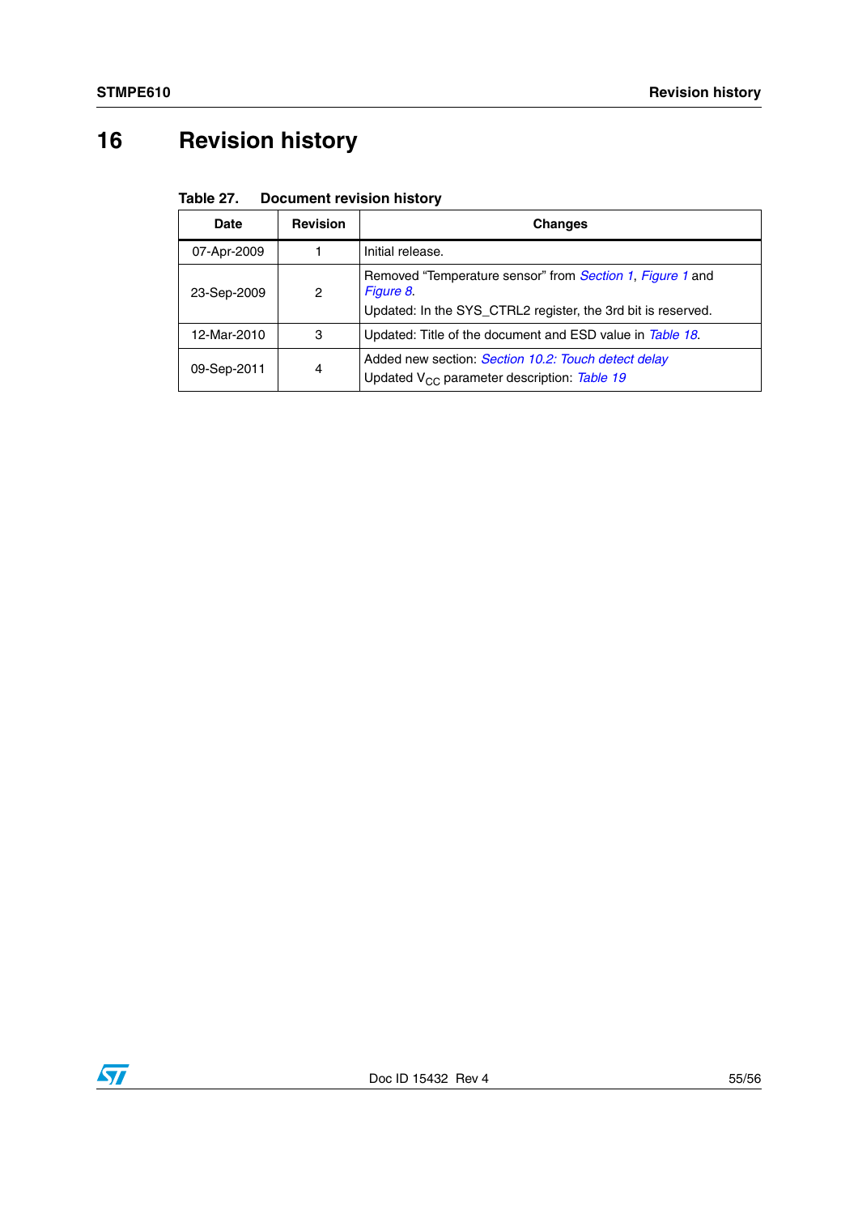# 16 Revision history

**Table 27. Document revision history**

| Date | Revision | Changes |
|---|---|---|
| 07-Apr-2009 | 1 | Initial release. |
| 23-Sep-2009 | 2 | Removed "Temperature sensor" from *Section 1*, *Figure 1* and *Figure 8*.<br>Updated: In the SYS_CTRL2 register, the 3rd bit is reserved. |
| 12-Mar-2010 | 3 | Updated: Title of the document and ESD value in *Table 18*. |
| 09-Sep-2011 | 4 | Added new section: *Section 10.2: Touch detect delay*<br>Updated $V_{CC}$ parameter description: *Table 19* |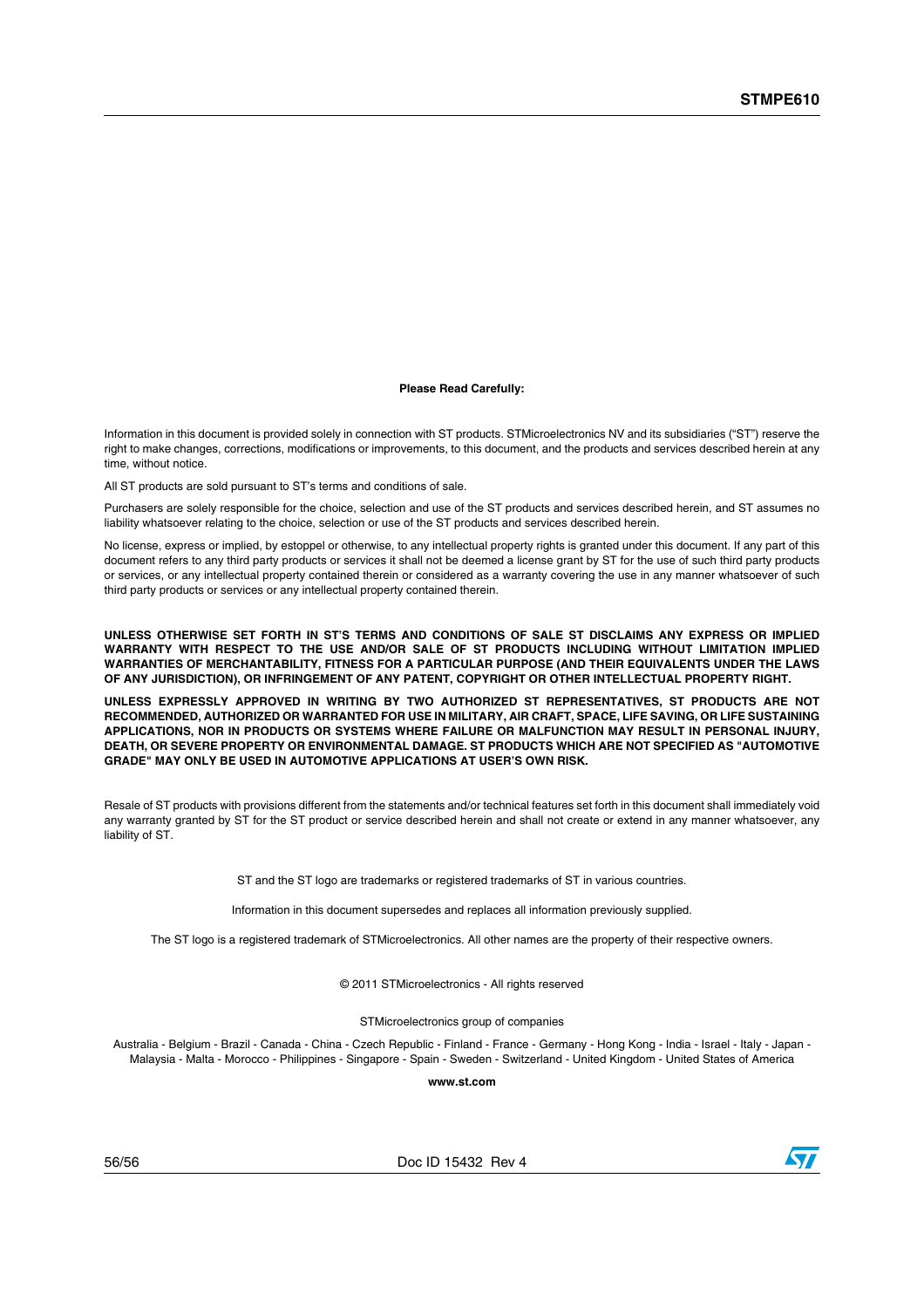**Please Read Carefully:**

Information in this document is provided solely in connection with ST products. STMicroelectronics NV and its subsidiaries (“ST”) reserve the right to make changes, corrections, modifications or improvements, to this document, and the products and services described herein at any time, without notice.

All ST products are sold pursuant to ST’s terms and conditions of sale.

Purchasers are solely responsible for the choice, selection and use of the ST products and services described herein, and ST assumes no liability whatsoever relating to the choice, selection or use of the ST products and services described herein.

No license, express or implied, by estoppel or otherwise, to any intellectual property rights is granted under this document. If any part of this document refers to any third party products or services it shall not be deemed a license grant by ST for the use of such third party products or services, or any intellectual property contained therein or considered as a warranty covering the use in any manner whatsoever of such third party products or services or any intellectual property contained therein.

**UNLESS OTHERWISE SET FORTH IN ST’S TERMS AND CONDITIONS OF SALE ST DISCLAIMS ANY EXPRESS OR IMPLIED WARRANTY WITH RESPECT TO THE USE AND/OR SALE OF ST PRODUCTS INCLUDING WITHOUT LIMITATION IMPLIED WARRANTIES OF MERCHANTABILITY, FITNESS FOR A PARTICULAR PURPOSE (AND THEIR EQUIVALENTS UNDER THE LAWS OF ANY JURISDICTION), OR INFRINGEMENT OF ANY PATENT, COPYRIGHT OR OTHER INTELLECTUAL PROPERTY RIGHT.**

**UNLESS EXPRESSLY APPROVED IN WRITING BY TWO AUTHORIZED ST REPRESENTATIVES, ST PRODUCTS ARE NOT RECOMMENDED, AUTHORIZED OR WARRANTED FOR USE IN MILITARY, AIR CRAFT, SPACE, LIFE SAVING, OR LIFE SUSTAINING APPLICATIONS, NOR IN PRODUCTS OR SYSTEMS WHERE FAILURE OR MALFUNCTION MAY RESULT IN PERSONAL INJURY, DEATH, OR SEVERE PROPERTY OR ENVIRONMENTAL DAMAGE. ST PRODUCTS WHICH ARE NOT SPECIFIED AS "AUTOMOTIVE GRADE" MAY ONLY BE USED IN AUTOMOTIVE APPLICATIONS AT USER’S OWN RISK.**

Resale of ST products with provisions different from the statements and/or technical features set forth in this document shall immediately void any warranty granted by ST for the ST product or service described herein and shall not create or extend in any manner whatsoever, any liability of ST.

ST and the ST logo are trademarks or registered trademarks of ST in various countries.

Information in this document supersedes and replaces all information previously supplied.

The ST logo is a registered trademark of STMicroelectronics. All other names are the property of their respective owners.

© 2011 STMicroelectronics - All rights reserved

STMicroelectronics group of companies

Australia - Belgium - Brazil - Canada - China - Czech Republic - Finland - France - Germany - Hong Kong - India - Israel - Italy - Japan - Malaysia - Malta - Morocco - Philippines - Singapore - Spain - Sweden - Switzerland - United Kingdom - United States of America

**www.st.com**